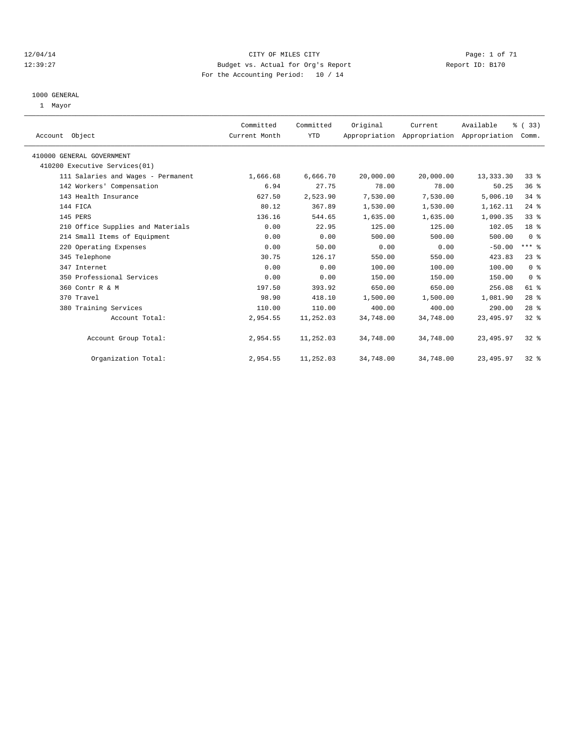CITY OF MILES CITY
Budget vs. Actual for Org's Report
For the Accounting Period: 10 / 14

12/04/14
12:39:27

Report ID: B170

1000 GENERAL
1 Mayor

| Account Object | Committed Current Month | Committed YTD | Original Appropriation | Current Appropriation | Available Appropriation | % ( 33) Comm. |
|---|---|---|---|---|---|---|
| 410000 GENERAL GOVERNMENT | | | | | | |
| 410200 Executive Services(01) | | | | | | |
| 111 Salaries and Wages - Permanent | 1,666.68 | 6,666.70 | 20,000.00 | 20,000.00 | 13,333.30 | 33 % |
| 142 Workers' Compensation | 6.94 | 27.75 | 78.00 | 78.00 | 50.25 | 36 % |
| 143 Health Insurance | 627.50 | 2,523.90 | 7,530.00 | 7,530.00 | 5,006.10 | 34 % |
| 144 FICA | 80.12 | 367.89 | 1,530.00 | 1,530.00 | 1,162.11 | 24 % |
| 145 PERS | 136.16 | 544.65 | 1,635.00 | 1,635.00 | 1,090.35 | 33 % |
| 210 Office Supplies and Materials | 0.00 | 22.95 | 125.00 | 125.00 | 102.05 | 18 % |
| 214 Small Items of Equipment | 0.00 | 0.00 | 500.00 | 500.00 | 500.00 | 0 % |
| 220 Operating Expenses | 0.00 | 50.00 | 0.00 | 0.00 | -50.00 | *** % |
| 345 Telephone | 30.75 | 126.17 | 550.00 | 550.00 | 423.83 | 23 % |
| 347 Internet | 0.00 | 0.00 | 100.00 | 100.00 | 100.00 | 0 % |
| 350 Professional Services | 0.00 | 0.00 | 150.00 | 150.00 | 150.00 | 0 % |
| 360 Contr R & M | 197.50 | 393.92 | 650.00 | 650.00 | 256.08 | 61 % |
| 370 Travel | 98.90 | 418.10 | 1,500.00 | 1,500.00 | 1,081.90 | 28 % |
| 380 Training Services | 110.00 | 110.00 | 400.00 | 400.00 | 290.00 | 28 % |
| Account Total: | 2,954.55 | 11,252.03 | 34,748.00 | 34,748.00 | 23,495.97 | 32 % |
| Account Group Total: | 2,954.55 | 11,252.03 | 34,748.00 | 34,748.00 | 23,495.97 | 32 % |
| Organization Total: | 2,954.55 | 11,252.03 | 34,748.00 | 34,748.00 | 23,495.97 | 32 % |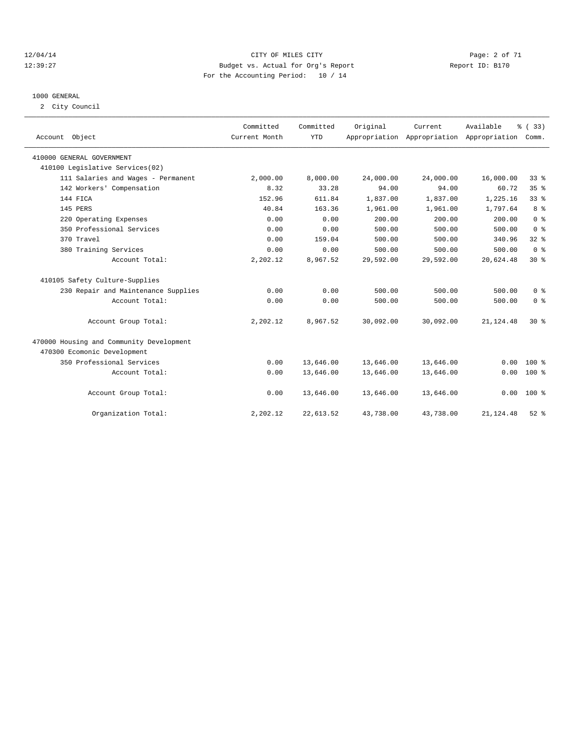CITY OF MILES CITY
Budget vs. Actual for Org's Report
For the Accounting Period: 10 / 14

12/04/14
12:39:27

Report ID: B170

1000 GENERAL

2 City Council

| Account Object | Committed Current Month | Committed YTD | Original Appropriation | Current Appropriation | Available Appropriation | % ( 33) Comm. |
|---|---|---|---|---|---|---|
| 410000 GENERAL GOVERNMENT | | | | | | |
| 410100 Legislative Services(02) | | | | | | |
| 111 Salaries and Wages - Permanent | 2,000.00 | 8,000.00 | 24,000.00 | 24,000.00 | 16,000.00 | 33 % |
| 142 Workers' Compensation | 8.32 | 33.28 | 94.00 | 94.00 | 60.72 | 35 % |
| 144 FICA | 152.96 | 611.84 | 1,837.00 | 1,837.00 | 1,225.16 | 33 % |
| 145 PERS | 40.84 | 163.36 | 1,961.00 | 1,961.00 | 1,797.64 | 8 % |
| 220 Operating Expenses | 0.00 | 0.00 | 200.00 | 200.00 | 200.00 | 0 % |
| 350 Professional Services | 0.00 | 0.00 | 500.00 | 500.00 | 500.00 | 0 % |
| 370 Travel | 0.00 | 159.04 | 500.00 | 500.00 | 340.96 | 32 % |
| 380 Training Services | 0.00 | 0.00 | 500.00 | 500.00 | 500.00 | 0 % |
| Account Total: | 2,202.12 | 8,967.52 | 29,592.00 | 29,592.00 | 20,624.48 | 30 % |
| 410105 Safety Culture-Supplies | | | | | | |
| 230 Repair and Maintenance Supplies | 0.00 | 0.00 | 500.00 | 500.00 | 500.00 | 0 % |
| Account Total: | 0.00 | 0.00 | 500.00 | 500.00 | 500.00 | 0 % |
| Account Group Total: | 2,202.12 | 8,967.52 | 30,092.00 | 30,092.00 | 21,124.48 | 30 % |
| 470000 Housing and Community Development | | | | | | |
| 470300 Ecomonic Development | | | | | | |
| 350 Professional Services | 0.00 | 13,646.00 | 13,646.00 | 13,646.00 | 0.00 | 100 % |
| Account Total: | 0.00 | 13,646.00 | 13,646.00 | 13,646.00 | 0.00 | 100 % |
| Account Group Total: | 0.00 | 13,646.00 | 13,646.00 | 13,646.00 | 0.00 | 100 % |
| Organization Total: | 2,202.12 | 22,613.52 | 43,738.00 | 43,738.00 | 21,124.48 | 52 % |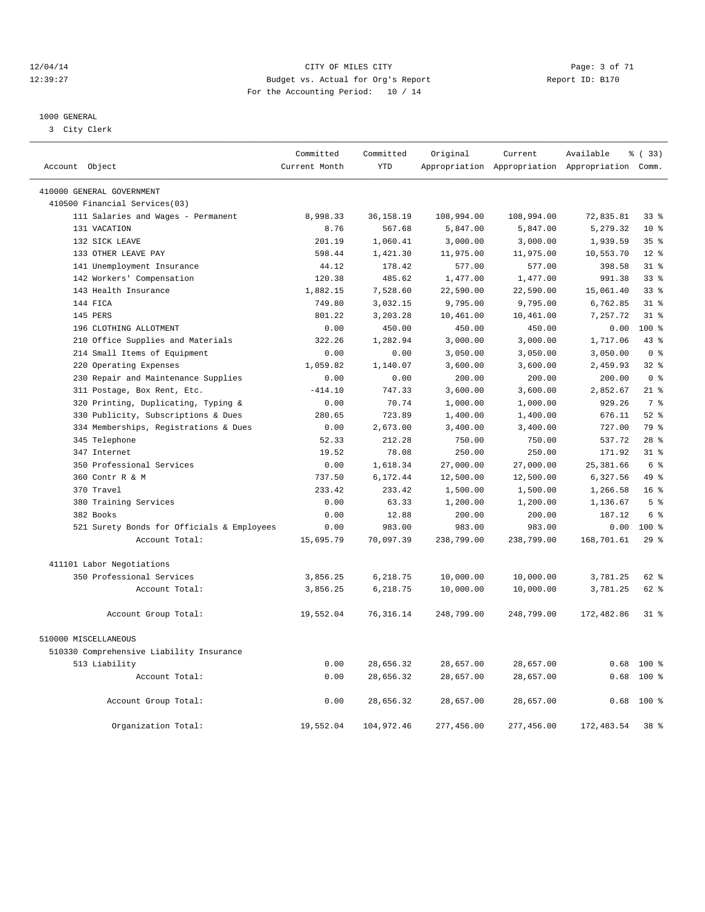CITY OF MILES CITY
Budget vs. Actual for Org's Report
For the Accounting Period: 10 / 14

12/04/14
12:39:27

Report ID: B170

1000 GENERAL

3 City Clerk

| Account Object | Committed Current Month | Committed YTD | Original Appropriation | Current Appropriation | Available Appropriation | % ( 33) Comm. |
|---|---|---|---|---|---|---|
| 410000 GENERAL GOVERNMENT | | | | | | |
| 410500 Financial Services(03) | | | | | | |
| 111 Salaries and Wages - Permanent | 8,998.33 | 36,158.19 | 108,994.00 | 108,994.00 | 72,835.81 | 33 % |
| 131 VACATION | 8.76 | 567.68 | 5,847.00 | 5,847.00 | 5,279.32 | 10 % |
| 132 SICK LEAVE | 201.19 | 1,060.41 | 3,000.00 | 3,000.00 | 1,939.59 | 35 % |
| 133 OTHER LEAVE PAY | 598.44 | 1,421.30 | 11,975.00 | 11,975.00 | 10,553.70 | 12 % |
| 141 Unemployment Insurance | 44.12 | 178.42 | 577.00 | 577.00 | 398.58 | 31 % |
| 142 Workers' Compensation | 120.38 | 485.62 | 1,477.00 | 1,477.00 | 991.38 | 33 % |
| 143 Health Insurance | 1,882.15 | 7,528.60 | 22,590.00 | 22,590.00 | 15,061.40 | 33 % |
| 144 FICA | 749.80 | 3,032.15 | 9,795.00 | 9,795.00 | 6,762.85 | 31 % |
| 145 PERS | 801.22 | 3,203.28 | 10,461.00 | 10,461.00 | 7,257.72 | 31 % |
| 196 CLOTHING ALLOTMENT | 0.00 | 450.00 | 450.00 | 450.00 | 0.00 | 100 % |
| 210 Office Supplies and Materials | 322.26 | 1,282.94 | 3,000.00 | 3,000.00 | 1,717.06 | 43 % |
| 214 Small Items of Equipment | 0.00 | 0.00 | 3,050.00 | 3,050.00 | 3,050.00 | 0 % |
| 220 Operating Expenses | 1,059.82 | 1,140.07 | 3,600.00 | 3,600.00 | 2,459.93 | 32 % |
| 230 Repair and Maintenance Supplies | 0.00 | 0.00 | 200.00 | 200.00 | 200.00 | 0 % |
| 311 Postage, Box Rent, Etc. | -414.10 | 747.33 | 3,600.00 | 3,600.00 | 2,852.67 | 21 % |
| 320 Printing, Duplicating, Typing & | 0.00 | 70.74 | 1,000.00 | 1,000.00 | 929.26 | 7 % |
| 330 Publicity, Subscriptions & Dues | 280.65 | 723.89 | 1,400.00 | 1,400.00 | 676.11 | 52 % |
| 334 Memberships, Registrations & Dues | 0.00 | 2,673.00 | 3,400.00 | 3,400.00 | 727.00 | 79 % |
| 345 Telephone | 52.33 | 212.28 | 750.00 | 750.00 | 537.72 | 28 % |
| 347 Internet | 19.52 | 78.08 | 250.00 | 250.00 | 171.92 | 31 % |
| 350 Professional Services | 0.00 | 1,618.34 | 27,000.00 | 27,000.00 | 25,381.66 | 6 % |
| 360 Contr R & M | 737.50 | 6,172.44 | 12,500.00 | 12,500.00 | 6,327.56 | 49 % |
| 370 Travel | 233.42 | 233.42 | 1,500.00 | 1,500.00 | 1,266.58 | 16 % |
| 380 Training Services | 0.00 | 63.33 | 1,200.00 | 1,200.00 | 1,136.67 | 5 % |
| 382 Books | 0.00 | 12.88 | 200.00 | 200.00 | 187.12 | 6 % |
| 521 Surety Bonds for Officials & Employees | 0.00 | 983.00 | 983.00 | 983.00 | 0.00 | 100 % |
| Account Total: | 15,695.79 | 70,097.39 | 238,799.00 | 238,799.00 | 168,701.61 | 29 % |
| 411101 Labor Negotiations | | | | | | |
| 350 Professional Services | 3,856.25 | 6,218.75 | 10,000.00 | 10,000.00 | 3,781.25 | 62 % |
| Account Total: | 3,856.25 | 6,218.75 | 10,000.00 | 10,000.00 | 3,781.25 | 62 % |
| Account Group Total: | 19,552.04 | 76,316.14 | 248,799.00 | 248,799.00 | 172,482.86 | 31 % |
| 510000 MISCELLANEOUS | | | | | | |
| 510330 Comprehensive Liability Insurance | | | | | | |
| 513 Liability | 0.00 | 28,656.32 | 28,657.00 | 28,657.00 | 0.68 | 100 % |
| Account Total: | 0.00 | 28,656.32 | 28,657.00 | 28,657.00 | 0.68 | 100 % |
| Account Group Total: | 0.00 | 28,656.32 | 28,657.00 | 28,657.00 | 0.68 | 100 % |
| Organization Total: | 19,552.04 | 104,972.46 | 277,456.00 | 277,456.00 | 172,483.54 | 38 % |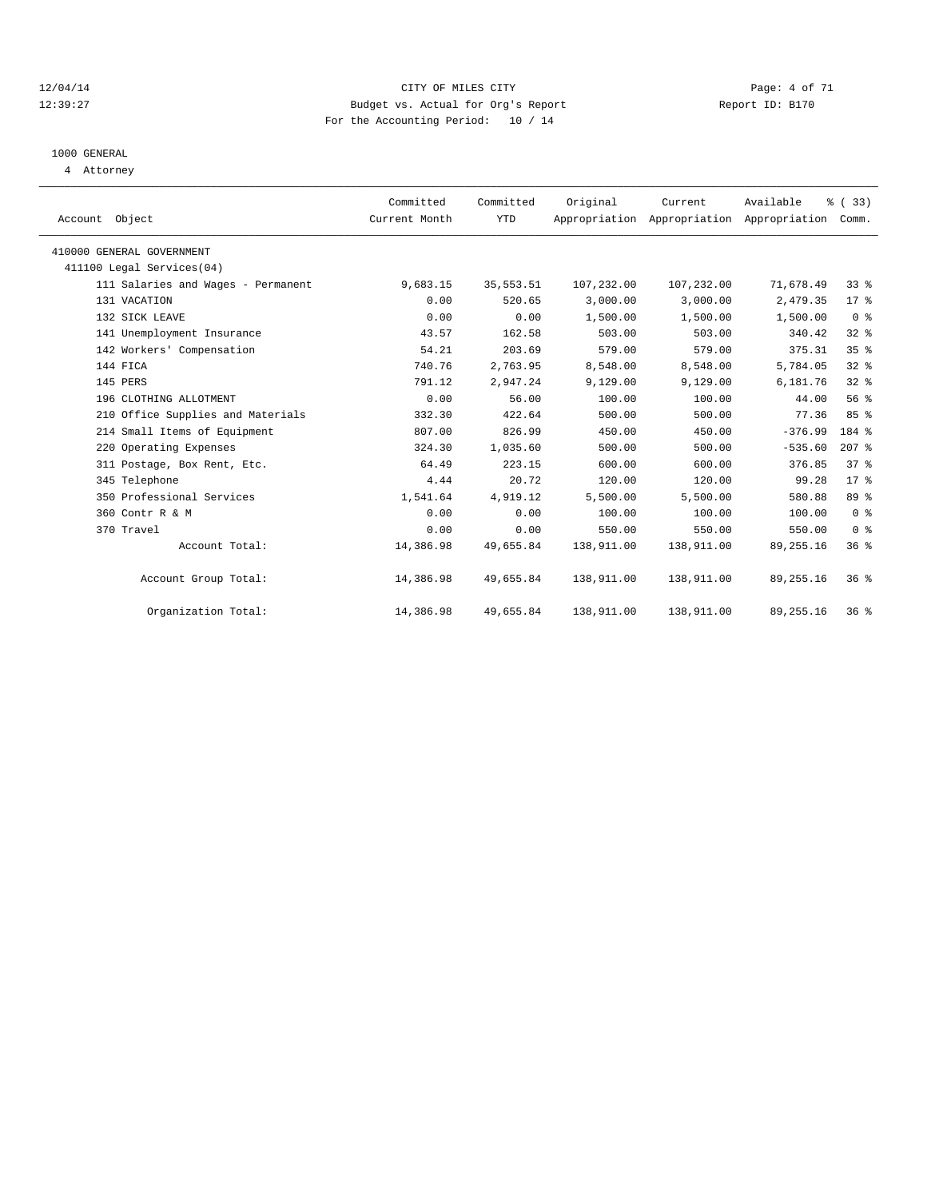CITY OF MILES CITY
Budget vs. Actual for Org's Report
For the Accounting Period: 10 / 14

12/04/14
12:39:27

Report ID: B170

1000 GENERAL
4 Attorney

| Account Object | Committed Current Month | Committed YTD | Original Appropriation | Current Appropriation | Available Appropriation | % ( 33) Comm. |
|---|---|---|---|---|---|---|
| 410000 GENERAL GOVERNMENT | | | | | | |
| 411100 Legal Services(04) | | | | | | |
| 111 Salaries and Wages - Permanent | 9,683.15 | 35,553.51 | 107,232.00 | 107,232.00 | 71,678.49 | 33 % |
| 131 VACATION | 0.00 | 520.65 | 3,000.00 | 3,000.00 | 2,479.35 | 17 % |
| 132 SICK LEAVE | 0.00 | 0.00 | 1,500.00 | 1,500.00 | 1,500.00 | 0 % |
| 141 Unemployment Insurance | 43.57 | 162.58 | 503.00 | 503.00 | 340.42 | 32 % |
| 142 Workers' Compensation | 54.21 | 203.69 | 579.00 | 579.00 | 375.31 | 35 % |
| 144 FICA | 740.76 | 2,763.95 | 8,548.00 | 8,548.00 | 5,784.05 | 32 % |
| 145 PERS | 791.12 | 2,947.24 | 9,129.00 | 9,129.00 | 6,181.76 | 32 % |
| 196 CLOTHING ALLOTMENT | 0.00 | 56.00 | 100.00 | 100.00 | 44.00 | 56 % |
| 210 Office Supplies and Materials | 332.30 | 422.64 | 500.00 | 500.00 | 77.36 | 85 % |
| 214 Small Items of Equipment | 807.00 | 826.99 | 450.00 | 450.00 | -376.99 | 184 % |
| 220 Operating Expenses | 324.30 | 1,035.60 | 500.00 | 500.00 | -535.60 | 207 % |
| 311 Postage, Box Rent, Etc. | 64.49 | 223.15 | 600.00 | 600.00 | 376.85 | 37 % |
| 345 Telephone | 4.44 | 20.72 | 120.00 | 120.00 | 99.28 | 17 % |
| 350 Professional Services | 1,541.64 | 4,919.12 | 5,500.00 | 5,500.00 | 580.88 | 89 % |
| 360 Contr R & M | 0.00 | 0.00 | 100.00 | 100.00 | 100.00 | 0 % |
| 370 Travel | 0.00 | 0.00 | 550.00 | 550.00 | 550.00 | 0 % |
| Account Total: | 14,386.98 | 49,655.84 | 138,911.00 | 138,911.00 | 89,255.16 | 36 % |
| Account Group Total: | 14,386.98 | 49,655.84 | 138,911.00 | 138,911.00 | 89,255.16 | 36 % |
| Organization Total: | 14,386.98 | 49,655.84 | 138,911.00 | 138,911.00 | 89,255.16 | 36 % |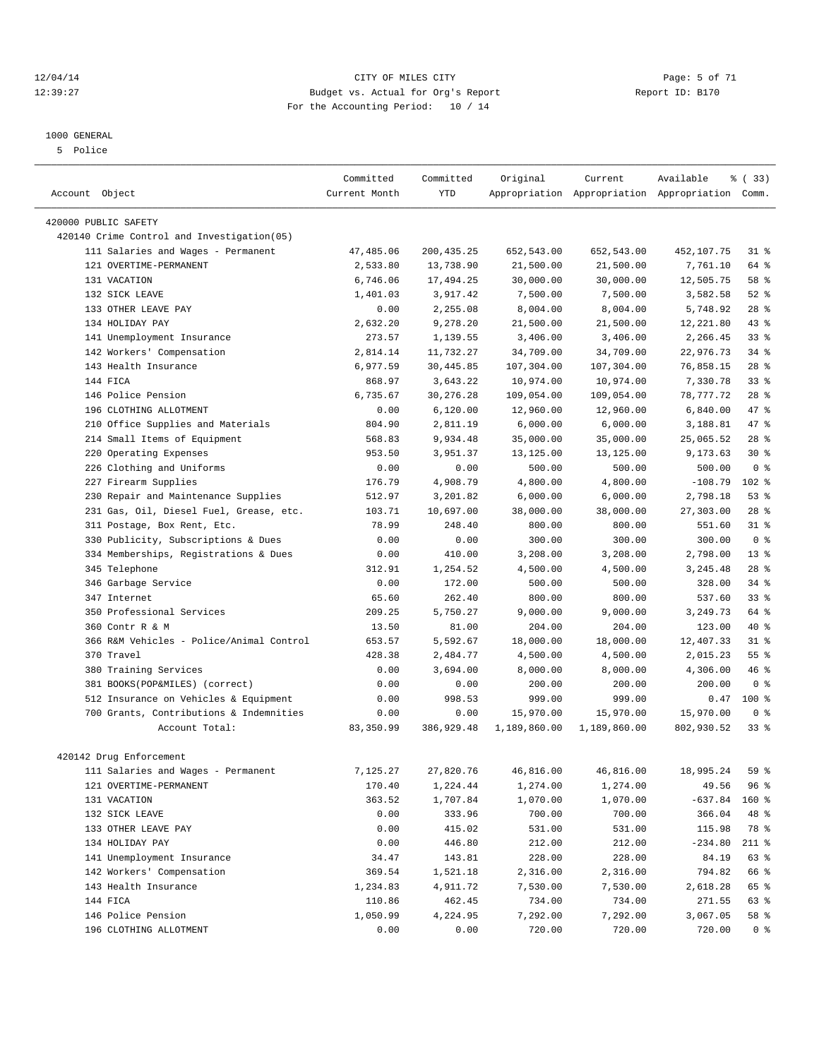12/04/14 CITY OF MILES CITY
12:39:27 Budget vs. Actual for Org's Report Report ID: B170
For the Accounting Period: 10 / 14

1000 GENERAL
5 Police

| Account Object | Committed Current Month | Committed YTD | Original Appropriation | Current Appropriation | Available Appropriation | % ( 33) Comm. |
|---|---|---|---|---|---|---|
| 420000 PUBLIC SAFETY | | | | | | |
| 420140 Crime Control and Investigation(05) | | | | | | |
| 111 Salaries and Wages - Permanent | 47,485.06 | 200,435.25 | 652,543.00 | 652,543.00 | 452,107.75 | 31 % |
| 121 OVERTIME-PERMANENT | 2,533.80 | 13,738.90 | 21,500.00 | 21,500.00 | 7,761.10 | 64 % |
| 131 VACATION | 6,746.06 | 17,494.25 | 30,000.00 | 30,000.00 | 12,505.75 | 58 % |
| 132 SICK LEAVE | 1,401.03 | 3,917.42 | 7,500.00 | 7,500.00 | 3,582.58 | 52 % |
| 133 OTHER LEAVE PAY | 0.00 | 2,255.08 | 8,004.00 | 8,004.00 | 5,748.92 | 28 % |
| 134 HOLIDAY PAY | 2,632.20 | 9,278.20 | 21,500.00 | 21,500.00 | 12,221.80 | 43 % |
| 141 Unemployment Insurance | 273.57 | 1,139.55 | 3,406.00 | 3,406.00 | 2,266.45 | 33 % |
| 142 Workers' Compensation | 2,814.14 | 11,732.27 | 34,709.00 | 34,709.00 | 22,976.73 | 34 % |
| 143 Health Insurance | 6,977.59 | 30,445.85 | 107,304.00 | 107,304.00 | 76,858.15 | 28 % |
| 144 FICA | 868.97 | 3,643.22 | 10,974.00 | 10,974.00 | 7,330.78 | 33 % |
| 146 Police Pension | 6,735.67 | 30,276.28 | 109,054.00 | 109,054.00 | 78,777.72 | 28 % |
| 196 CLOTHING ALLOTMENT | 0.00 | 6,120.00 | 12,960.00 | 12,960.00 | 6,840.00 | 47 % |
| 210 Office Supplies and Materials | 804.90 | 2,811.19 | 6,000.00 | 6,000.00 | 3,188.81 | 47 % |
| 214 Small Items of Equipment | 568.83 | 9,934.48 | 35,000.00 | 35,000.00 | 25,065.52 | 28 % |
| 220 Operating Expenses | 953.50 | 3,951.37 | 13,125.00 | 13,125.00 | 9,173.63 | 30 % |
| 226 Clothing and Uniforms | 0.00 | 0.00 | 500.00 | 500.00 | 500.00 | 0 % |
| 227 Firearm Supplies | 176.79 | 4,908.79 | 4,800.00 | 4,800.00 | -108.79 | 102 % |
| 230 Repair and Maintenance Supplies | 512.97 | 3,201.82 | 6,000.00 | 6,000.00 | 2,798.18 | 53 % |
| 231 Gas, Oil, Diesel Fuel, Grease, etc. | 103.71 | 10,697.00 | 38,000.00 | 38,000.00 | 27,303.00 | 28 % |
| 311 Postage, Box Rent, Etc. | 78.99 | 248.40 | 800.00 | 800.00 | 551.60 | 31 % |
| 330 Publicity, Subscriptions & Dues | 0.00 | 0.00 | 300.00 | 300.00 | 300.00 | 0 % |
| 334 Memberships, Registrations & Dues | 0.00 | 410.00 | 3,208.00 | 3,208.00 | 2,798.00 | 13 % |
| 345 Telephone | 312.91 | 1,254.52 | 4,500.00 | 4,500.00 | 3,245.48 | 28 % |
| 346 Garbage Service | 0.00 | 172.00 | 500.00 | 500.00 | 328.00 | 34 % |
| 347 Internet | 65.60 | 262.40 | 800.00 | 800.00 | 537.60 | 33 % |
| 350 Professional Services | 209.25 | 5,750.27 | 9,000.00 | 9,000.00 | 3,249.73 | 64 % |
| 360 Contr R & M | 13.50 | 81.00 | 204.00 | 204.00 | 123.00 | 40 % |
| 366 R&M Vehicles - Police/Animal Control | 653.57 | 5,592.67 | 18,000.00 | 18,000.00 | 12,407.33 | 31 % |
| 370 Travel | 428.38 | 2,484.77 | 4,500.00 | 4,500.00 | 2,015.23 | 55 % |
| 380 Training Services | 0.00 | 3,694.00 | 8,000.00 | 8,000.00 | 4,306.00 | 46 % |
| 381 BOOKS(POP&MILES) (correct) | 0.00 | 0.00 | 200.00 | 200.00 | 200.00 | 0 % |
| 512 Insurance on Vehicles & Equipment | 0.00 | 998.53 | 999.00 | 999.00 | 0.47 | 100 % |
| 700 Grants, Contributions & Indemnities | 0.00 | 0.00 | 15,970.00 | 15,970.00 | 15,970.00 | 0 % |
| Account Total: | 83,350.99 | 386,929.48 | 1,189,860.00 | 1,189,860.00 | 802,930.52 | 33 % |
| 420142 Drug Enforcement | | | | | | |
| 111 Salaries and Wages - Permanent | 7,125.27 | 27,820.76 | 46,816.00 | 46,816.00 | 18,995.24 | 59 % |
| 121 OVERTIME-PERMANENT | 170.40 | 1,224.44 | 1,274.00 | 1,274.00 | 49.56 | 96 % |
| 131 VACATION | 363.52 | 1,707.84 | 1,070.00 | 1,070.00 | -637.84 | 160 % |
| 132 SICK LEAVE | 0.00 | 333.96 | 700.00 | 700.00 | 366.04 | 48 % |
| 133 OTHER LEAVE PAY | 0.00 | 415.02 | 531.00 | 531.00 | 115.98 | 78 % |
| 134 HOLIDAY PAY | 0.00 | 446.80 | 212.00 | 212.00 | -234.80 | 211 % |
| 141 Unemployment Insurance | 34.47 | 143.81 | 228.00 | 228.00 | 84.19 | 63 % |
| 142 Workers' Compensation | 369.54 | 1,521.18 | 2,316.00 | 2,316.00 | 794.82 | 66 % |
| 143 Health Insurance | 1,234.83 | 4,911.72 | 7,530.00 | 7,530.00 | 2,618.28 | 65 % |
| 144 FICA | 110.86 | 462.45 | 734.00 | 734.00 | 271.55 | 63 % |
| 146 Police Pension | 1,050.99 | 4,224.95 | 7,292.00 | 7,292.00 | 3,067.05 | 58 % |
| 196 CLOTHING ALLOTMENT | 0.00 | 0.00 | 720.00 | 720.00 | 720.00 | 0 % |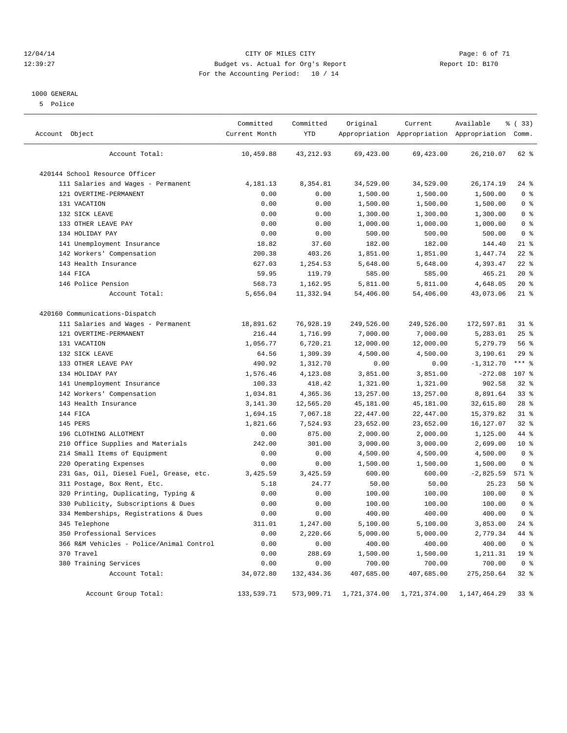CITY OF MILES CITY
Budget vs. Actual for Org's Report
For the Accounting Period: 10 / 14

12/04/14
12:39:27

Report ID: B170

1000 GENERAL

5 Police

| Account Object | Committed Current Month | Committed YTD | Original Appropriation | Current Appropriation | Available Appropriation | % ( 33) Comm. |
|---|---|---|---|---|---|---|
| Account Total: | 10,459.88 | 43,212.93 | 69,423.00 | 69,423.00 | 26,210.07 | 62 % |
| 420144 School Resource Officer | | | | | | |
| 111 Salaries and Wages - Permanent | 4,181.13 | 8,354.81 | 34,529.00 | 34,529.00 | 26,174.19 | 24 % |
| 121 OVERTIME-PERMANENT | 0.00 | 0.00 | 1,500.00 | 1,500.00 | 1,500.00 | 0 % |
| 131 VACATION | 0.00 | 0.00 | 1,500.00 | 1,500.00 | 1,500.00 | 0 % |
| 132 SICK LEAVE | 0.00 | 0.00 | 1,300.00 | 1,300.00 | 1,300.00 | 0 % |
| 133 OTHER LEAVE PAY | 0.00 | 0.00 | 1,000.00 | 1,000.00 | 1,000.00 | 0 % |
| 134 HOLIDAY PAY | 0.00 | 0.00 | 500.00 | 500.00 | 500.00 | 0 % |
| 141 Unemployment Insurance | 18.82 | 37.60 | 182.00 | 182.00 | 144.40 | 21 % |
| 142 Workers' Compensation | 200.38 | 403.26 | 1,851.00 | 1,851.00 | 1,447.74 | 22 % |
| 143 Health Insurance | 627.03 | 1,254.53 | 5,648.00 | 5,648.00 | 4,393.47 | 22 % |
| 144 FICA | 59.95 | 119.79 | 585.00 | 585.00 | 465.21 | 20 % |
| 146 Police Pension | 568.73 | 1,162.95 | 5,811.00 | 5,811.00 | 4,648.05 | 20 % |
| Account Total: | 5,656.04 | 11,332.94 | 54,406.00 | 54,406.00 | 43,073.06 | 21 % |
| 420160 Communications-Dispatch | | | | | | |
| 111 Salaries and Wages - Permanent | 18,891.62 | 76,928.19 | 249,526.00 | 249,526.00 | 172,597.81 | 31 % |
| 121 OVERTIME-PERMANENT | 216.44 | 1,716.99 | 7,000.00 | 7,000.00 | 5,283.01 | 25 % |
| 131 VACATION | 1,056.77 | 6,720.21 | 12,000.00 | 12,000.00 | 5,279.79 | 56 % |
| 132 SICK LEAVE | 64.56 | 1,309.39 | 4,500.00 | 4,500.00 | 3,190.61 | 29 % |
| 133 OTHER LEAVE PAY | 490.92 | 1,312.70 | 0.00 | 0.00 | -1,312.70 | *** % |
| 134 HOLIDAY PAY | 1,576.46 | 4,123.08 | 3,851.00 | 3,851.00 | -272.08 | 107 % |
| 141 Unemployment Insurance | 100.33 | 418.42 | 1,321.00 | 1,321.00 | 902.58 | 32 % |
| 142 Workers' Compensation | 1,034.81 | 4,365.36 | 13,257.00 | 13,257.00 | 8,891.64 | 33 % |
| 143 Health Insurance | 3,141.30 | 12,565.20 | 45,181.00 | 45,181.00 | 32,615.80 | 28 % |
| 144 FICA | 1,694.15 | 7,067.18 | 22,447.00 | 22,447.00 | 15,379.82 | 31 % |
| 145 PERS | 1,821.66 | 7,524.93 | 23,652.00 | 23,652.00 | 16,127.07 | 32 % |
| 196 CLOTHING ALLOTMENT | 0.00 | 875.00 | 2,000.00 | 2,000.00 | 1,125.00 | 44 % |
| 210 Office Supplies and Materials | 242.00 | 301.00 | 3,000.00 | 3,000.00 | 2,699.00 | 10 % |
| 214 Small Items of Equipment | 0.00 | 0.00 | 4,500.00 | 4,500.00 | 4,500.00 | 0 % |
| 220 Operating Expenses | 0.00 | 0.00 | 1,500.00 | 1,500.00 | 1,500.00 | 0 % |
| 231 Gas, Oil, Diesel Fuel, Grease, etc. | 3,425.59 | 3,425.59 | 600.00 | 600.00 | -2,825.59 | 571 % |
| 311 Postage, Box Rent, Etc. | 5.18 | 24.77 | 50.00 | 50.00 | 25.23 | 50 % |
| 320 Printing, Duplicating, Typing & | 0.00 | 0.00 | 100.00 | 100.00 | 100.00 | 0 % |
| 330 Publicity, Subscriptions & Dues | 0.00 | 0.00 | 100.00 | 100.00 | 100.00 | 0 % |
| 334 Memberships, Registrations & Dues | 0.00 | 0.00 | 400.00 | 400.00 | 400.00 | 0 % |
| 345 Telephone | 311.01 | 1,247.00 | 5,100.00 | 5,100.00 | 3,853.00 | 24 % |
| 350 Professional Services | 0.00 | 2,220.66 | 5,000.00 | 5,000.00 | 2,779.34 | 44 % |
| 366 R&M Vehicles - Police/Animal Control | 0.00 | 0.00 | 400.00 | 400.00 | 400.00 | 0 % |
| 370 Travel | 0.00 | 288.69 | 1,500.00 | 1,500.00 | 1,211.31 | 19 % |
| 380 Training Services | 0.00 | 0.00 | 700.00 | 700.00 | 700.00 | 0 % |
| Account Total: | 34,072.80 | 132,434.36 | 407,685.00 | 407,685.00 | 275,250.64 | 32 % |
| Account Group Total: | 133,539.71 | 573,909.71 | 1,721,374.00 | 1,721,374.00 | 1,147,464.29 | 33 % |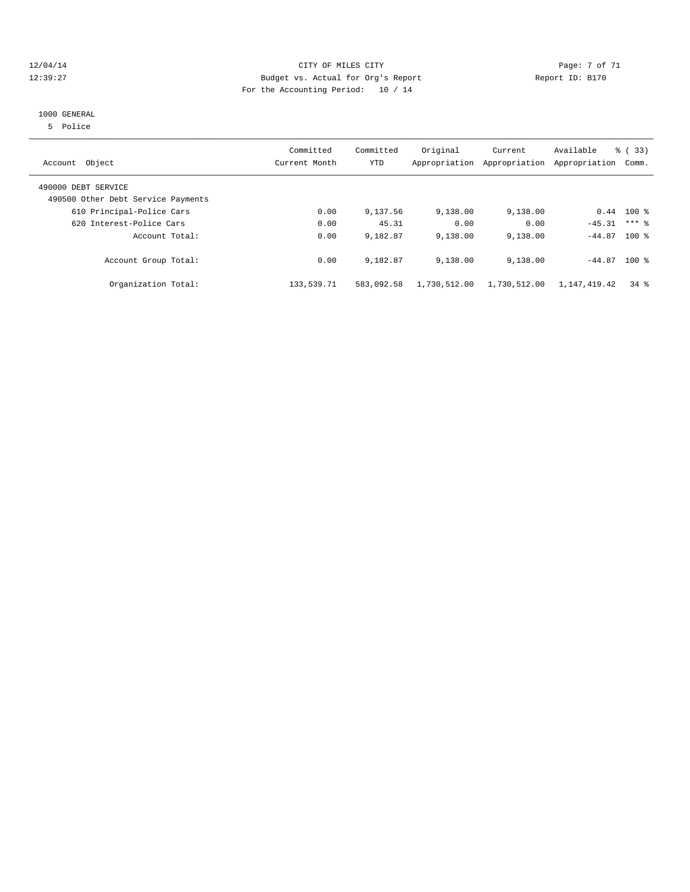CITY OF MILES CITY

Budget vs. Actual for Org's Report

For the Accounting Period: 10 / 14

12/04/14
12:39:27

Report ID: B170

1000 GENERAL

5 Police

| Account Object | Committed Current Month | Committed YTD | Original Appropriation | Current Appropriation | Available Appropriation | % ( 33) Comm. |
|---|---|---|---|---|---|---|
| 490000 DEBT SERVICE | | | | | | |
| 490500 Other Debt Service Payments | | | | | | |
| 610 Principal-Police Cars | 0.00 | 9,137.56 | 9,138.00 | 9,138.00 | 0.44 | 100 % |
| 620 Interest-Police Cars | 0.00 | 45.31 | 0.00 | 0.00 | -45.31 | *** % |
| Account Total: | 0.00 | 9,182.87 | 9,138.00 | 9,138.00 | -44.87 | 100 % |
| Account Group Total: | 0.00 | 9,182.87 | 9,138.00 | 9,138.00 | -44.87 | 100 % |
| Organization Total: | 133,539.71 | 583,092.58 | 1,730,512.00 | 1,730,512.00 | 1,147,419.42 | 34 % |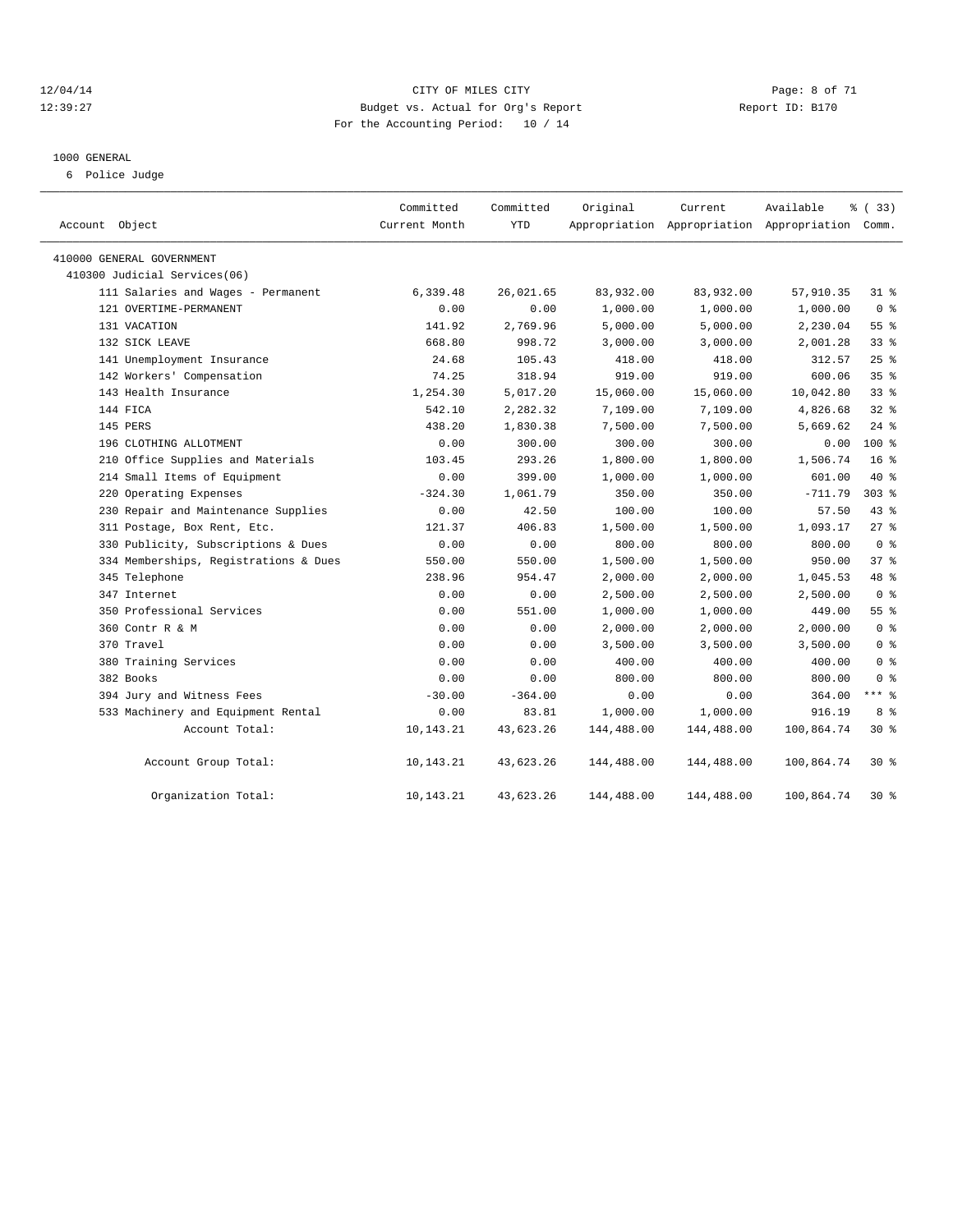# CITY OF MILES CITY

Budget vs. Actual for Org's Report

For the Accounting Period: 10 / 14

12/04/14
12:39:27

Report ID: B170

## 1000 GENERAL

6 Police Judge

| Account Object | Committed Current Month | Committed YTD | Original Appropriation | Current Appropriation | Available Appropriation | % ( 33) Comm. |
|---|---|---|---|---|---|---|
| 410000 GENERAL GOVERNMENT | | | | | | |
| 410300 Judicial Services(06) | | | | | | |
| 111 Salaries and Wages - Permanent | 6,339.48 | 26,021.65 | 83,932.00 | 83,932.00 | 57,910.35 | 31 % |
| 121 OVERTIME-PERMANENT | 0.00 | 0.00 | 1,000.00 | 1,000.00 | 1,000.00 | 0 % |
| 131 VACATION | 141.92 | 2,769.96 | 5,000.00 | 5,000.00 | 2,230.04 | 55 % |
| 132 SICK LEAVE | 668.80 | 998.72 | 3,000.00 | 3,000.00 | 2,001.28 | 33 % |
| 141 Unemployment Insurance | 24.68 | 105.43 | 418.00 | 418.00 | 312.57 | 25 % |
| 142 Workers' Compensation | 74.25 | 318.94 | 919.00 | 919.00 | 600.06 | 35 % |
| 143 Health Insurance | 1,254.30 | 5,017.20 | 15,060.00 | 15,060.00 | 10,042.80 | 33 % |
| 144 FICA | 542.10 | 2,282.32 | 7,109.00 | 7,109.00 | 4,826.68 | 32 % |
| 145 PERS | 438.20 | 1,830.38 | 7,500.00 | 7,500.00 | 5,669.62 | 24 % |
| 196 CLOTHING ALLOTMENT | 0.00 | 300.00 | 300.00 | 300.00 | 0.00 | 100 % |
| 210 Office Supplies and Materials | 103.45 | 293.26 | 1,800.00 | 1,800.00 | 1,506.74 | 16 % |
| 214 Small Items of Equipment | 0.00 | 399.00 | 1,000.00 | 1,000.00 | 601.00 | 40 % |
| 220 Operating Expenses | -324.30 | 1,061.79 | 350.00 | 350.00 | -711.79 | 303 % |
| 230 Repair and Maintenance Supplies | 0.00 | 42.50 | 100.00 | 100.00 | 57.50 | 43 % |
| 311 Postage, Box Rent, Etc. | 121.37 | 406.83 | 1,500.00 | 1,500.00 | 1,093.17 | 27 % |
| 330 Publicity, Subscriptions & Dues | 0.00 | 0.00 | 800.00 | 800.00 | 800.00 | 0 % |
| 334 Memberships, Registrations & Dues | 550.00 | 550.00 | 1,500.00 | 1,500.00 | 950.00 | 37 % |
| 345 Telephone | 238.96 | 954.47 | 2,000.00 | 2,000.00 | 1,045.53 | 48 % |
| 347 Internet | 0.00 | 0.00 | 2,500.00 | 2,500.00 | 2,500.00 | 0 % |
| 350 Professional Services | 0.00 | 551.00 | 1,000.00 | 1,000.00 | 449.00 | 55 % |
| 360 Contr R & M | 0.00 | 0.00 | 2,000.00 | 2,000.00 | 2,000.00 | 0 % |
| 370 Travel | 0.00 | 0.00 | 3,500.00 | 3,500.00 | 3,500.00 | 0 % |
| 380 Training Services | 0.00 | 0.00 | 400.00 | 400.00 | 400.00 | 0 % |
| 382 Books | 0.00 | 0.00 | 800.00 | 800.00 | 800.00 | 0 % |
| 394 Jury and Witness Fees | -30.00 | -364.00 | 0.00 | 0.00 | 364.00 | *** % |
| 533 Machinery and Equipment Rental | 0.00 | 83.81 | 1,000.00 | 1,000.00 | 916.19 | 8 % |
| Account Total: | 10,143.21 | 43,623.26 | 144,488.00 | 144,488.00 | 100,864.74 | 30 % |
| Account Group Total: | 10,143.21 | 43,623.26 | 144,488.00 | 144,488.00 | 100,864.74 | 30 % |
| Organization Total: | 10,143.21 | 43,623.26 | 144,488.00 | 144,488.00 | 100,864.74 | 30 % |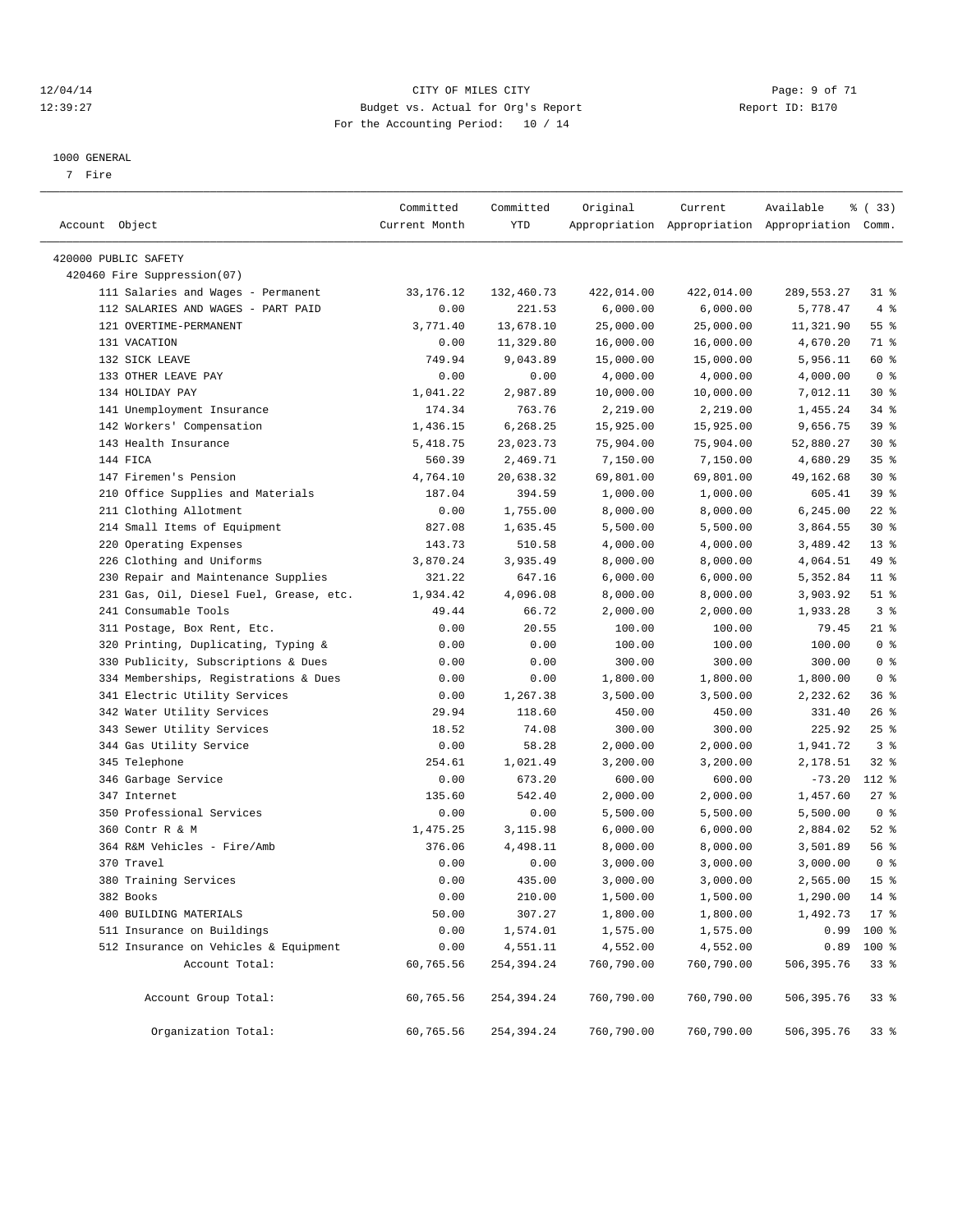12/04/14 CITY OF MILES CITY
12:39:27 Budget vs. Actual for Org's Report Report ID: B170
For the Accounting Period: 10 / 14

1000 GENERAL
7 Fire

| Account Object | Committed Current Month | Committed YTD | Original Appropriation | Current Appropriation | Available Appropriation | % ( 33) Comm. |
|---|---|---|---|---|---|---|
| 420000 PUBLIC SAFETY | | | | | | |
| 420460 Fire Suppression(07) | | | | | | |
| 111 Salaries and Wages - Permanent | 33,176.12 | 132,460.73 | 422,014.00 | 422,014.00 | 289,553.27 | 31 % |
| 112 SALARIES AND WAGES - PART PAID | 0.00 | 221.53 | 6,000.00 | 6,000.00 | 5,778.47 | 4 % |
| 121 OVERTIME-PERMANENT | 3,771.40 | 13,678.10 | 25,000.00 | 25,000.00 | 11,321.90 | 55 % |
| 131 VACATION | 0.00 | 11,329.80 | 16,000.00 | 16,000.00 | 4,670.20 | 71 % |
| 132 SICK LEAVE | 749.94 | 9,043.89 | 15,000.00 | 15,000.00 | 5,956.11 | 60 % |
| 133 OTHER LEAVE PAY | 0.00 | 0.00 | 4,000.00 | 4,000.00 | 4,000.00 | 0 % |
| 134 HOLIDAY PAY | 1,041.22 | 2,987.89 | 10,000.00 | 10,000.00 | 7,012.11 | 30 % |
| 141 Unemployment Insurance | 174.34 | 763.76 | 2,219.00 | 2,219.00 | 1,455.24 | 34 % |
| 142 Workers' Compensation | 1,436.15 | 6,268.25 | 15,925.00 | 15,925.00 | 9,656.75 | 39 % |
| 143 Health Insurance | 5,418.75 | 23,023.73 | 75,904.00 | 75,904.00 | 52,880.27 | 30 % |
| 144 FICA | 560.39 | 2,469.71 | 7,150.00 | 7,150.00 | 4,680.29 | 35 % |
| 147 Firemen's Pension | 4,764.10 | 20,638.32 | 69,801.00 | 69,801.00 | 49,162.68 | 30 % |
| 210 Office Supplies and Materials | 187.04 | 394.59 | 1,000.00 | 1,000.00 | 605.41 | 39 % |
| 211 Clothing Allotment | 0.00 | 1,755.00 | 8,000.00 | 8,000.00 | 6,245.00 | 22 % |
| 214 Small Items of Equipment | 827.08 | 1,635.45 | 5,500.00 | 5,500.00 | 3,864.55 | 30 % |
| 220 Operating Expenses | 143.73 | 510.58 | 4,000.00 | 4,000.00 | 3,489.42 | 13 % |
| 226 Clothing and Uniforms | 3,870.24 | 3,935.49 | 8,000.00 | 8,000.00 | 4,064.51 | 49 % |
| 230 Repair and Maintenance Supplies | 321.22 | 647.16 | 6,000.00 | 6,000.00 | 5,352.84 | 11 % |
| 231 Gas, Oil, Diesel Fuel, Grease, etc. | 1,934.42 | 4,096.08 | 8,000.00 | 8,000.00 | 3,903.92 | 51 % |
| 241 Consumable Tools | 49.44 | 66.72 | 2,000.00 | 2,000.00 | 1,933.28 | 3 % |
| 311 Postage, Box Rent, Etc. | 0.00 | 20.55 | 100.00 | 100.00 | 79.45 | 21 % |
| 320 Printing, Duplicating, Typing & | 0.00 | 0.00 | 100.00 | 100.00 | 100.00 | 0 % |
| 330 Publicity, Subscriptions & Dues | 0.00 | 0.00 | 300.00 | 300.00 | 300.00 | 0 % |
| 334 Memberships, Registrations & Dues | 0.00 | 0.00 | 1,800.00 | 1,800.00 | 1,800.00 | 0 % |
| 341 Electric Utility Services | 0.00 | 1,267.38 | 3,500.00 | 3,500.00 | 2,232.62 | 36 % |
| 342 Water Utility Services | 29.94 | 118.60 | 450.00 | 450.00 | 331.40 | 26 % |
| 343 Sewer Utility Services | 18.52 | 74.08 | 300.00 | 300.00 | 225.92 | 25 % |
| 344 Gas Utility Service | 0.00 | 58.28 | 2,000.00 | 2,000.00 | 1,941.72 | 3 % |
| 345 Telephone | 254.61 | 1,021.49 | 3,200.00 | 3,200.00 | 2,178.51 | 32 % |
| 346 Garbage Service | 0.00 | 673.20 | 600.00 | 600.00 | -73.20 | 112 % |
| 347 Internet | 135.60 | 542.40 | 2,000.00 | 2,000.00 | 1,457.60 | 27 % |
| 350 Professional Services | 0.00 | 0.00 | 5,500.00 | 5,500.00 | 5,500.00 | 0 % |
| 360 Contr R & M | 1,475.25 | 3,115.98 | 6,000.00 | 6,000.00 | 2,884.02 | 52 % |
| 364 R&M Vehicles - Fire/Amb | 376.06 | 4,498.11 | 8,000.00 | 8,000.00 | 3,501.89 | 56 % |
| 370 Travel | 0.00 | 0.00 | 3,000.00 | 3,000.00 | 3,000.00 | 0 % |
| 380 Training Services | 0.00 | 435.00 | 3,000.00 | 3,000.00 | 2,565.00 | 15 % |
| 382 Books | 0.00 | 210.00 | 1,500.00 | 1,500.00 | 1,290.00 | 14 % |
| 400 BUILDING MATERIALS | 50.00 | 307.27 | 1,800.00 | 1,800.00 | 1,492.73 | 17 % |
| 511 Insurance on Buildings | 0.00 | 1,574.01 | 1,575.00 | 1,575.00 | 0.99 | 100 % |
| 512 Insurance on Vehicles & Equipment | 0.00 | 4,551.11 | 4,552.00 | 4,552.00 | 0.89 | 100 % |
| Account Total: | 60,765.56 | 254,394.24 | 760,790.00 | 760,790.00 | 506,395.76 | 33 % |
| Account Group Total: | 60,765.56 | 254,394.24 | 760,790.00 | 760,790.00 | 506,395.76 | 33 % |
| Organization Total: | 60,765.56 | 254,394.24 | 760,790.00 | 760,790.00 | 506,395.76 | 33 % |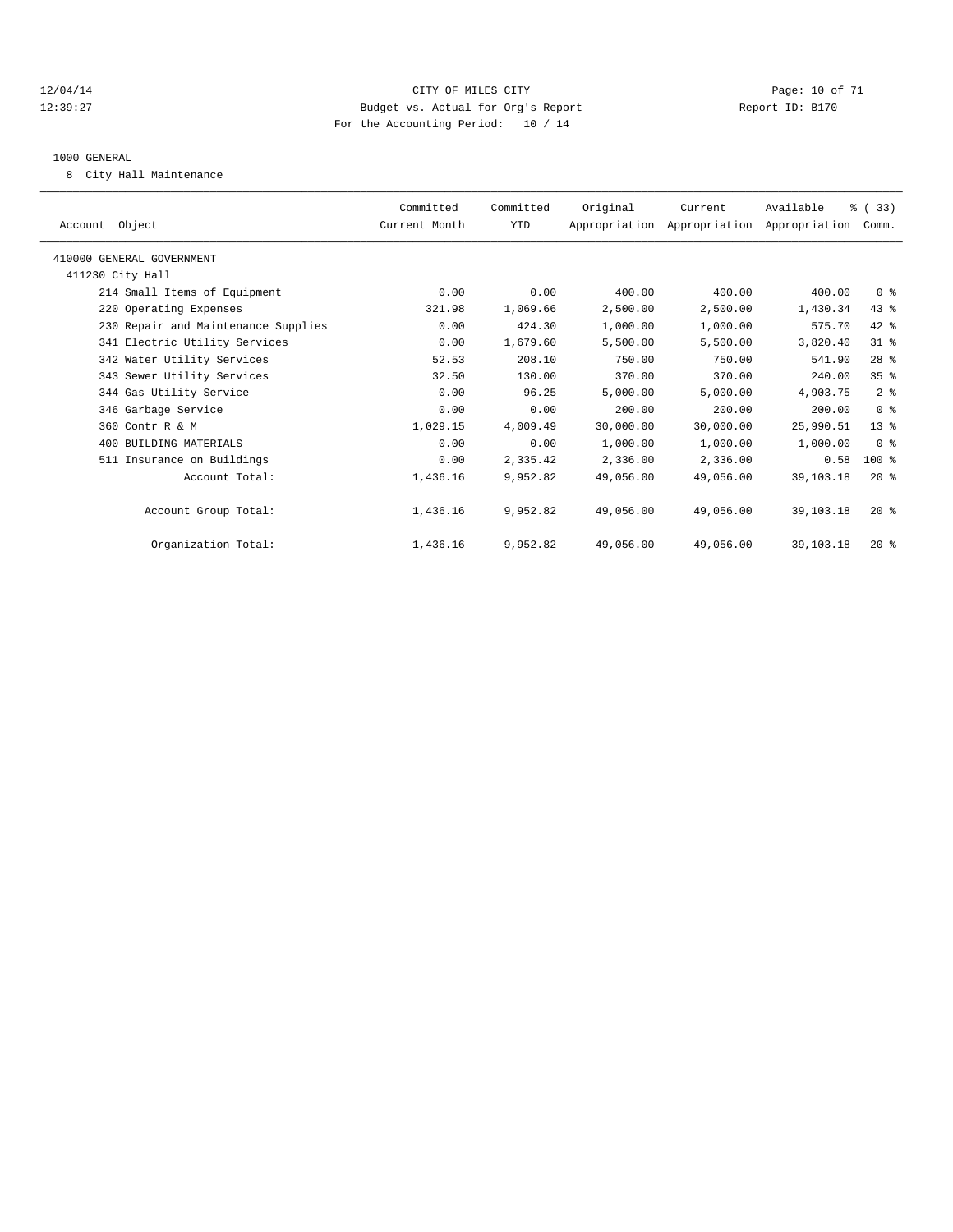CITY OF MILES CITY
Budget vs. Actual for Org's Report
For the Accounting Period: 10 / 14

12/04/14
12:39:27

Report ID: B170

1000 GENERAL

8 City Hall Maintenance

| Account Object | Committed Current Month | Committed YTD | Original Appropriation | Current Appropriation | Available Appropriation | % ( 33) Comm. |
|---|---|---|---|---|---|---|
| 410000 GENERAL GOVERNMENT | | | | | | |
| 411230 City Hall | | | | | | |
| 214 Small Items of Equipment | 0.00 | 0.00 | 400.00 | 400.00 | 400.00 | 0 % |
| 220 Operating Expenses | 321.98 | 1,069.66 | 2,500.00 | 2,500.00 | 1,430.34 | 43 % |
| 230 Repair and Maintenance Supplies | 0.00 | 424.30 | 1,000.00 | 1,000.00 | 575.70 | 42 % |
| 341 Electric Utility Services | 0.00 | 1,679.60 | 5,500.00 | 5,500.00 | 3,820.40 | 31 % |
| 342 Water Utility Services | 52.53 | 208.10 | 750.00 | 750.00 | 541.90 | 28 % |
| 343 Sewer Utility Services | 32.50 | 130.00 | 370.00 | 370.00 | 240.00 | 35 % |
| 344 Gas Utility Service | 0.00 | 96.25 | 5,000.00 | 5,000.00 | 4,903.75 | 2 % |
| 346 Garbage Service | 0.00 | 0.00 | 200.00 | 200.00 | 200.00 | 0 % |
| 360 Contr R & M | 1,029.15 | 4,009.49 | 30,000.00 | 30,000.00 | 25,990.51 | 13 % |
| 400 BUILDING MATERIALS | 0.00 | 0.00 | 1,000.00 | 1,000.00 | 1,000.00 | 0 % |
| 511 Insurance on Buildings | 0.00 | 2,335.42 | 2,336.00 | 2,336.00 | 0.58 | 100 % |
| Account Total: | 1,436.16 | 9,952.82 | 49,056.00 | 49,056.00 | 39,103.18 | 20 % |
| Account Group Total: | 1,436.16 | 9,952.82 | 49,056.00 | 49,056.00 | 39,103.18 | 20 % |
| Organization Total: | 1,436.16 | 9,952.82 | 49,056.00 | 49,056.00 | 39,103.18 | 20 % |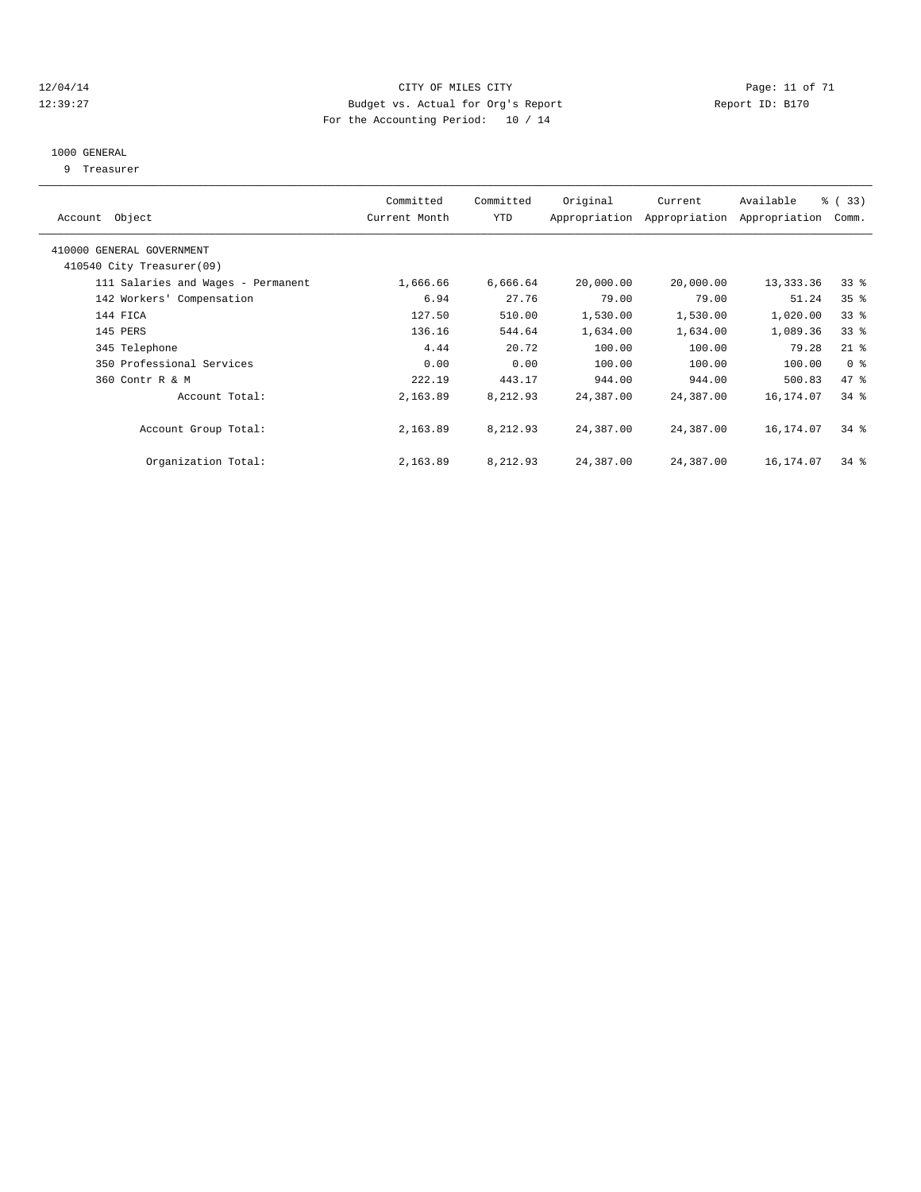12/04/14 CITY OF MILES CITY

12:39:27 Budget vs. Actual for Org's Report Report ID: B170

For the Accounting Period: 10 / 14

1000 GENERAL

9 Treasurer

| Account Object | Committed Current Month | Committed YTD | Original Appropriation | Current Appropriation | Available Appropriation | % ( 33) Comm. |
|---|---|---|---|---|---|---|
| 410000 GENERAL GOVERNMENT | | | | | | |
| 410540 City Treasurer(09) | | | | | | |
| 111 Salaries and Wages - Permanent | 1,666.66 | 6,666.64 | 20,000.00 | 20,000.00 | 13,333.36 | 33 % |
| 142 Workers' Compensation | 6.94 | 27.76 | 79.00 | 79.00 | 51.24 | 35 % |
| 144 FICA | 127.50 | 510.00 | 1,530.00 | 1,530.00 | 1,020.00 | 33 % |
| 145 PERS | 136.16 | 544.64 | 1,634.00 | 1,634.00 | 1,089.36 | 33 % |
| 345 Telephone | 4.44 | 20.72 | 100.00 | 100.00 | 79.28 | 21 % |
| 350 Professional Services | 0.00 | 0.00 | 100.00 | 100.00 | 100.00 | 0 % |
| 360 Contr R & M | 222.19 | 443.17 | 944.00 | 944.00 | 500.83 | 47 % |
| Account Total: | 2,163.89 | 8,212.93 | 24,387.00 | 24,387.00 | 16,174.07 | 34 % |
| Account Group Total: | 2,163.89 | 8,212.93 | 24,387.00 | 24,387.00 | 16,174.07 | 34 % |
| Organization Total: | 2,163.89 | 8,212.93 | 24,387.00 | 24,387.00 | 16,174.07 | 34 % |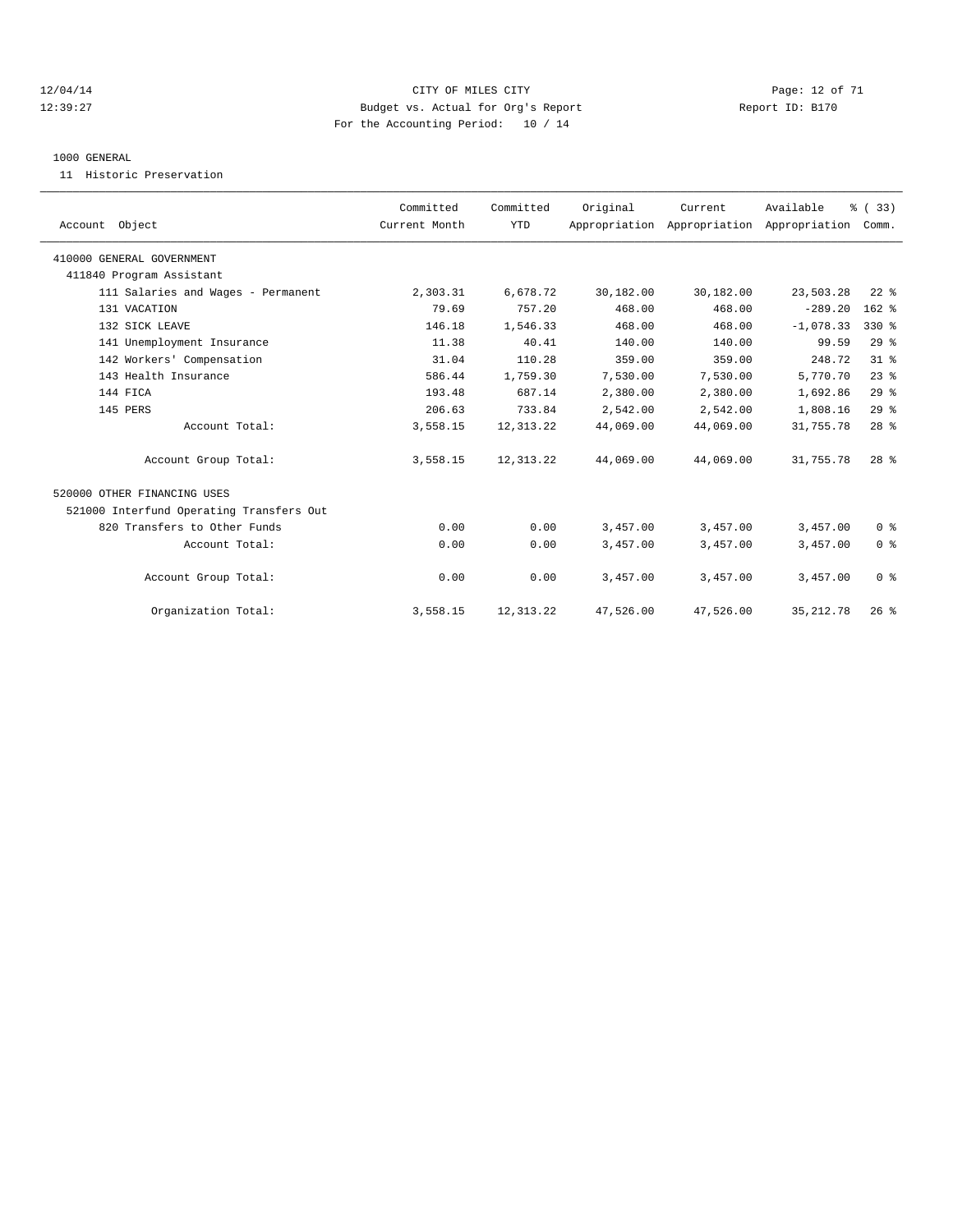CITY OF MILES CITY
Budget vs. Actual for Org's Report
For the Accounting Period: 10 / 14

12/04/14
12:39:27

Report ID: B170

## 1000 GENERAL

11 Historic Preservation

| Account Object | Committed Current Month | Committed YTD | Original Appropriation | Current Appropriation | Available Appropriation | % ( 33) Comm. |
|---|---|---|---|---|---|---|
| 410000 GENERAL GOVERNMENT | | | | | | |
| 411840 Program Assistant | | | | | | |
| 111 Salaries and Wages - Permanent | 2,303.31 | 6,678.72 | 30,182.00 | 30,182.00 | 23,503.28 | 22 % |
| 131 VACATION | 79.69 | 757.20 | 468.00 | 468.00 | -289.20 | 162 % |
| 132 SICK LEAVE | 146.18 | 1,546.33 | 468.00 | 468.00 | -1,078.33 | 330 % |
| 141 Unemployment Insurance | 11.38 | 40.41 | 140.00 | 140.00 | 99.59 | 29 % |
| 142 Workers' Compensation | 31.04 | 110.28 | 359.00 | 359.00 | 248.72 | 31 % |
| 143 Health Insurance | 586.44 | 1,759.30 | 7,530.00 | 7,530.00 | 5,770.70 | 23 % |
| 144 FICA | 193.48 | 687.14 | 2,380.00 | 2,380.00 | 1,692.86 | 29 % |
| 145 PERS | 206.63 | 733.84 | 2,542.00 | 2,542.00 | 1,808.16 | 29 % |
| Account Total: | 3,558.15 | 12,313.22 | 44,069.00 | 44,069.00 | 31,755.78 | 28 % |
| Account Group Total: | 3,558.15 | 12,313.22 | 44,069.00 | 44,069.00 | 31,755.78 | 28 % |
| 520000 OTHER FINANCING USES | | | | | | |
| 521000 Interfund Operating Transfers Out | | | | | | |
| 820 Transfers to Other Funds | 0.00 | 0.00 | 3,457.00 | 3,457.00 | 3,457.00 | 0 % |
| Account Total: | 0.00 | 0.00 | 3,457.00 | 3,457.00 | 3,457.00 | 0 % |
| Account Group Total: | 0.00 | 0.00 | 3,457.00 | 3,457.00 | 3,457.00 | 0 % |
| Organization Total: | 3,558.15 | 12,313.22 | 47,526.00 | 47,526.00 | 35,212.78 | 26 % |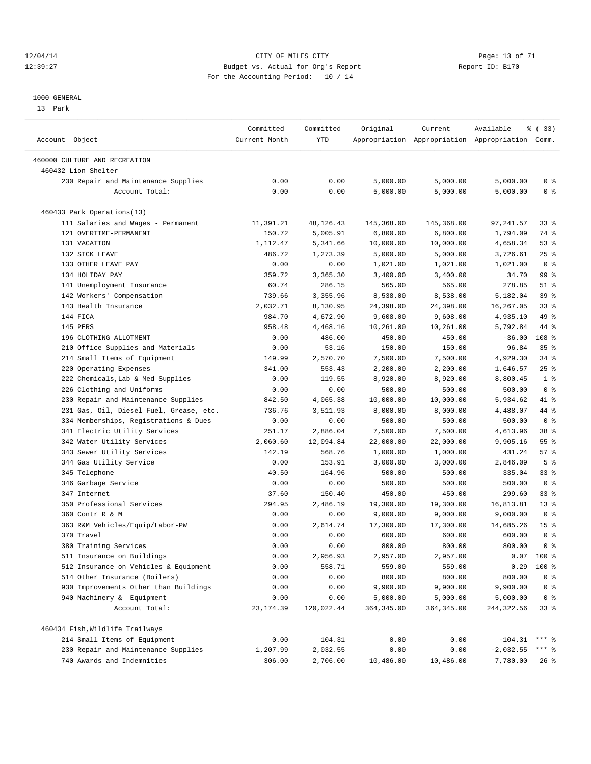CITY OF MILES CITY
Budget vs. Actual for Org's Report
For the Accounting Period: 10 / 14

1000 GENERAL
13 Park

| Account Object | Committed Current Month | Committed YTD | Original Appropriation | Current Appropriation | Available Appropriation | % ( 33) Comm. |
|---|---|---|---|---|---|---|
| 460000 CULTURE AND RECREATION | | | | | | |
| 460432 Lion Shelter | | | | | | |
| 230 Repair and Maintenance Supplies | 0.00 | 0.00 | 5,000.00 | 5,000.00 | 5,000.00 | 0 % |
| Account Total: | 0.00 | 0.00 | 5,000.00 | 5,000.00 | 5,000.00 | 0 % |
| 460433 Park Operations(13) | | | | | | |
| 111 Salaries and Wages - Permanent | 11,391.21 | 48,126.43 | 145,368.00 | 145,368.00 | 97,241.57 | 33 % |
| 121 OVERTIME-PERMANENT | 150.72 | 5,005.91 | 6,800.00 | 6,800.00 | 1,794.09 | 74 % |
| 131 VACATION | 1,112.47 | 5,341.66 | 10,000.00 | 10,000.00 | 4,658.34 | 53 % |
| 132 SICK LEAVE | 486.72 | 1,273.39 | 5,000.00 | 5,000.00 | 3,726.61 | 25 % |
| 133 OTHER LEAVE PAY | 0.00 | 0.00 | 1,021.00 | 1,021.00 | 1,021.00 | 0 % |
| 134 HOLIDAY PAY | 359.72 | 3,365.30 | 3,400.00 | 3,400.00 | 34.70 | 99 % |
| 141 Unemployment Insurance | 60.74 | 286.15 | 565.00 | 565.00 | 278.85 | 51 % |
| 142 Workers' Compensation | 739.66 | 3,355.96 | 8,538.00 | 8,538.00 | 5,182.04 | 39 % |
| 143 Health Insurance | 2,032.71 | 8,130.95 | 24,398.00 | 24,398.00 | 16,267.05 | 33 % |
| 144 FICA | 984.70 | 4,672.90 | 9,608.00 | 9,608.00 | 4,935.10 | 49 % |
| 145 PERS | 958.48 | 4,468.16 | 10,261.00 | 10,261.00 | 5,792.84 | 44 % |
| 196 CLOTHING ALLOTMENT | 0.00 | 486.00 | 450.00 | 450.00 | -36.00 | 108 % |
| 210 Office Supplies and Materials | 0.00 | 53.16 | 150.00 | 150.00 | 96.84 | 35 % |
| 214 Small Items of Equipment | 149.99 | 2,570.70 | 7,500.00 | 7,500.00 | 4,929.30 | 34 % |
| 220 Operating Expenses | 341.00 | 553.43 | 2,200.00 | 2,200.00 | 1,646.57 | 25 % |
| 222 Chemicals,Lab & Med Supplies | 0.00 | 119.55 | 8,920.00 | 8,920.00 | 8,800.45 | 1 % |
| 226 Clothing and Uniforms | 0.00 | 0.00 | 500.00 | 500.00 | 500.00 | 0 % |
| 230 Repair and Maintenance Supplies | 842.50 | 4,065.38 | 10,000.00 | 10,000.00 | 5,934.62 | 41 % |
| 231 Gas, Oil, Diesel Fuel, Grease, etc. | 736.76 | 3,511.93 | 8,000.00 | 8,000.00 | 4,488.07 | 44 % |
| 334 Memberships, Registrations & Dues | 0.00 | 0.00 | 500.00 | 500.00 | 500.00 | 0 % |
| 341 Electric Utility Services | 251.17 | 2,886.04 | 7,500.00 | 7,500.00 | 4,613.96 | 38 % |
| 342 Water Utility Services | 2,060.60 | 12,094.84 | 22,000.00 | 22,000.00 | 9,905.16 | 55 % |
| 343 Sewer Utility Services | 142.19 | 568.76 | 1,000.00 | 1,000.00 | 431.24 | 57 % |
| 344 Gas Utility Service | 0.00 | 153.91 | 3,000.00 | 3,000.00 | 2,846.09 | 5 % |
| 345 Telephone | 40.50 | 164.96 | 500.00 | 500.00 | 335.04 | 33 % |
| 346 Garbage Service | 0.00 | 0.00 | 500.00 | 500.00 | 500.00 | 0 % |
| 347 Internet | 37.60 | 150.40 | 450.00 | 450.00 | 299.60 | 33 % |
| 350 Professional Services | 294.95 | 2,486.19 | 19,300.00 | 19,300.00 | 16,813.81 | 13 % |
| 360 Contr R & M | 0.00 | 0.00 | 9,000.00 | 9,000.00 | 9,000.00 | 0 % |
| 363 R&M Vehicles/Equip/Labor-PW | 0.00 | 2,614.74 | 17,300.00 | 17,300.00 | 14,685.26 | 15 % |
| 370 Travel | 0.00 | 0.00 | 600.00 | 600.00 | 600.00 | 0 % |
| 380 Training Services | 0.00 | 0.00 | 800.00 | 800.00 | 800.00 | 0 % |
| 511 Insurance on Buildings | 0.00 | 2,956.93 | 2,957.00 | 2,957.00 | 0.07 | 100 % |
| 512 Insurance on Vehicles & Equipment | 0.00 | 558.71 | 559.00 | 559.00 | 0.29 | 100 % |
| 514 Other Insurance (Boilers) | 0.00 | 0.00 | 800.00 | 800.00 | 800.00 | 0 % |
| 930 Improvements Other than Buildings | 0.00 | 0.00 | 9,900.00 | 9,900.00 | 9,900.00 | 0 % |
| 940 Machinery & Equipment | 0.00 | 0.00 | 5,000.00 | 5,000.00 | 5,000.00 | 0 % |
| Account Total: | 23,174.39 | 120,022.44 | 364,345.00 | 364,345.00 | 244,322.56 | 33 % |
| 460434 Fish,Wildlife Trailways | | | | | | |
| 214 Small Items of Equipment | 0.00 | 104.31 | 0.00 | 0.00 | -104.31 | *** % |
| 230 Repair and Maintenance Supplies | 1,207.99 | 2,032.55 | 0.00 | 0.00 | -2,032.55 | *** % |
| 740 Awards and Indemnities | 306.00 | 2,706.00 | 10,486.00 | 10,486.00 | 7,780.00 | 26 % |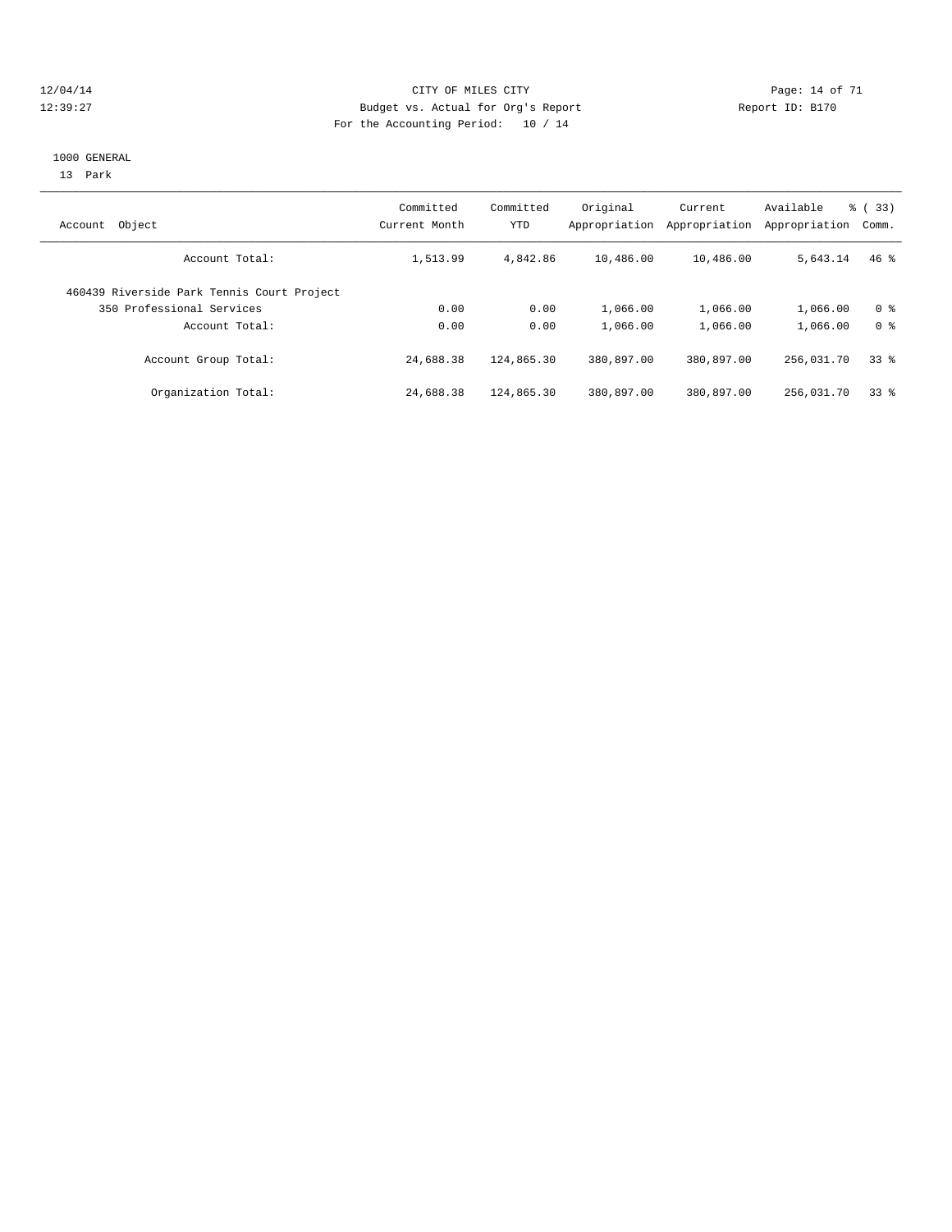CITY OF MILES CITY
Budget vs. Actual for Org's Report
For the Accounting Period: 10 / 14

12/04/14
12:39:27

Report ID: B170

1000 GENERAL
13 Park

| Account Object | Committed Current Month | Committed YTD | Original Appropriation | Current Appropriation | Available Appropriation | % ( 33) Comm. |
|---|---|---|---|---|---|---|
| Account Total: | 1,513.99 | 4,842.86 | 10,486.00 | 10,486.00 | 5,643.14 | 46 % |
| 460439 Riverside Park Tennis Court Project | | | | | | |
| 350 Professional Services | 0.00 | 0.00 | 1,066.00 | 1,066.00 | 1,066.00 | 0 % |
| Account Total: | 0.00 | 0.00 | 1,066.00 | 1,066.00 | 1,066.00 | 0 % |
| Account Group Total: | 24,688.38 | 124,865.30 | 380,897.00 | 380,897.00 | 256,031.70 | 33 % |
| Organization Total: | 24,688.38 | 124,865.30 | 380,897.00 | 380,897.00 | 256,031.70 | 33 % |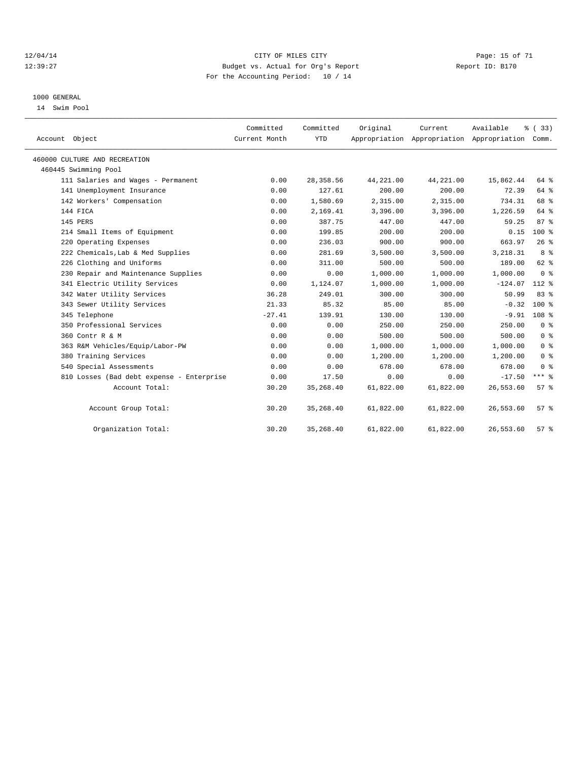CITY OF MILES CITY
Budget vs. Actual for Org's Report
For the Accounting Period: 10 / 14

12/04/14
12:39:27

Report ID: B170

1000 GENERAL
14 Swim Pool

| Account Object | Committed Current Month | Committed YTD | Original Appropriation | Current Appropriation | Available Appropriation | % ( 33) Comm. |
|---|---|---|---|---|---|---|
| 460000 CULTURE AND RECREATION | | | | | | |
| 460445 Swimming Pool | | | | | | |
| 111 Salaries and Wages - Permanent | 0.00 | 28,358.56 | 44,221.00 | 44,221.00 | 15,862.44 | 64 % |
| 141 Unemployment Insurance | 0.00 | 127.61 | 200.00 | 200.00 | 72.39 | 64 % |
| 142 Workers' Compensation | 0.00 | 1,580.69 | 2,315.00 | 2,315.00 | 734.31 | 68 % |
| 144 FICA | 0.00 | 2,169.41 | 3,396.00 | 3,396.00 | 1,226.59 | 64 % |
| 145 PERS | 0.00 | 387.75 | 447.00 | 447.00 | 59.25 | 87 % |
| 214 Small Items of Equipment | 0.00 | 199.85 | 200.00 | 200.00 | 0.15 | 100 % |
| 220 Operating Expenses | 0.00 | 236.03 | 900.00 | 900.00 | 663.97 | 26 % |
| 222 Chemicals,Lab & Med Supplies | 0.00 | 281.69 | 3,500.00 | 3,500.00 | 3,218.31 | 8 % |
| 226 Clothing and Uniforms | 0.00 | 311.00 | 500.00 | 500.00 | 189.00 | 62 % |
| 230 Repair and Maintenance Supplies | 0.00 | 0.00 | 1,000.00 | 1,000.00 | 1,000.00 | 0 % |
| 341 Electric Utility Services | 0.00 | 1,124.07 | 1,000.00 | 1,000.00 | -124.07 | 112 % |
| 342 Water Utility Services | 36.28 | 249.01 | 300.00 | 300.00 | 50.99 | 83 % |
| 343 Sewer Utility Services | 21.33 | 85.32 | 85.00 | 85.00 | -0.32 | 100 % |
| 345 Telephone | -27.41 | 139.91 | 130.00 | 130.00 | -9.91 | 108 % |
| 350 Professional Services | 0.00 | 0.00 | 250.00 | 250.00 | 250.00 | 0 % |
| 360 Contr R & M | 0.00 | 0.00 | 500.00 | 500.00 | 500.00 | 0 % |
| 363 R&M Vehicles/Equip/Labor-PW | 0.00 | 0.00 | 1,000.00 | 1,000.00 | 1,000.00 | 0 % |
| 380 Training Services | 0.00 | 0.00 | 1,200.00 | 1,200.00 | 1,200.00 | 0 % |
| 540 Special Assessments | 0.00 | 0.00 | 678.00 | 678.00 | 678.00 | 0 % |
| 810 Losses (Bad debt expense - Enterprise | 0.00 | 17.50 | 0.00 | 0.00 | -17.50 | *** % |
| Account Total: | 30.20 | 35,268.40 | 61,822.00 | 61,822.00 | 26,553.60 | 57 % |
| Account Group Total: | 30.20 | 35,268.40 | 61,822.00 | 61,822.00 | 26,553.60 | 57 % |
| Organization Total: | 30.20 | 35,268.40 | 61,822.00 | 61,822.00 | 26,553.60 | 57 % |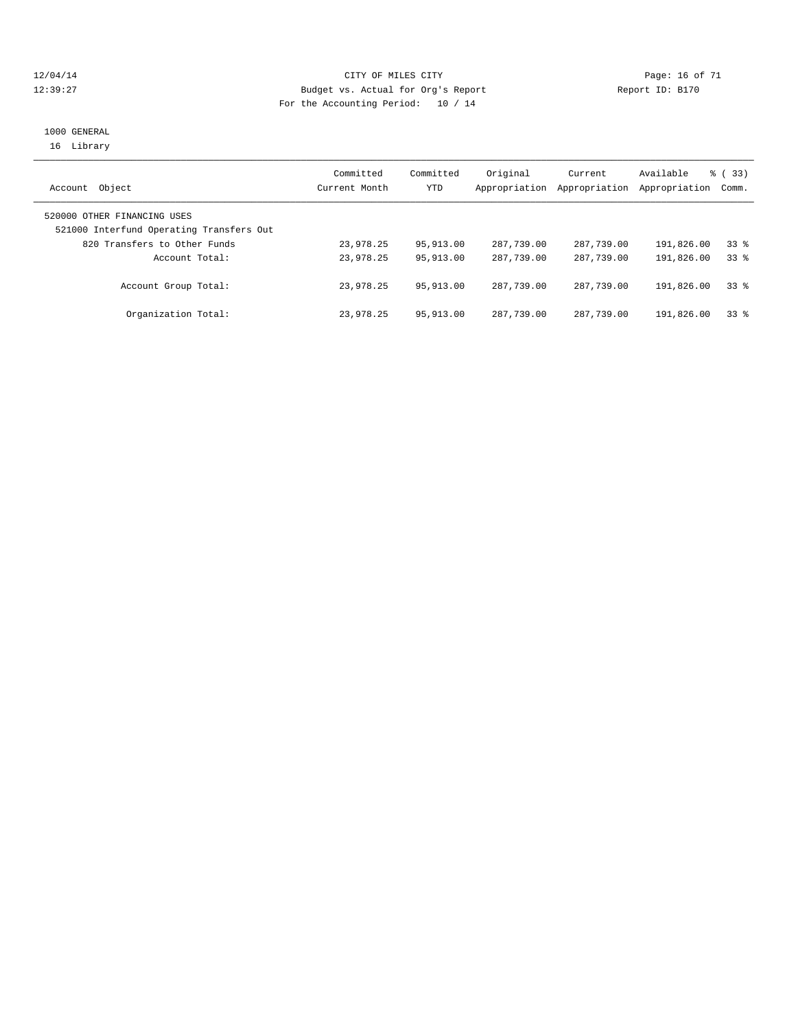12/04/14 CITY OF MILES CITY
12:39:27 Budget vs. Actual for Org's Report Report ID: B170
For the Accounting Period: 10 / 14

1000 GENERAL
16 Library

| Account Object | Committed Current Month | Committed YTD | Original Appropriation | Current Appropriation | Available Appropriation | % ( 33) Comm. |
|---|---|---|---|---|---|---|
| 520000 OTHER FINANCING USES | | | | | | |
| 521000 Interfund Operating Transfers Out | | | | | | |
| 820 Transfers to Other Funds | 23,978.25 | 95,913.00 | 287,739.00 | 287,739.00 | 191,826.00 | 33 % |
| Account Total: | 23,978.25 | 95,913.00 | 287,739.00 | 287,739.00 | 191,826.00 | 33 % |
| Account Group Total: | 23,978.25 | 95,913.00 | 287,739.00 | 287,739.00 | 191,826.00 | 33 % |
| Organization Total: | 23,978.25 | 95,913.00 | 287,739.00 | 287,739.00 | 191,826.00 | 33 % |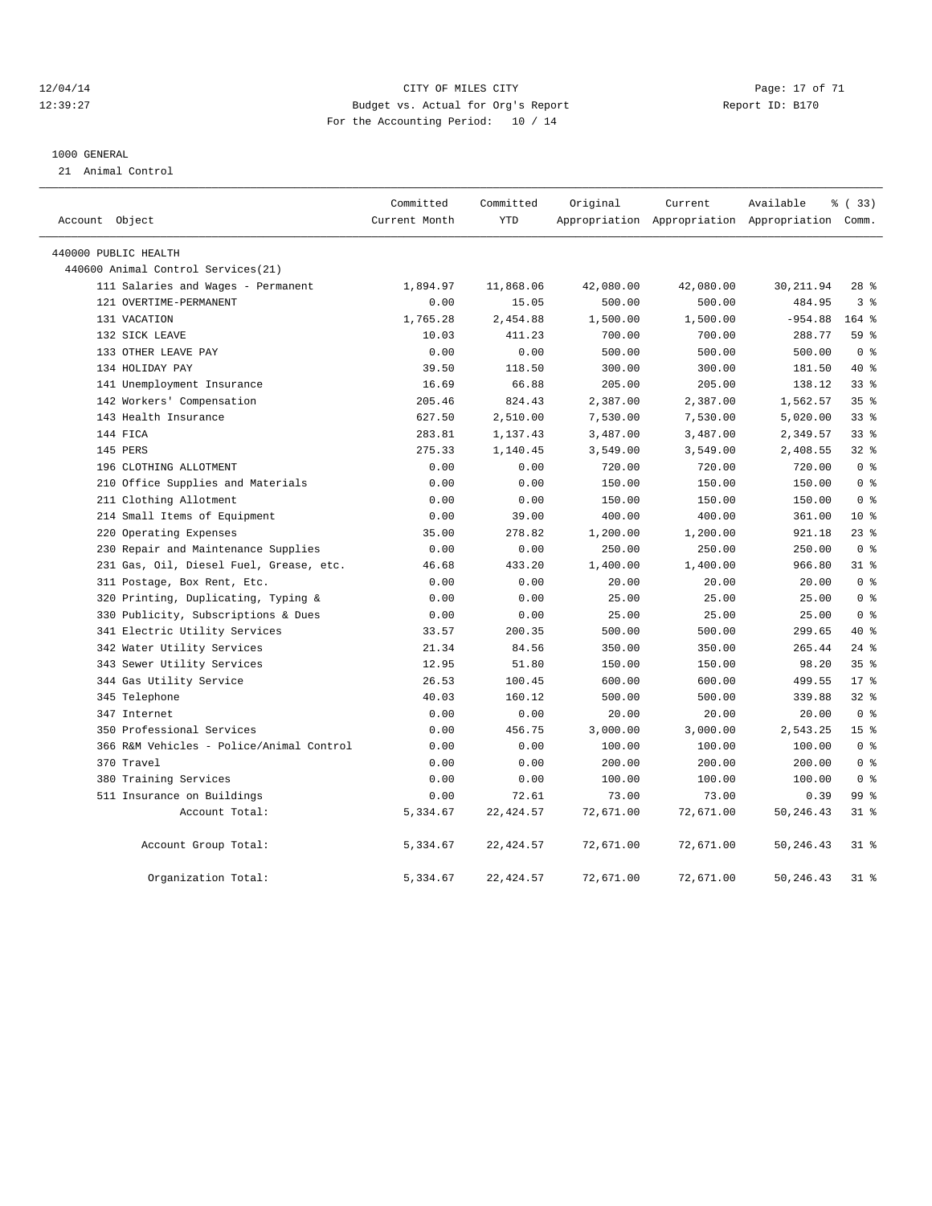12/04/14 CITY OF MILES CITY
12:39:27 Budget vs. Actual for Org's Report Report ID: B170
For the Accounting Period: 10 / 14

1000 GENERAL
21 Animal Control

| Account Object | Committed Current Month | Committed YTD | Original Appropriation | Current Appropriation | Available Appropriation | % ( 33) Comm. |
|---|---|---|---|---|---|---|
| 440000 PUBLIC HEALTH | | | | | | |
| 440600 Animal Control Services(21) | | | | | | |
| 111 Salaries and Wages - Permanent | 1,894.97 | 11,868.06 | 42,080.00 | 42,080.00 | 30,211.94 | 28 % |
| 121 OVERTIME-PERMANENT | 0.00 | 15.05 | 500.00 | 500.00 | 484.95 | 3 % |
| 131 VACATION | 1,765.28 | 2,454.88 | 1,500.00 | 1,500.00 | -954.88 | 164 % |
| 132 SICK LEAVE | 10.03 | 411.23 | 700.00 | 700.00 | 288.77 | 59 % |
| 133 OTHER LEAVE PAY | 0.00 | 0.00 | 500.00 | 500.00 | 500.00 | 0 % |
| 134 HOLIDAY PAY | 39.50 | 118.50 | 300.00 | 300.00 | 181.50 | 40 % |
| 141 Unemployment Insurance | 16.69 | 66.88 | 205.00 | 205.00 | 138.12 | 33 % |
| 142 Workers' Compensation | 205.46 | 824.43 | 2,387.00 | 2,387.00 | 1,562.57 | 35 % |
| 143 Health Insurance | 627.50 | 2,510.00 | 7,530.00 | 7,530.00 | 5,020.00 | 33 % |
| 144 FICA | 283.81 | 1,137.43 | 3,487.00 | 3,487.00 | 2,349.57 | 33 % |
| 145 PERS | 275.33 | 1,140.45 | 3,549.00 | 3,549.00 | 2,408.55 | 32 % |
| 196 CLOTHING ALLOTMENT | 0.00 | 0.00 | 720.00 | 720.00 | 720.00 | 0 % |
| 210 Office Supplies and Materials | 0.00 | 0.00 | 150.00 | 150.00 | 150.00 | 0 % |
| 211 Clothing Allotment | 0.00 | 0.00 | 150.00 | 150.00 | 150.00 | 0 % |
| 214 Small Items of Equipment | 0.00 | 39.00 | 400.00 | 400.00 | 361.00 | 10 % |
| 220 Operating Expenses | 35.00 | 278.82 | 1,200.00 | 1,200.00 | 921.18 | 23 % |
| 230 Repair and Maintenance Supplies | 0.00 | 0.00 | 250.00 | 250.00 | 250.00 | 0 % |
| 231 Gas, Oil, Diesel Fuel, Grease, etc. | 46.68 | 433.20 | 1,400.00 | 1,400.00 | 966.80 | 31 % |
| 311 Postage, Box Rent, Etc. | 0.00 | 0.00 | 20.00 | 20.00 | 20.00 | 0 % |
| 320 Printing, Duplicating, Typing & | 0.00 | 0.00 | 25.00 | 25.00 | 25.00 | 0 % |
| 330 Publicity, Subscriptions & Dues | 0.00 | 0.00 | 25.00 | 25.00 | 25.00 | 0 % |
| 341 Electric Utility Services | 33.57 | 200.35 | 500.00 | 500.00 | 299.65 | 40 % |
| 342 Water Utility Services | 21.34 | 84.56 | 350.00 | 350.00 | 265.44 | 24 % |
| 343 Sewer Utility Services | 12.95 | 51.80 | 150.00 | 150.00 | 98.20 | 35 % |
| 344 Gas Utility Service | 26.53 | 100.45 | 600.00 | 600.00 | 499.55 | 17 % |
| 345 Telephone | 40.03 | 160.12 | 500.00 | 500.00 | 339.88 | 32 % |
| 347 Internet | 0.00 | 0.00 | 20.00 | 20.00 | 20.00 | 0 % |
| 350 Professional Services | 0.00 | 456.75 | 3,000.00 | 3,000.00 | 2,543.25 | 15 % |
| 366 R&M Vehicles - Police/Animal Control | 0.00 | 0.00 | 100.00 | 100.00 | 100.00 | 0 % |
| 370 Travel | 0.00 | 0.00 | 200.00 | 200.00 | 200.00 | 0 % |
| 380 Training Services | 0.00 | 0.00 | 100.00 | 100.00 | 100.00 | 0 % |
| 511 Insurance on Buildings | 0.00 | 72.61 | 73.00 | 73.00 | 0.39 | 99 % |
| Account Total: | 5,334.67 | 22,424.57 | 72,671.00 | 72,671.00 | 50,246.43 | 31 % |
| Account Group Total: | 5,334.67 | 22,424.57 | 72,671.00 | 72,671.00 | 50,246.43 | 31 % |
| Organization Total: | 5,334.67 | 22,424.57 | 72,671.00 | 72,671.00 | 50,246.43 | 31 % |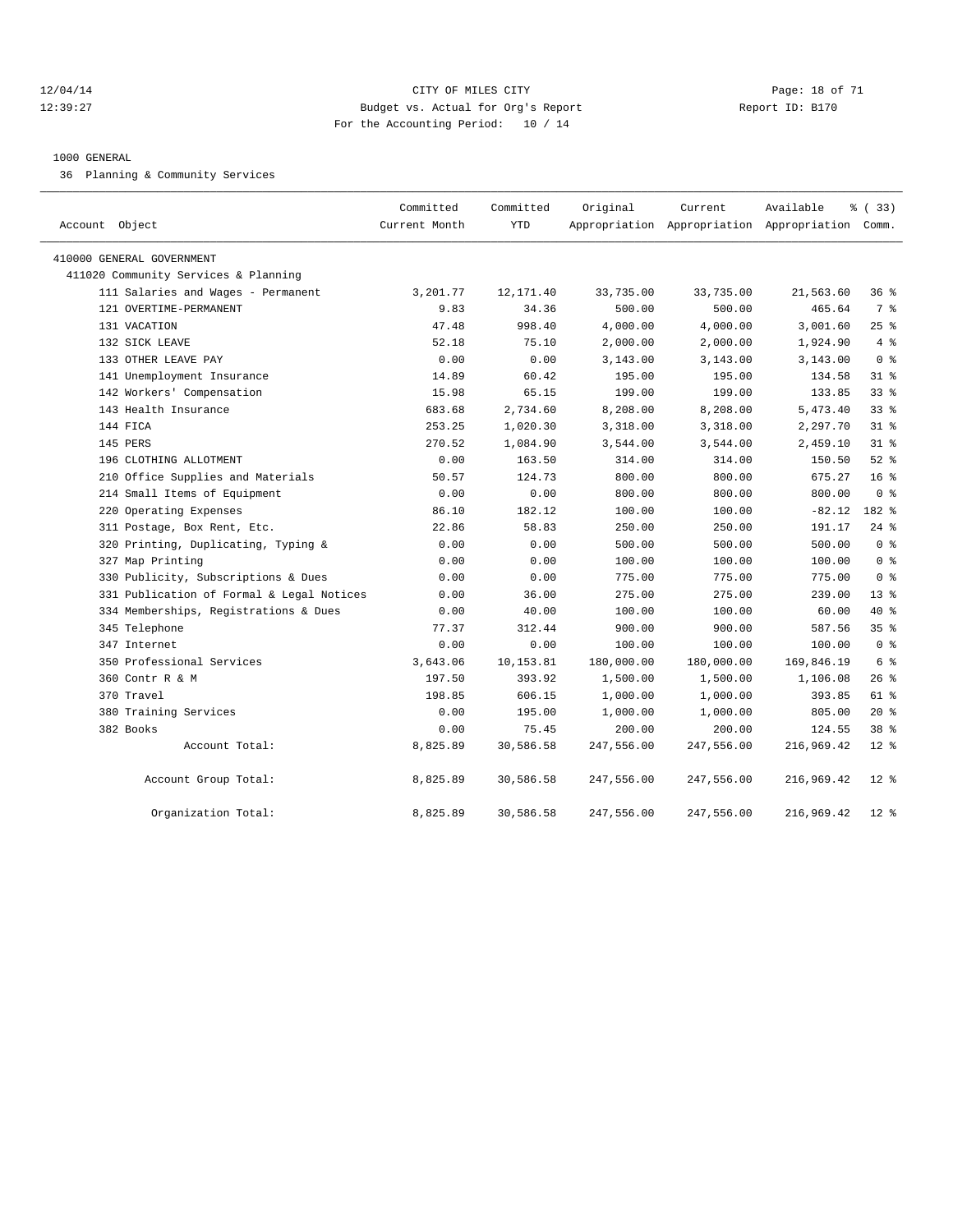CITY OF MILES CITY
Budget vs. Actual for Org's Report
For the Accounting Period: 10 / 14

12/04/14
12:39:27

Report ID: B170

1000 GENERAL
36 Planning & Community Services

| Account Object | Committed Current Month | Committed YTD | Original Appropriation | Current Appropriation | Available Appropriation | % ( 33) Comm. |
|---|---|---|---|---|---|---|
| 410000 GENERAL GOVERNMENT | | | | | | |
| 411020 Community Services & Planning | | | | | | |
| 111 Salaries and Wages - Permanent | 3,201.77 | 12,171.40 | 33,735.00 | 33,735.00 | 21,563.60 | 36 % |
| 121 OVERTIME-PERMANENT | 9.83 | 34.36 | 500.00 | 500.00 | 465.64 | 7 % |
| 131 VACATION | 47.48 | 998.40 | 4,000.00 | 4,000.00 | 3,001.60 | 25 % |
| 132 SICK LEAVE | 52.18 | 75.10 | 2,000.00 | 2,000.00 | 1,924.90 | 4 % |
| 133 OTHER LEAVE PAY | 0.00 | 0.00 | 3,143.00 | 3,143.00 | 3,143.00 | 0 % |
| 141 Unemployment Insurance | 14.89 | 60.42 | 195.00 | 195.00 | 134.58 | 31 % |
| 142 Workers' Compensation | 15.98 | 65.15 | 199.00 | 199.00 | 133.85 | 33 % |
| 143 Health Insurance | 683.68 | 2,734.60 | 8,208.00 | 8,208.00 | 5,473.40 | 33 % |
| 144 FICA | 253.25 | 1,020.30 | 3,318.00 | 3,318.00 | 2,297.70 | 31 % |
| 145 PERS | 270.52 | 1,084.90 | 3,544.00 | 3,544.00 | 2,459.10 | 31 % |
| 196 CLOTHING ALLOTMENT | 0.00 | 163.50 | 314.00 | 314.00 | 150.50 | 52 % |
| 210 Office Supplies and Materials | 50.57 | 124.73 | 800.00 | 800.00 | 675.27 | 16 % |
| 214 Small Items of Equipment | 0.00 | 0.00 | 800.00 | 800.00 | 800.00 | 0 % |
| 220 Operating Expenses | 86.10 | 182.12 | 100.00 | 100.00 | -82.12 | 182 % |
| 311 Postage, Box Rent, Etc. | 22.86 | 58.83 | 250.00 | 250.00 | 191.17 | 24 % |
| 320 Printing, Duplicating, Typing & | 0.00 | 0.00 | 500.00 | 500.00 | 500.00 | 0 % |
| 327 Map Printing | 0.00 | 0.00 | 100.00 | 100.00 | 100.00 | 0 % |
| 330 Publicity, Subscriptions & Dues | 0.00 | 0.00 | 775.00 | 775.00 | 775.00 | 0 % |
| 331 Publication of Formal & Legal Notices | 0.00 | 36.00 | 275.00 | 275.00 | 239.00 | 13 % |
| 334 Memberships, Registrations & Dues | 0.00 | 40.00 | 100.00 | 100.00 | 60.00 | 40 % |
| 345 Telephone | 77.37 | 312.44 | 900.00 | 900.00 | 587.56 | 35 % |
| 347 Internet | 0.00 | 0.00 | 100.00 | 100.00 | 100.00 | 0 % |
| 350 Professional Services | 3,643.06 | 10,153.81 | 180,000.00 | 180,000.00 | 169,846.19 | 6 % |
| 360 Contr R & M | 197.50 | 393.92 | 1,500.00 | 1,500.00 | 1,106.08 | 26 % |
| 370 Travel | 198.85 | 606.15 | 1,000.00 | 1,000.00 | 393.85 | 61 % |
| 380 Training Services | 0.00 | 195.00 | 1,000.00 | 1,000.00 | 805.00 | 20 % |
| 382 Books | 0.00 | 75.45 | 200.00 | 200.00 | 124.55 | 38 % |
| Account Total: | 8,825.89 | 30,586.58 | 247,556.00 | 247,556.00 | 216,969.42 | 12 % |
| Account Group Total: | 8,825.89 | 30,586.58 | 247,556.00 | 247,556.00 | 216,969.42 | 12 % |
| Organization Total: | 8,825.89 | 30,586.58 | 247,556.00 | 247,556.00 | 216,969.42 | 12 % |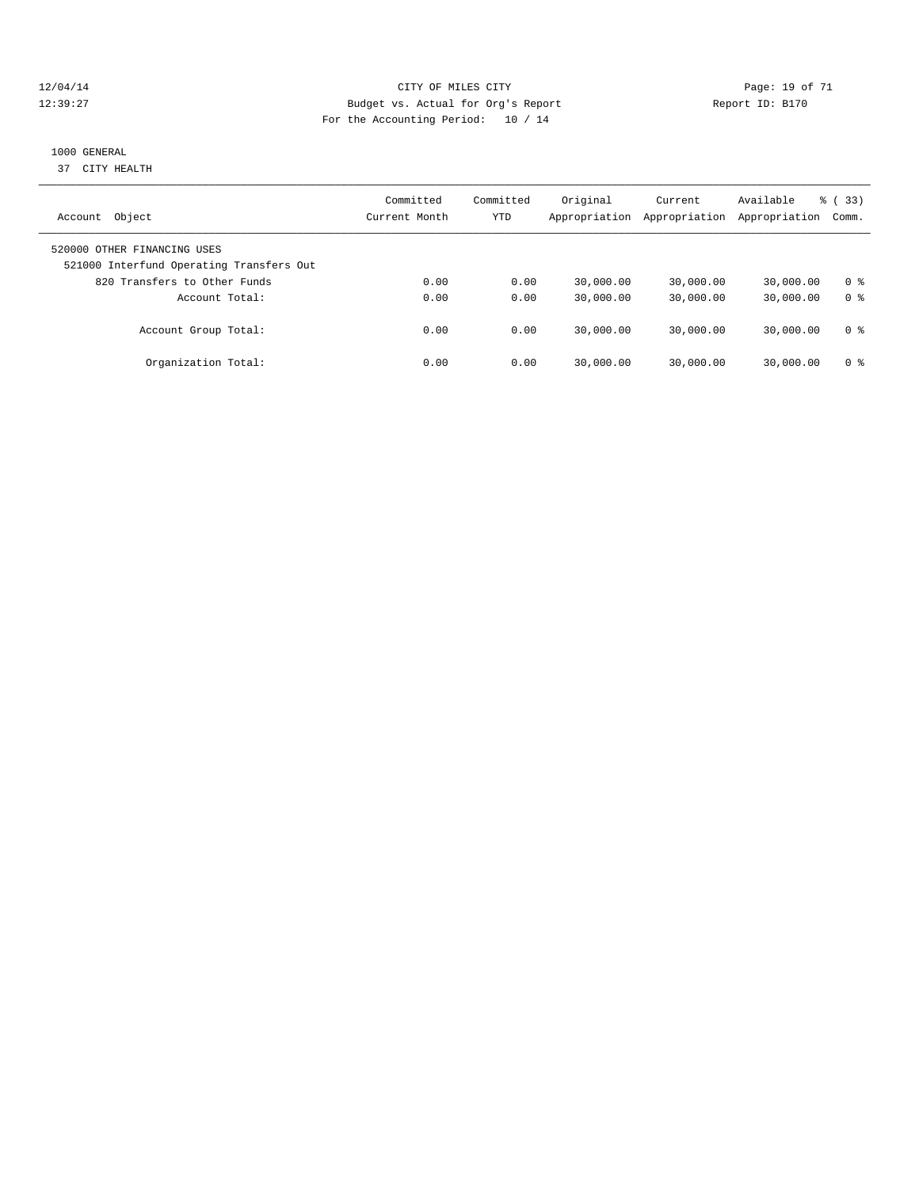CITY OF MILES CITY
Budget vs. Actual for Org's Report
For the Accounting Period: 10 / 14

12/04/14
12:39:27

Report ID: B170

1000 GENERAL
37 CITY HEALTH

| Account Object | Committed Current Month | Committed YTD | Original Appropriation | Current Appropriation | Available Appropriation | % ( 33) Comm. |
|---|---|---|---|---|---|---|
| 520000 OTHER FINANCING USES | | | | | | |
| 521000 Interfund Operating Transfers Out | | | | | | |
| 820 Transfers to Other Funds | 0.00 | 0.00 | 30,000.00 | 30,000.00 | 30,000.00 | 0 % |
| Account Total: | 0.00 | 0.00 | 30,000.00 | 30,000.00 | 30,000.00 | 0 % |
| Account Group Total: | 0.00 | 0.00 | 30,000.00 | 30,000.00 | 30,000.00 | 0 % |
| Organization Total: | 0.00 | 0.00 | 30,000.00 | 30,000.00 | 30,000.00 | 0 % |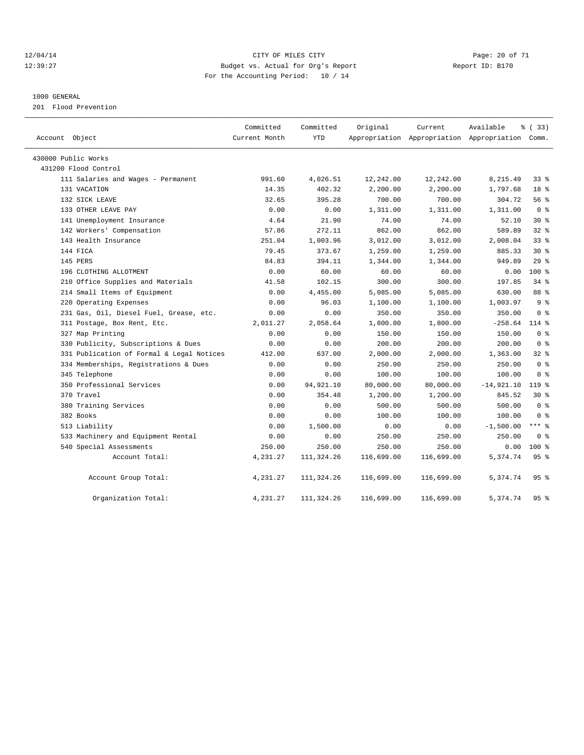12/04/14 CITY OF MILES CITY
12:39:27 Budget vs. Actual for Org's Report Report ID: B170
For the Accounting Period: 10 / 14

1000 GENERAL
201 Flood Prevention

| Account Object | Committed Current Month | Committed YTD | Original Appropriation | Current Appropriation | Available Appropriation | % ( 33) Comm. |
|---|---|---|---|---|---|---|
| 430000 Public Works | | | | | | |
| 431200 Flood Control | | | | | | |
| 111 Salaries and Wages - Permanent | 991.60 | 4,026.51 | 12,242.00 | 12,242.00 | 8,215.49 | 33 % |
| 131 VACATION | 14.35 | 402.32 | 2,200.00 | 2,200.00 | 1,797.68 | 18 % |
| 132 SICK LEAVE | 32.65 | 395.28 | 700.00 | 700.00 | 304.72 | 56 % |
| 133 OTHER LEAVE PAY | 0.00 | 0.00 | 1,311.00 | 1,311.00 | 1,311.00 | 0 % |
| 141 Unemployment Insurance | 4.64 | 21.90 | 74.00 | 74.00 | 52.10 | 30 % |
| 142 Workers' Compensation | 57.86 | 272.11 | 862.00 | 862.00 | 589.89 | 32 % |
| 143 Health Insurance | 251.04 | 1,003.96 | 3,012.00 | 3,012.00 | 2,008.04 | 33 % |
| 144 FICA | 79.45 | 373.67 | 1,259.00 | 1,259.00 | 885.33 | 30 % |
| 145 PERS | 84.83 | 394.11 | 1,344.00 | 1,344.00 | 949.89 | 29 % |
| 196 CLOTHING ALLOTMENT | 0.00 | 60.00 | 60.00 | 60.00 | 0.00 | 100 % |
| 210 Office Supplies and Materials | 41.58 | 102.15 | 300.00 | 300.00 | 197.85 | 34 % |
| 214 Small Items of Equipment | 0.00 | 4,455.00 | 5,085.00 | 5,085.00 | 630.00 | 88 % |
| 220 Operating Expenses | 0.00 | 96.03 | 1,100.00 | 1,100.00 | 1,003.97 | 9 % |
| 231 Gas, Oil, Diesel Fuel, Grease, etc. | 0.00 | 0.00 | 350.00 | 350.00 | 350.00 | 0 % |
| 311 Postage, Box Rent, Etc. | 2,011.27 | 2,058.64 | 1,800.00 | 1,800.00 | -258.64 | 114 % |
| 327 Map Printing | 0.00 | 0.00 | 150.00 | 150.00 | 150.00 | 0 % |
| 330 Publicity, Subscriptions & Dues | 0.00 | 0.00 | 200.00 | 200.00 | 200.00 | 0 % |
| 331 Publication of Formal & Legal Notices | 412.00 | 637.00 | 2,000.00 | 2,000.00 | 1,363.00 | 32 % |
| 334 Memberships, Registrations & Dues | 0.00 | 0.00 | 250.00 | 250.00 | 250.00 | 0 % |
| 345 Telephone | 0.00 | 0.00 | 100.00 | 100.00 | 100.00 | 0 % |
| 350 Professional Services | 0.00 | 94,921.10 | 80,000.00 | 80,000.00 | -14,921.10 | 119 % |
| 370 Travel | 0.00 | 354.48 | 1,200.00 | 1,200.00 | 845.52 | 30 % |
| 380 Training Services | 0.00 | 0.00 | 500.00 | 500.00 | 500.00 | 0 % |
| 382 Books | 0.00 | 0.00 | 100.00 | 100.00 | 100.00 | 0 % |
| 513 Liability | 0.00 | 1,500.00 | 0.00 | 0.00 | -1,500.00 | *** % |
| 533 Machinery and Equipment Rental | 0.00 | 0.00 | 250.00 | 250.00 | 250.00 | 0 % |
| 540 Special Assessments | 250.00 | 250.00 | 250.00 | 250.00 | 0.00 | 100 % |
| Account Total: | 4,231.27 | 111,324.26 | 116,699.00 | 116,699.00 | 5,374.74 | 95 % |
| Account Group Total: | 4,231.27 | 111,324.26 | 116,699.00 | 116,699.00 | 5,374.74 | 95 % |
| Organization Total: | 4,231.27 | 111,324.26 | 116,699.00 | 116,699.00 | 5,374.74 | 95 % |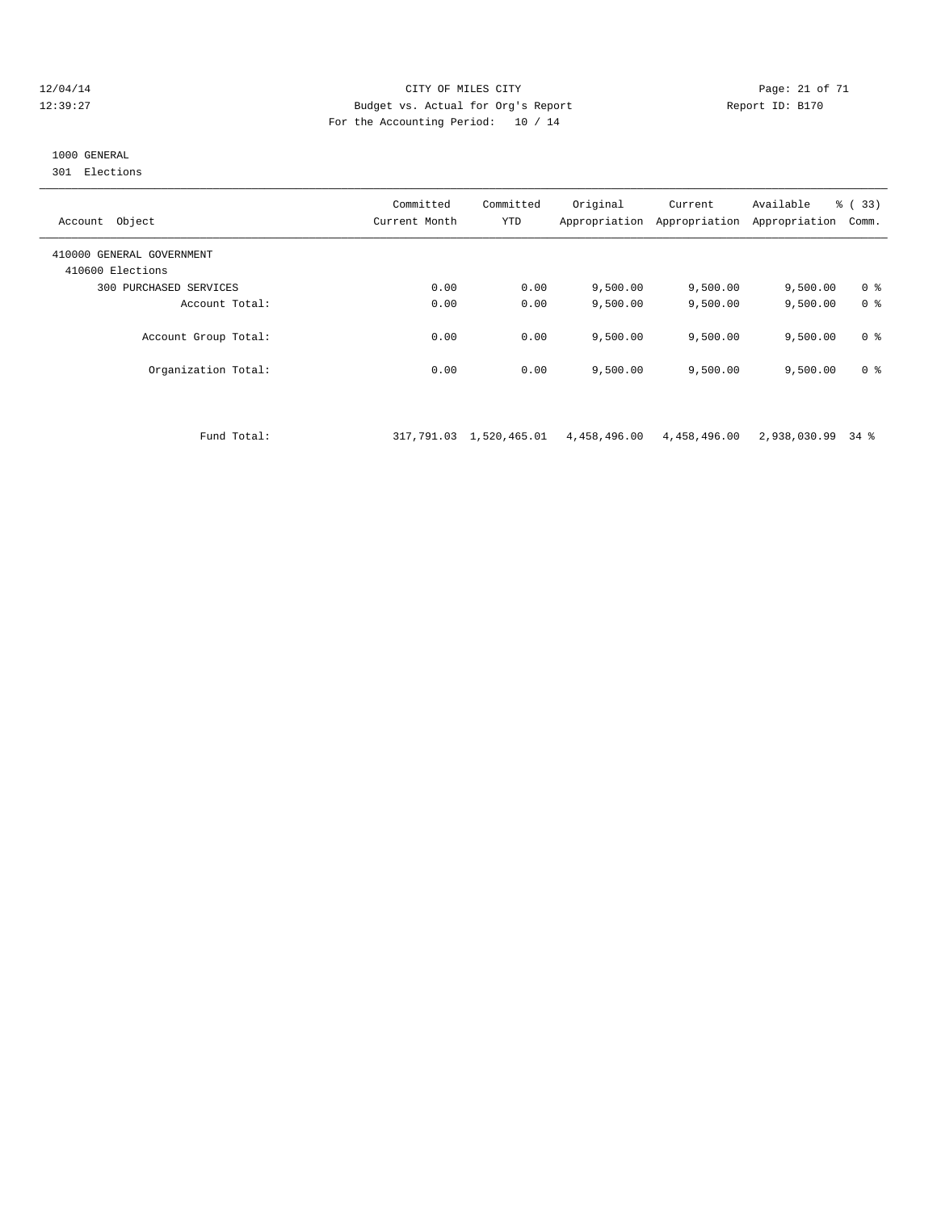CITY OF MILES CITY
Budget vs. Actual for Org's Report
For the Accounting Period: 10 / 14

12/04/14
12:39:27

Report ID: B170

1000 GENERAL
301 Elections

| Account Object | Committed Current Month | Committed YTD | Original Appropriation | Current Appropriation | Available Appropriation | % ( 33) Comm. |
|---|---|---|---|---|---|---|
| 410000 GENERAL GOVERNMENT | | | | | | |
| 410600 Elections | | | | | | |
| 300 PURCHASED SERVICES | 0.00 | 0.00 | 9,500.00 | 9,500.00 | 9,500.00 | 0 % |
| Account Total: | 0.00 | 0.00 | 9,500.00 | 9,500.00 | 9,500.00 | 0 % |
| Account Group Total: | 0.00 | 0.00 | 9,500.00 | 9,500.00 | 9,500.00 | 0 % |
| Organization Total: | 0.00 | 0.00 | 9,500.00 | 9,500.00 | 9,500.00 | 0 % |
| Fund Total: | 317,791.03 | 1,520,465.01 | 4,458,496.00 | 4,458,496.00 | 2,938,030.99 | 34 % |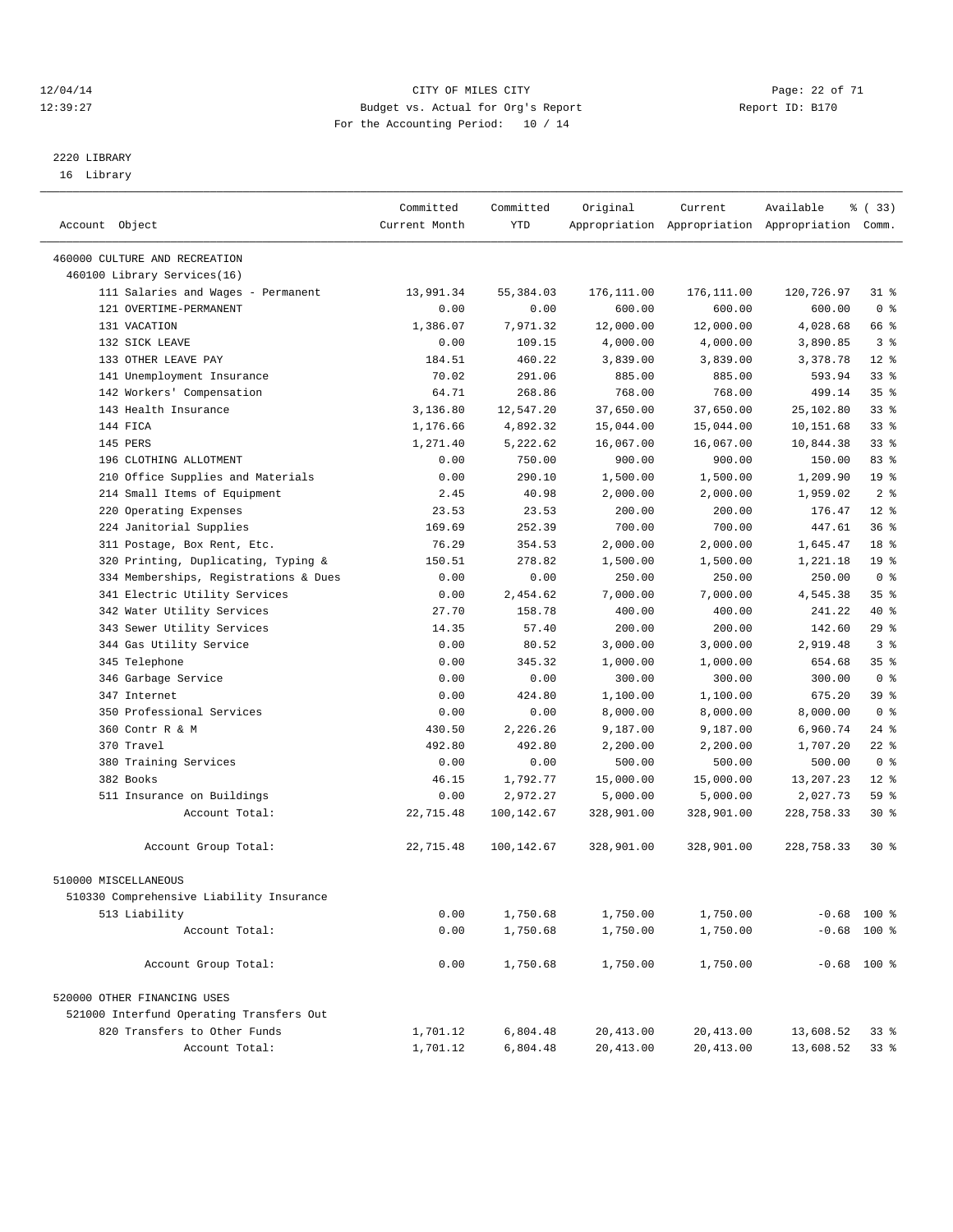12/04/14 CITY OF MILES CITY
12:39:27 Budget vs. Actual for Org's Report Report ID: B170
For the Accounting Period: 10 / 14

2220 LIBRARY
16 Library

| Account Object | Committed Current Month | Committed YTD | Original Appropriation | Current Appropriation | Available Appropriation | % ( 33) Comm. |
|---|---|---|---|---|---|---|
| 460000 CULTURE AND RECREATION | | | | | | |
| 460100 Library Services(16) | | | | | | |
| 111 Salaries and Wages - Permanent | 13,991.34 | 55,384.03 | 176,111.00 | 176,111.00 | 120,726.97 | 31 % |
| 121 OVERTIME-PERMANENT | 0.00 | 0.00 | 600.00 | 600.00 | 600.00 | 0 % |
| 131 VACATION | 1,386.07 | 7,971.32 | 12,000.00 | 12,000.00 | 4,028.68 | 66 % |
| 132 SICK LEAVE | 0.00 | 109.15 | 4,000.00 | 4,000.00 | 3,890.85 | 3 % |
| 133 OTHER LEAVE PAY | 184.51 | 460.22 | 3,839.00 | 3,839.00 | 3,378.78 | 12 % |
| 141 Unemployment Insurance | 70.02 | 291.06 | 885.00 | 885.00 | 593.94 | 33 % |
| 142 Workers' Compensation | 64.71 | 268.86 | 768.00 | 768.00 | 499.14 | 35 % |
| 143 Health Insurance | 3,136.80 | 12,547.20 | 37,650.00 | 37,650.00 | 25,102.80 | 33 % |
| 144 FICA | 1,176.66 | 4,892.32 | 15,044.00 | 15,044.00 | 10,151.68 | 33 % |
| 145 PERS | 1,271.40 | 5,222.62 | 16,067.00 | 16,067.00 | 10,844.38 | 33 % |
| 196 CLOTHING ALLOTMENT | 0.00 | 750.00 | 900.00 | 900.00 | 150.00 | 83 % |
| 210 Office Supplies and Materials | 0.00 | 290.10 | 1,500.00 | 1,500.00 | 1,209.90 | 19 % |
| 214 Small Items of Equipment | 2.45 | 40.98 | 2,000.00 | 2,000.00 | 1,959.02 | 2 % |
| 220 Operating Expenses | 23.53 | 23.53 | 200.00 | 200.00 | 176.47 | 12 % |
| 224 Janitorial Supplies | 169.69 | 252.39 | 700.00 | 700.00 | 447.61 | 36 % |
| 311 Postage, Box Rent, Etc. | 76.29 | 354.53 | 2,000.00 | 2,000.00 | 1,645.47 | 18 % |
| 320 Printing, Duplicating, Typing & | 150.51 | 278.82 | 1,500.00 | 1,500.00 | 1,221.18 | 19 % |
| 334 Memberships, Registrations & Dues | 0.00 | 0.00 | 250.00 | 250.00 | 250.00 | 0 % |
| 341 Electric Utility Services | 0.00 | 2,454.62 | 7,000.00 | 7,000.00 | 4,545.38 | 35 % |
| 342 Water Utility Services | 27.70 | 158.78 | 400.00 | 400.00 | 241.22 | 40 % |
| 343 Sewer Utility Services | 14.35 | 57.40 | 200.00 | 200.00 | 142.60 | 29 % |
| 344 Gas Utility Service | 0.00 | 80.52 | 3,000.00 | 3,000.00 | 2,919.48 | 3 % |
| 345 Telephone | 0.00 | 345.32 | 1,000.00 | 1,000.00 | 654.68 | 35 % |
| 346 Garbage Service | 0.00 | 0.00 | 300.00 | 300.00 | 300.00 | 0 % |
| 347 Internet | 0.00 | 424.80 | 1,100.00 | 1,100.00 | 675.20 | 39 % |
| 350 Professional Services | 0.00 | 0.00 | 8,000.00 | 8,000.00 | 8,000.00 | 0 % |
| 360 Contr R & M | 430.50 | 2,226.26 | 9,187.00 | 9,187.00 | 6,960.74 | 24 % |
| 370 Travel | 492.80 | 492.80 | 2,200.00 | 2,200.00 | 1,707.20 | 22 % |
| 380 Training Services | 0.00 | 0.00 | 500.00 | 500.00 | 500.00 | 0 % |
| 382 Books | 46.15 | 1,792.77 | 15,000.00 | 15,000.00 | 13,207.23 | 12 % |
| 511 Insurance on Buildings | 0.00 | 2,972.27 | 5,000.00 | 5,000.00 | 2,027.73 | 59 % |
| Account Total: | 22,715.48 | 100,142.67 | 328,901.00 | 328,901.00 | 228,758.33 | 30 % |
| Account Group Total: | 22,715.48 | 100,142.67 | 328,901.00 | 328,901.00 | 228,758.33 | 30 % |
| 510000 MISCELLANEOUS | | | | | | |
| 510330 Comprehensive Liability Insurance | | | | | | |
| 513 Liability | 0.00 | 1,750.68 | 1,750.00 | 1,750.00 | -0.68 | 100 % |
| Account Total: | 0.00 | 1,750.68 | 1,750.00 | 1,750.00 | -0.68 | 100 % |
| Account Group Total: | 0.00 | 1,750.68 | 1,750.00 | 1,750.00 | -0.68 | 100 % |
| 520000 OTHER FINANCING USES | | | | | | |
| 521000 Interfund Operating Transfers Out | | | | | | |
| 820 Transfers to Other Funds | 1,701.12 | 6,804.48 | 20,413.00 | 20,413.00 | 13,608.52 | 33 % |
| Account Total: | 1,701.12 | 6,804.48 | 20,413.00 | 20,413.00 | 13,608.52 | 33 % |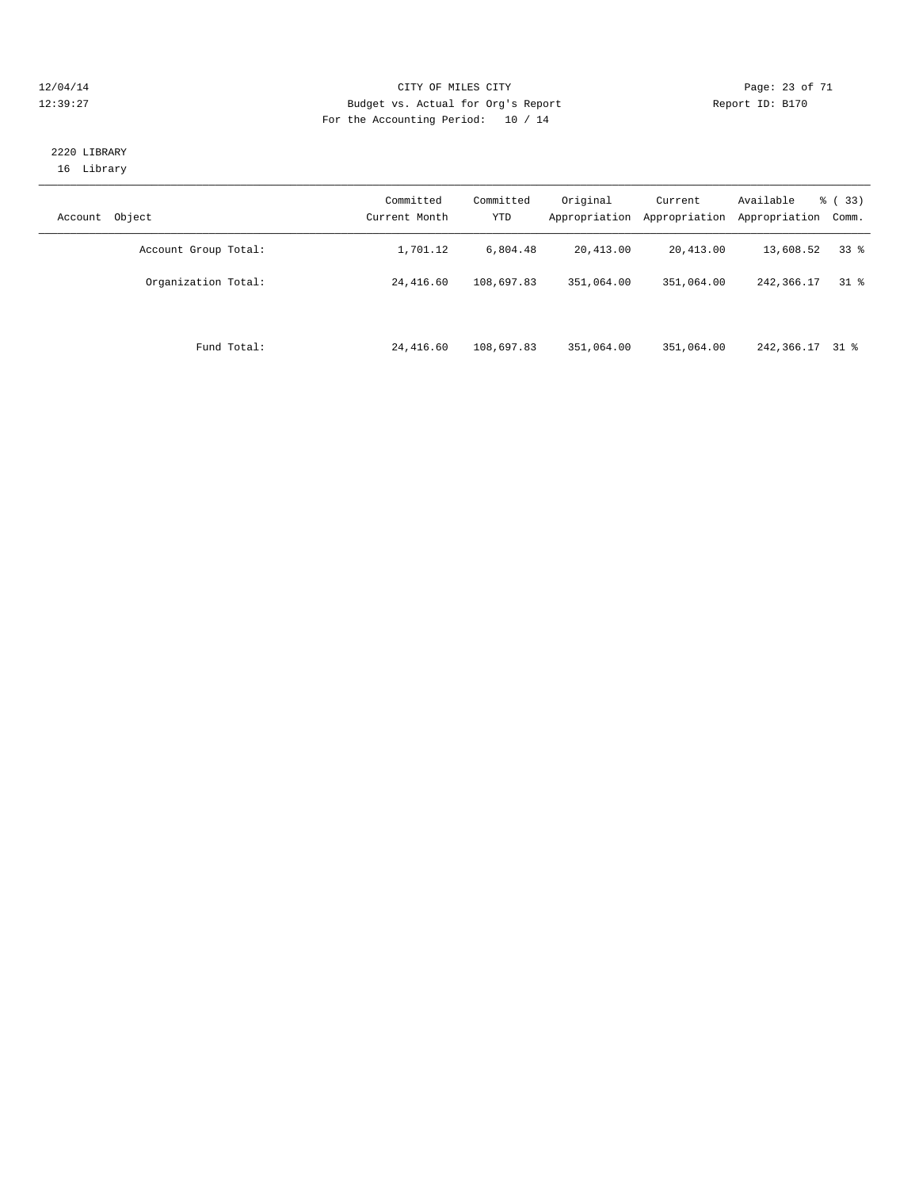CITY OF MILES CITY
Budget vs. Actual for Org's Report
For the Accounting Period: 10 / 14

12/04/14
12:39:27

Report ID: B170

2220 LIBRARY
16 Library

| Account Object | Committed Current Month | Committed YTD | Original Appropriation | Current Appropriation | Available Appropriation | % ( 33) Comm. |
|---|---|---|---|---|---|---|
| Account Group Total: | 1,701.12 | 6,804.48 | 20,413.00 | 20,413.00 | 13,608.52 | 33 % |
| Organization Total: | 24,416.60 | 108,697.83 | 351,064.00 | 351,064.00 | 242,366.17 | 31 % |
| Fund Total: | 24,416.60 | 108,697.83 | 351,064.00 | 351,064.00 | 242,366.17 | 31 % |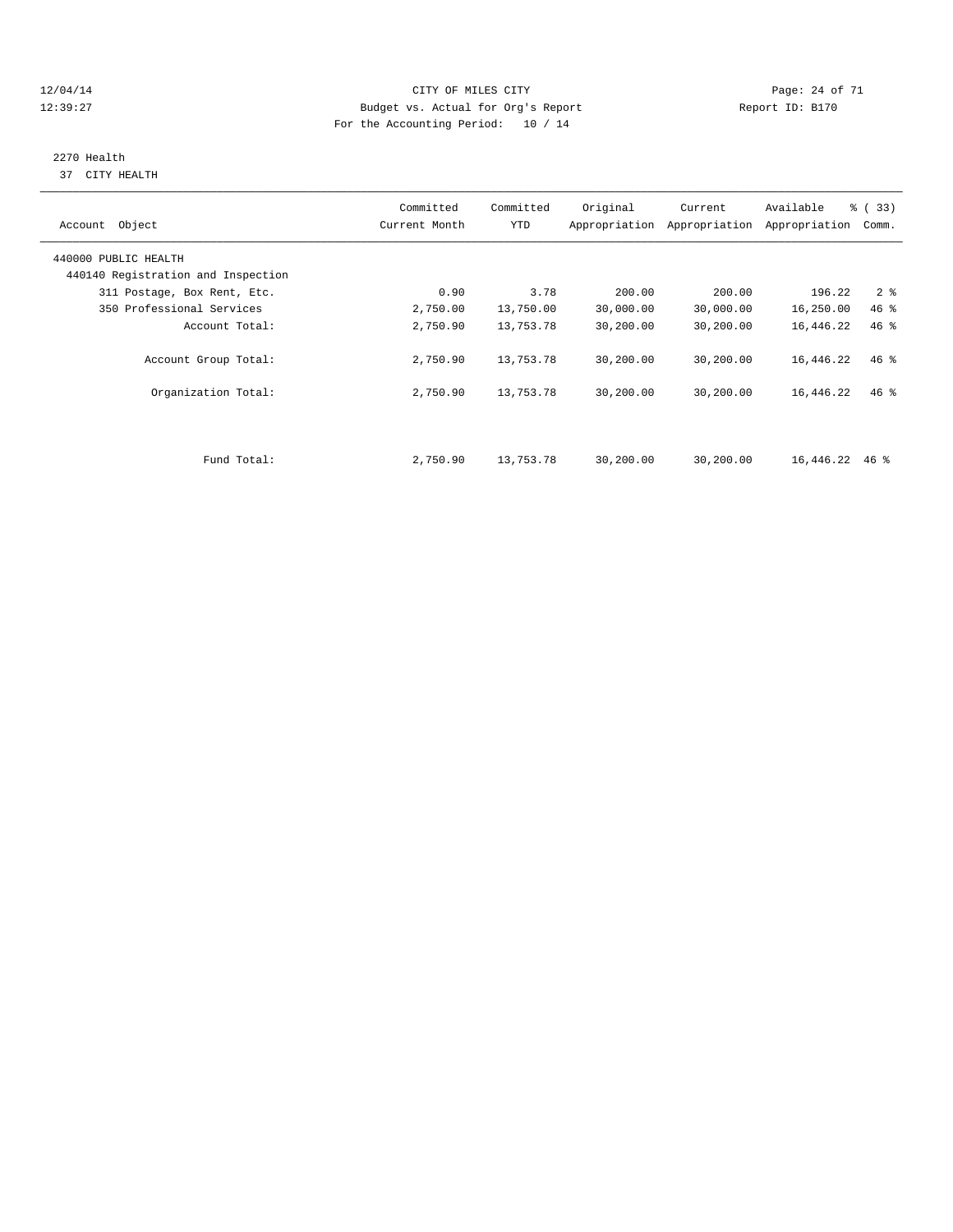CITY OF MILES CITY
Budget vs. Actual for Org's Report
For the Accounting Period: 10 / 14

12/04/14
12:39:27

Report ID: B170

2270 Health
37 CITY HEALTH

| Account Object | Committed Current Month | Committed YTD | Original Appropriation | Current Appropriation | Available Appropriation | % ( 33) Comm. |
|---|---|---|---|---|---|---|
| 440000 PUBLIC HEALTH | | | | | | |
| 440140 Registration and Inspection | | | | | | |
| 311 Postage, Box Rent, Etc. | 0.90 | 3.78 | 200.00 | 200.00 | 196.22 | 2 % |
| 350 Professional Services | 2,750.00 | 13,750.00 | 30,000.00 | 30,000.00 | 16,250.00 | 46 % |
| Account Total: | 2,750.90 | 13,753.78 | 30,200.00 | 30,200.00 | 16,446.22 | 46 % |
| Account Group Total: | 2,750.90 | 13,753.78 | 30,200.00 | 30,200.00 | 16,446.22 | 46 % |
| Organization Total: | 2,750.90 | 13,753.78 | 30,200.00 | 30,200.00 | 16,446.22 | 46 % |
| Fund Total: | 2,750.90 | 13,753.78 | 30,200.00 | 30,200.00 | 16,446.22 | 46 % |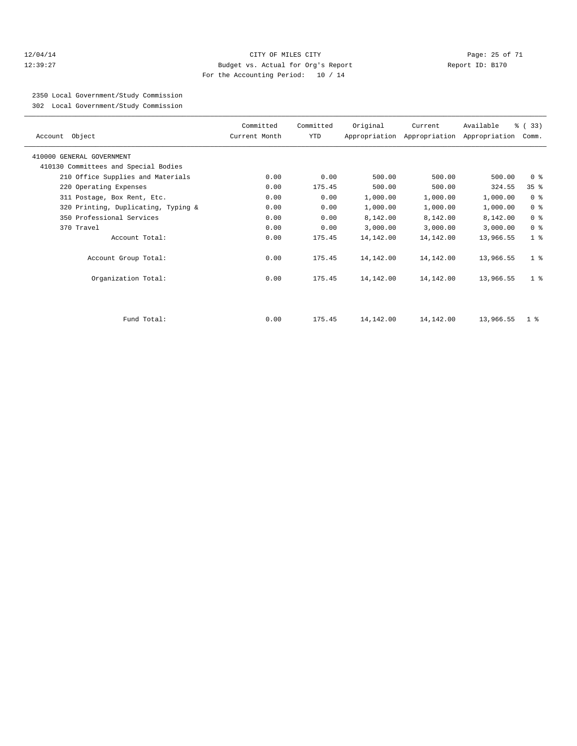CITY OF MILES CITY
Budget vs. Actual for Org's Report
For the Accounting Period: 10 / 14

12/04/14
12:39:27

Report ID: B170

2350 Local Government/Study Commission
302 Local Government/Study Commission

| Account Object | Committed Current Month | Committed YTD | Original Appropriation | Current Appropriation | Available Appropriation | % ( 33) Comm. |
|---|---|---|---|---|---|---|
| 410000 GENERAL GOVERNMENT | | | | | | |
| 410130 Committees and Special Bodies | | | | | | |
| 210 Office Supplies and Materials | 0.00 | 0.00 | 500.00 | 500.00 | 500.00 | 0 % |
| 220 Operating Expenses | 0.00 | 175.45 | 500.00 | 500.00 | 324.55 | 35 % |
| 311 Postage, Box Rent, Etc. | 0.00 | 0.00 | 1,000.00 | 1,000.00 | 1,000.00 | 0 % |
| 320 Printing, Duplicating, Typing & | 0.00 | 0.00 | 1,000.00 | 1,000.00 | 1,000.00 | 0 % |
| 350 Professional Services | 0.00 | 0.00 | 8,142.00 | 8,142.00 | 8,142.00 | 0 % |
| 370 Travel | 0.00 | 0.00 | 3,000.00 | 3,000.00 | 3,000.00 | 0 % |
| Account Total: | 0.00 | 175.45 | 14,142.00 | 14,142.00 | 13,966.55 | 1 % |
| Account Group Total: | 0.00 | 175.45 | 14,142.00 | 14,142.00 | 13,966.55 | 1 % |
| Organization Total: | 0.00 | 175.45 | 14,142.00 | 14,142.00 | 13,966.55 | 1 % |
| Fund Total: | 0.00 | 175.45 | 14,142.00 | 14,142.00 | 13,966.55 | 1 % |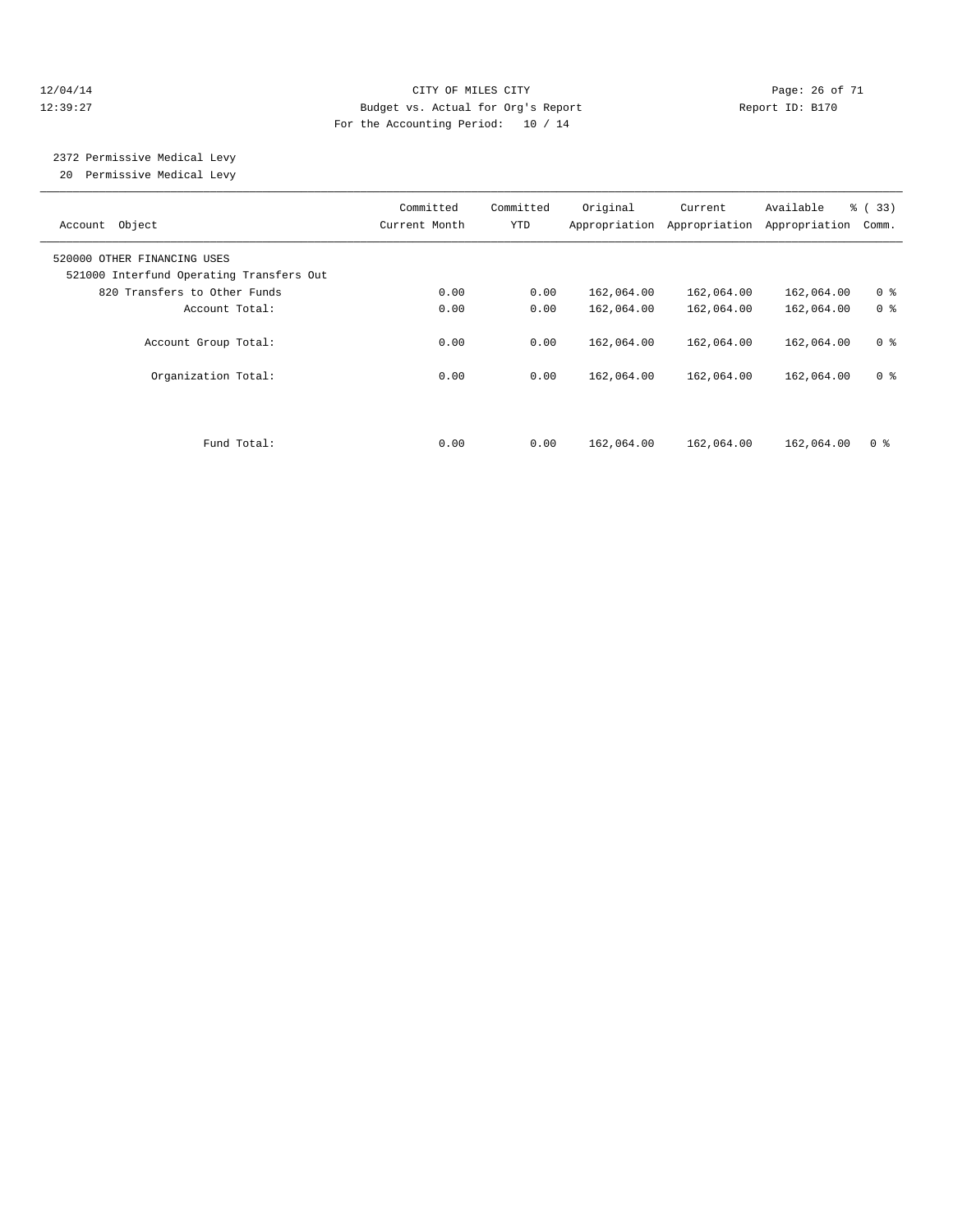CITY OF MILES CITY
Budget vs. Actual for Org's Report
For the Accounting Period: 10 / 14

12/04/14
12:39:27

Report ID: B170

2372 Permissive Medical Levy
20 Permissive Medical Levy

| Account Object | Committed Current Month | Committed YTD | Original Appropriation | Current Appropriation | Available Appropriation | % ( 33) Comm. |
|---|---|---|---|---|---|---|
| 520000 OTHER FINANCING USES | | | | | | |
| 521000 Interfund Operating Transfers Out | | | | | | |
| 820 Transfers to Other Funds | 0.00 | 0.00 | 162,064.00 | 162,064.00 | 162,064.00 | 0 % |
| Account Total: | 0.00 | 0.00 | 162,064.00 | 162,064.00 | 162,064.00 | 0 % |
| Account Group Total: | 0.00 | 0.00 | 162,064.00 | 162,064.00 | 162,064.00 | 0 % |
| Organization Total: | 0.00 | 0.00 | 162,064.00 | 162,064.00 | 162,064.00 | 0 % |
| Fund Total: | 0.00 | 0.00 | 162,064.00 | 162,064.00 | 162,064.00 | 0 % |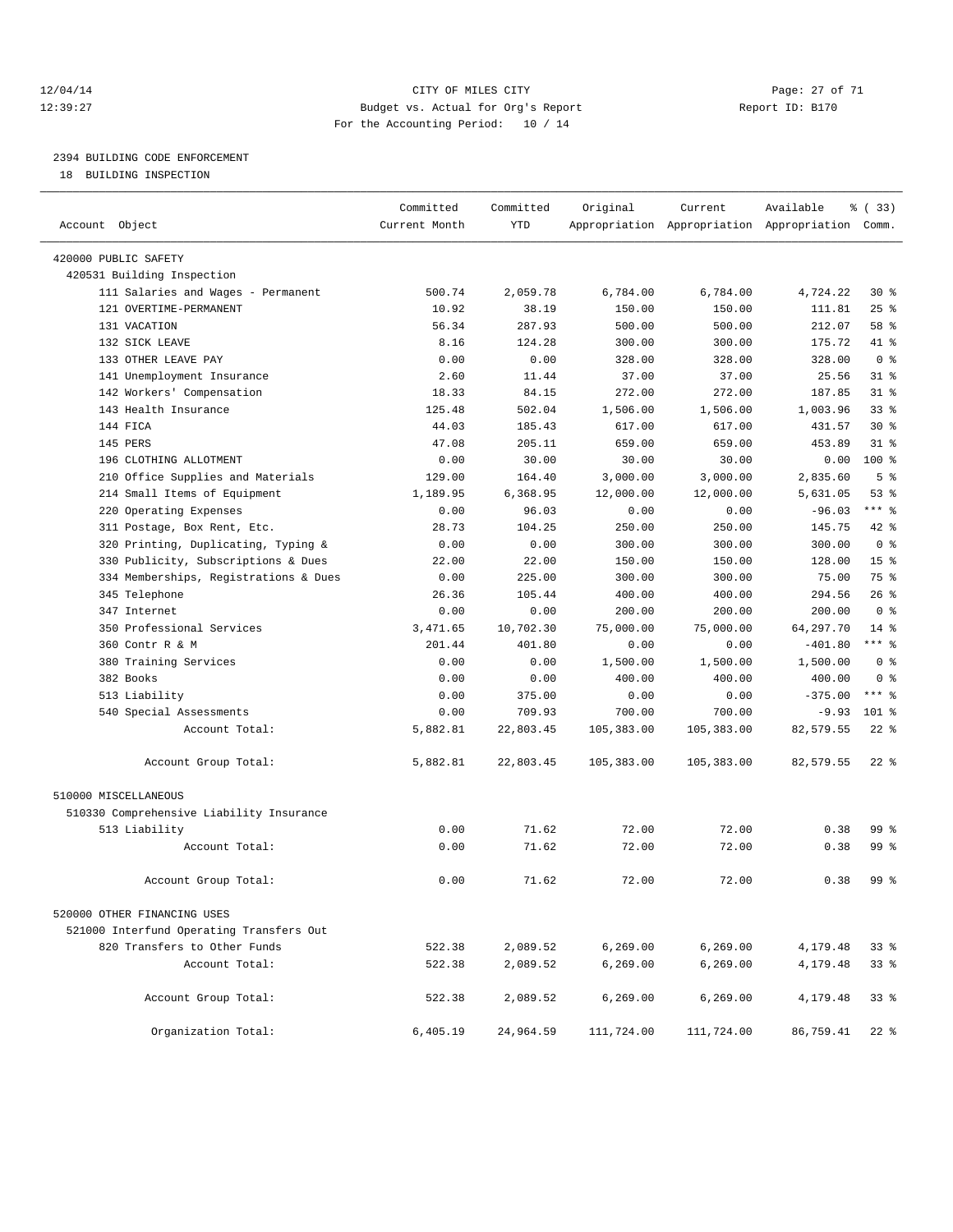12/04/14 CITY OF MILES CITY
12:39:27 Budget vs. Actual for Org's Report Report ID: B170
For the Accounting Period: 10 / 14

2394 BUILDING CODE ENFORCEMENT
18 BUILDING INSPECTION

| Account Object | Committed Current Month | Committed YTD | Original Appropriation | Current Appropriation | Available Appropriation | % ( 33) Comm. |
|---|---|---|---|---|---|---|
| 420000 PUBLIC SAFETY | | | | | | |
| 420531 Building Inspection | | | | | | |
| 111 Salaries and Wages - Permanent | 500.74 | 2,059.78 | 6,784.00 | 6,784.00 | 4,724.22 | 30 % |
| 121 OVERTIME-PERMANENT | 10.92 | 38.19 | 150.00 | 150.00 | 111.81 | 25 % |
| 131 VACATION | 56.34 | 287.93 | 500.00 | 500.00 | 212.07 | 58 % |
| 132 SICK LEAVE | 8.16 | 124.28 | 300.00 | 300.00 | 175.72 | 41 % |
| 133 OTHER LEAVE PAY | 0.00 | 0.00 | 328.00 | 328.00 | 328.00 | 0 % |
| 141 Unemployment Insurance | 2.60 | 11.44 | 37.00 | 37.00 | 25.56 | 31 % |
| 142 Workers' Compensation | 18.33 | 84.15 | 272.00 | 272.00 | 187.85 | 31 % |
| 143 Health Insurance | 125.48 | 502.04 | 1,506.00 | 1,506.00 | 1,003.96 | 33 % |
| 144 FICA | 44.03 | 185.43 | 617.00 | 617.00 | 431.57 | 30 % |
| 145 PERS | 47.08 | 205.11 | 659.00 | 659.00 | 453.89 | 31 % |
| 196 CLOTHING ALLOTMENT | 0.00 | 30.00 | 30.00 | 30.00 | 0.00 | 100 % |
| 210 Office Supplies and Materials | 129.00 | 164.40 | 3,000.00 | 3,000.00 | 2,835.60 | 5 % |
| 214 Small Items of Equipment | 1,189.95 | 6,368.95 | 12,000.00 | 12,000.00 | 5,631.05 | 53 % |
| 220 Operating Expenses | 0.00 | 96.03 | 0.00 | 0.00 | -96.03 | *** % |
| 311 Postage, Box Rent, Etc. | 28.73 | 104.25 | 250.00 | 250.00 | 145.75 | 42 % |
| 320 Printing, Duplicating, Typing & | 0.00 | 0.00 | 300.00 | 300.00 | 300.00 | 0 % |
| 330 Publicity, Subscriptions & Dues | 22.00 | 22.00 | 150.00 | 150.00 | 128.00 | 15 % |
| 334 Memberships, Registrations & Dues | 0.00 | 225.00 | 300.00 | 300.00 | 75.00 | 75 % |
| 345 Telephone | 26.36 | 105.44 | 400.00 | 400.00 | 294.56 | 26 % |
| 347 Internet | 0.00 | 0.00 | 200.00 | 200.00 | 200.00 | 0 % |
| 350 Professional Services | 3,471.65 | 10,702.30 | 75,000.00 | 75,000.00 | 64,297.70 | 14 % |
| 360 Contr R & M | 201.44 | 401.80 | 0.00 | 0.00 | -401.80 | *** % |
| 380 Training Services | 0.00 | 0.00 | 1,500.00 | 1,500.00 | 1,500.00 | 0 % |
| 382 Books | 0.00 | 0.00 | 400.00 | 400.00 | 400.00 | 0 % |
| 513 Liability | 0.00 | 375.00 | 0.00 | 0.00 | -375.00 | *** % |
| 540 Special Assessments | 0.00 | 709.93 | 700.00 | 700.00 | -9.93 | 101 % |
| Account Total: | 5,882.81 | 22,803.45 | 105,383.00 | 105,383.00 | 82,579.55 | 22 % |
| Account Group Total: | 5,882.81 | 22,803.45 | 105,383.00 | 105,383.00 | 82,579.55 | 22 % |
| 510000 MISCELLANEOUS | | | | | | |
| 510330 Comprehensive Liability Insurance | | | | | | |
| 513 Liability | 0.00 | 71.62 | 72.00 | 72.00 | 0.38 | 99 % |
| Account Total: | 0.00 | 71.62 | 72.00 | 72.00 | 0.38 | 99 % |
| Account Group Total: | 0.00 | 71.62 | 72.00 | 72.00 | 0.38 | 99 % |
| 520000 OTHER FINANCING USES | | | | | | |
| 521000 Interfund Operating Transfers Out | | | | | | |
| 820 Transfers to Other Funds | 522.38 | 2,089.52 | 6,269.00 | 6,269.00 | 4,179.48 | 33 % |
| Account Total: | 522.38 | 2,089.52 | 6,269.00 | 6,269.00 | 4,179.48 | 33 % |
| Account Group Total: | 522.38 | 2,089.52 | 6,269.00 | 6,269.00 | 4,179.48 | 33 % |
| Organization Total: | 6,405.19 | 24,964.59 | 111,724.00 | 111,724.00 | 86,759.41 | 22 % |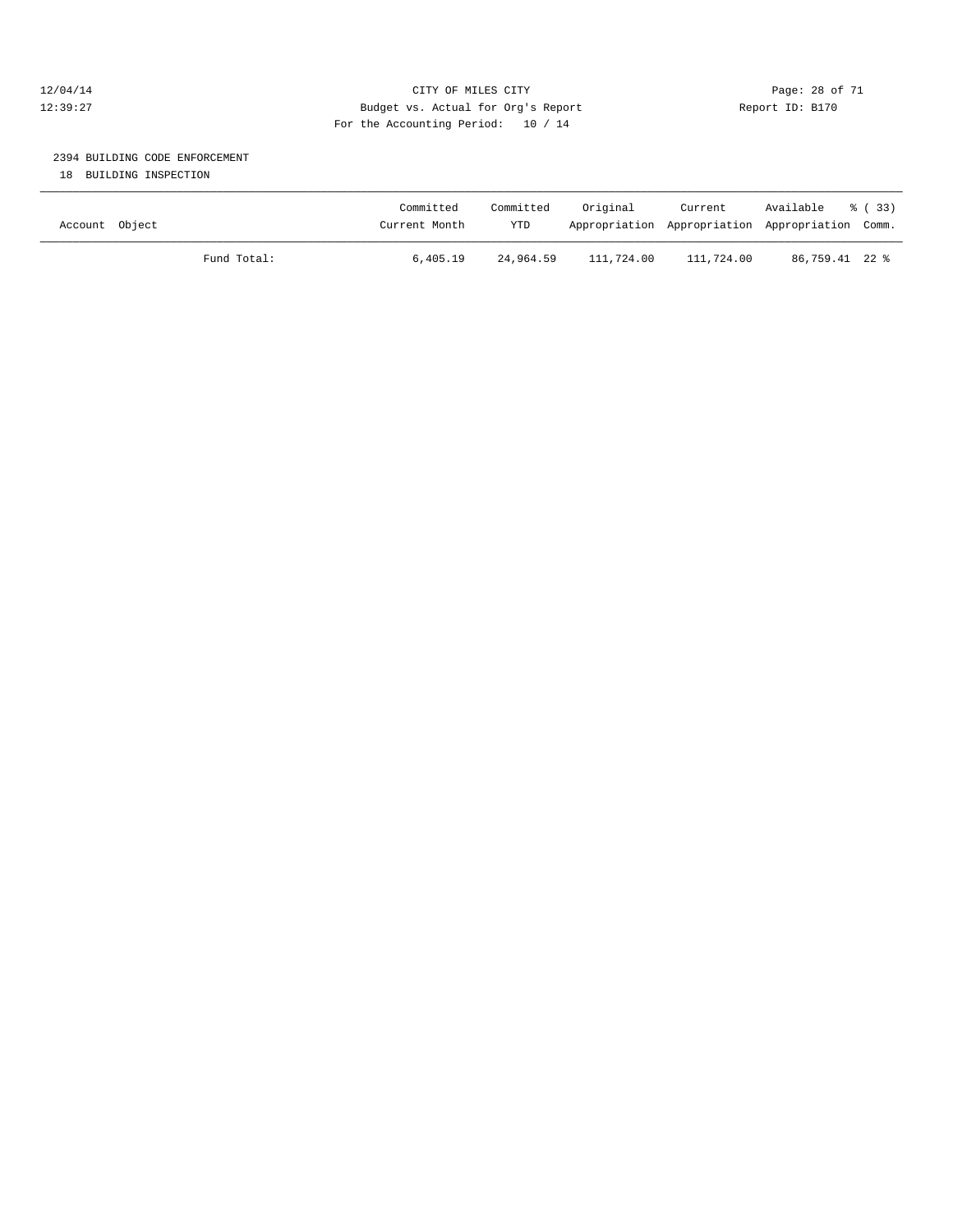CITY OF MILES CITY
Budget vs. Actual for Org's Report
For the Accounting Period: 10 / 14

12/04/14
12:39:27

Report ID: B170

## 2394 BUILDING CODE ENFORCEMENT

18 BUILDING INSPECTION

| Account Object | Committed Current Month | Committed YTD | Original Appropriation | Current Appropriation | Available Appropriation | % ( 33) Comm. |
|---|---|---|---|---|---|---|
| Fund Total: | 6,405.19 | 24,964.59 | 111,724.00 | 111,724.00 | 86,759.41 | 22 % |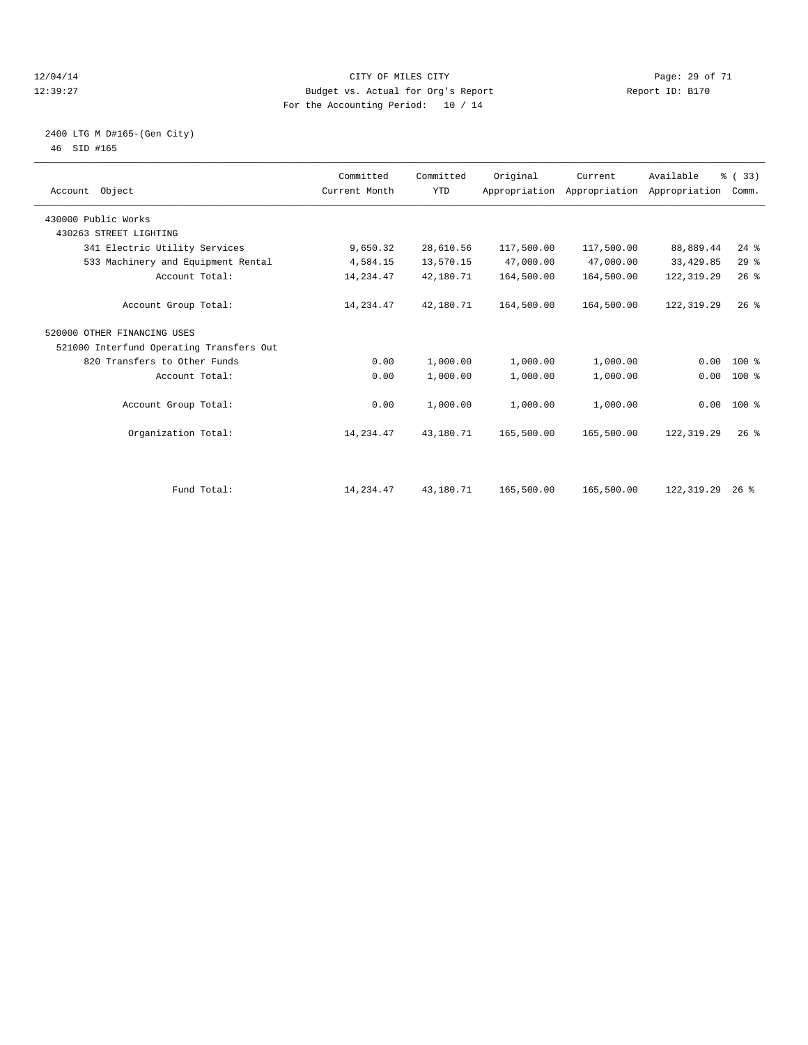12/04/14 CITY OF MILES CITY
12:39:27 Budget vs. Actual for Org's Report Report ID: B170
For the Accounting Period: 10 / 14

2400 LTG M D#165-(Gen City)
46 SID #165

| Account Object | Committed Current Month | Committed YTD | Original Appropriation | Current Appropriation | Available Appropriation | % ( 33) Comm. |
|---|---|---|---|---|---|---|
| 430000 Public Works | | | | | | |
| 430263 STREET LIGHTING | | | | | | |
| 341 Electric Utility Services | 9,650.32 | 28,610.56 | 117,500.00 | 117,500.00 | 88,889.44 | 24 % |
| 533 Machinery and Equipment Rental | 4,584.15 | 13,570.15 | 47,000.00 | 47,000.00 | 33,429.85 | 29 % |
| Account Total: | 14,234.47 | 42,180.71 | 164,500.00 | 164,500.00 | 122,319.29 | 26 % |
| Account Group Total: | 14,234.47 | 42,180.71 | 164,500.00 | 164,500.00 | 122,319.29 | 26 % |
| 520000 OTHER FINANCING USES | | | | | | |
| 521000 Interfund Operating Transfers Out | | | | | | |
| 820 Transfers to Other Funds | 0.00 | 1,000.00 | 1,000.00 | 1,000.00 | 0.00 | 100 % |
| Account Total: | 0.00 | 1,000.00 | 1,000.00 | 1,000.00 | 0.00 | 100 % |
| Account Group Total: | 0.00 | 1,000.00 | 1,000.00 | 1,000.00 | 0.00 | 100 % |
| Organization Total: | 14,234.47 | 43,180.71 | 165,500.00 | 165,500.00 | 122,319.29 | 26 % |
| Fund Total: | 14,234.47 | 43,180.71 | 165,500.00 | 165,500.00 | 122,319.29 | 26 % |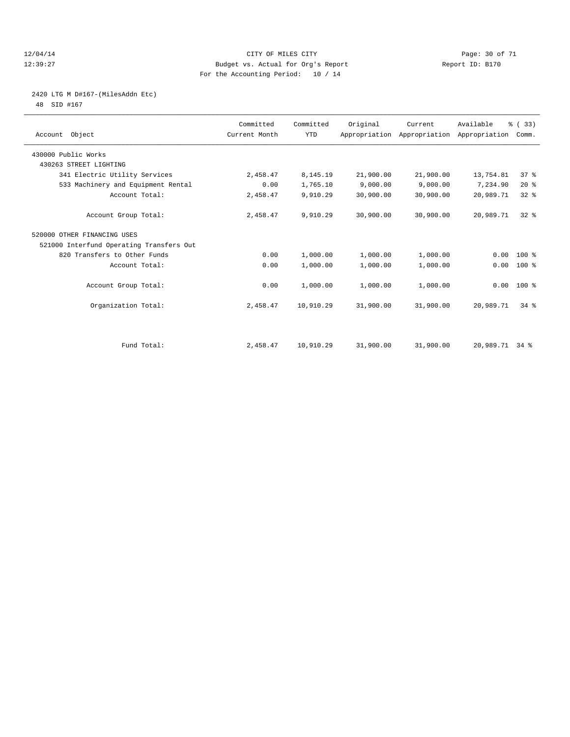CITY OF MILES CITY
Budget vs. Actual for Org's Report
For the Accounting Period: 10 / 14

12/04/14
12:39:27

Report ID: B170

2420 LTG M D#167-(MilesAddn Etc)
48 SID #167

| Account Object | Committed Current Month | Committed YTD | Original Appropriation | Current Appropriation | Available Appropriation | % ( 33) Comm. |
|---|---|---|---|---|---|---|
| 430000 Public Works | | | | | | |
| 430263 STREET LIGHTING | | | | | | |
| 341 Electric Utility Services | 2,458.47 | 8,145.19 | 21,900.00 | 21,900.00 | 13,754.81 | 37 % |
| 533 Machinery and Equipment Rental | 0.00 | 1,765.10 | 9,000.00 | 9,000.00 | 7,234.90 | 20 % |
| Account Total: | 2,458.47 | 9,910.29 | 30,900.00 | 30,900.00 | 20,989.71 | 32 % |
| Account Group Total: | 2,458.47 | 9,910.29 | 30,900.00 | 30,900.00 | 20,989.71 | 32 % |
| 520000 OTHER FINANCING USES | | | | | | |
| 521000 Interfund Operating Transfers Out | | | | | | |
| 820 Transfers to Other Funds | 0.00 | 1,000.00 | 1,000.00 | 1,000.00 | 0.00 | 100 % |
| Account Total: | 0.00 | 1,000.00 | 1,000.00 | 1,000.00 | 0.00 | 100 % |
| Account Group Total: | 0.00 | 1,000.00 | 1,000.00 | 1,000.00 | 0.00 | 100 % |
| Organization Total: | 2,458.47 | 10,910.29 | 31,900.00 | 31,900.00 | 20,989.71 | 34 % |
| Fund Total: | 2,458.47 | 10,910.29 | 31,900.00 | 31,900.00 | 20,989.71 | 34 % |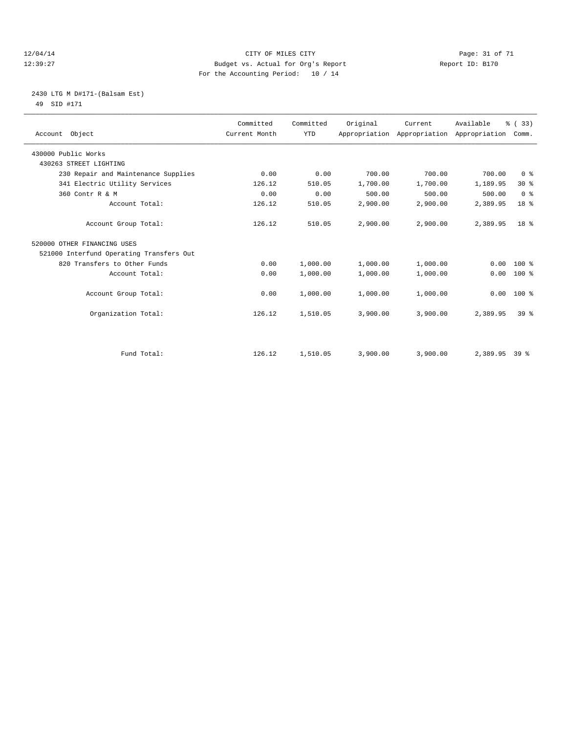CITY OF MILES CITY
Budget vs. Actual for Org's Report
For the Accounting Period: 10 / 14

12/04/14
12:39:27

Report ID: B170

2430 LTG M D#171-(Balsam Est)
49 SID #171

| Account Object | Committed Current Month | Committed YTD | Original Appropriation | Current Appropriation | Available Appropriation | % ( 33) Comm. |
|---|---|---|---|---|---|---|
| 430000 Public Works | | | | | | |
| 430263 STREET LIGHTING | | | | | | |
| 230 Repair and Maintenance Supplies | 0.00 | 0.00 | 700.00 | 700.00 | 700.00 | 0 % |
| 341 Electric Utility Services | 126.12 | 510.05 | 1,700.00 | 1,700.00 | 1,189.95 | 30 % |
| 360 Contr R & M | 0.00 | 0.00 | 500.00 | 500.00 | 500.00 | 0 % |
| Account Total: | 126.12 | 510.05 | 2,900.00 | 2,900.00 | 2,389.95 | 18 % |
| Account Group Total: | 126.12 | 510.05 | 2,900.00 | 2,900.00 | 2,389.95 | 18 % |
| 520000 OTHER FINANCING USES | | | | | | |
| 521000 Interfund Operating Transfers Out | | | | | | |
| 820 Transfers to Other Funds | 0.00 | 1,000.00 | 1,000.00 | 1,000.00 | 0.00 | 100 % |
| Account Total: | 0.00 | 1,000.00 | 1,000.00 | 1,000.00 | 0.00 | 100 % |
| Account Group Total: | 0.00 | 1,000.00 | 1,000.00 | 1,000.00 | 0.00 | 100 % |
| Organization Total: | 126.12 | 1,510.05 | 3,900.00 | 3,900.00 | 2,389.95 | 39 % |
| Fund Total: | 126.12 | 1,510.05 | 3,900.00 | 3,900.00 | 2,389.95 | 39 % |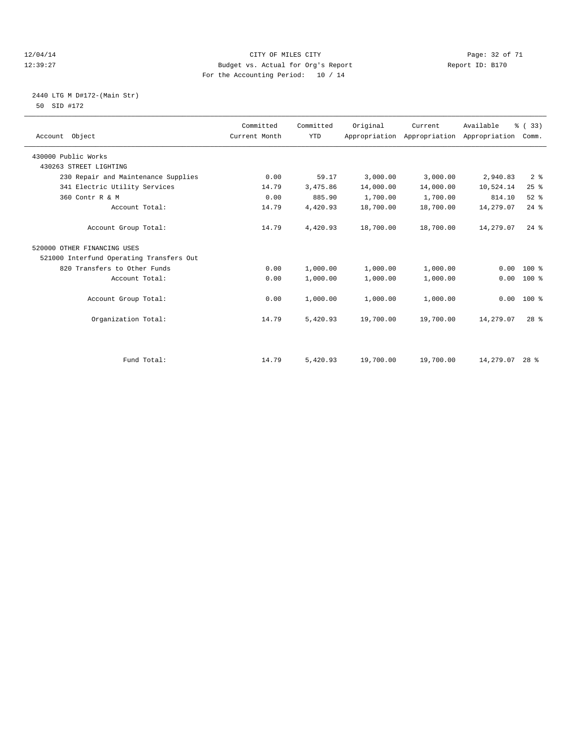12/04/14 CITY OF MILES CITY
12:39:27 Budget vs. Actual for Org's Report Report ID: B170
For the Accounting Period: 10 / 14

2440 LTG M D#172-(Main Str)
50 SID #172

| Account Object | Committed Current Month | Committed YTD | Original Appropriation | Current Appropriation | Available Appropriation | % ( 33) Comm. |
|---|---|---|---|---|---|---|
| 430000 Public Works | | | | | | |
| 430263 STREET LIGHTING | | | | | | |
| 230 Repair and Maintenance Supplies | 0.00 | 59.17 | 3,000.00 | 3,000.00 | 2,940.83 | 2 % |
| 341 Electric Utility Services | 14.79 | 3,475.86 | 14,000.00 | 14,000.00 | 10,524.14 | 25 % |
| 360 Contr R & M | 0.00 | 885.90 | 1,700.00 | 1,700.00 | 814.10 | 52 % |
| Account Total: | 14.79 | 4,420.93 | 18,700.00 | 18,700.00 | 14,279.07 | 24 % |
| Account Group Total: | 14.79 | 4,420.93 | 18,700.00 | 18,700.00 | 14,279.07 | 24 % |
| 520000 OTHER FINANCING USES | | | | | | |
| 521000 Interfund Operating Transfers Out | | | | | | |
| 820 Transfers to Other Funds | 0.00 | 1,000.00 | 1,000.00 | 1,000.00 | 0.00 | 100 % |
| Account Total: | 0.00 | 1,000.00 | 1,000.00 | 1,000.00 | 0.00 | 100 % |
| Account Group Total: | 0.00 | 1,000.00 | 1,000.00 | 1,000.00 | 0.00 | 100 % |
| Organization Total: | 14.79 | 5,420.93 | 19,700.00 | 19,700.00 | 14,279.07 | 28 % |
| Fund Total: | 14.79 | 5,420.93 | 19,700.00 | 19,700.00 | 14,279.07 | 28 % |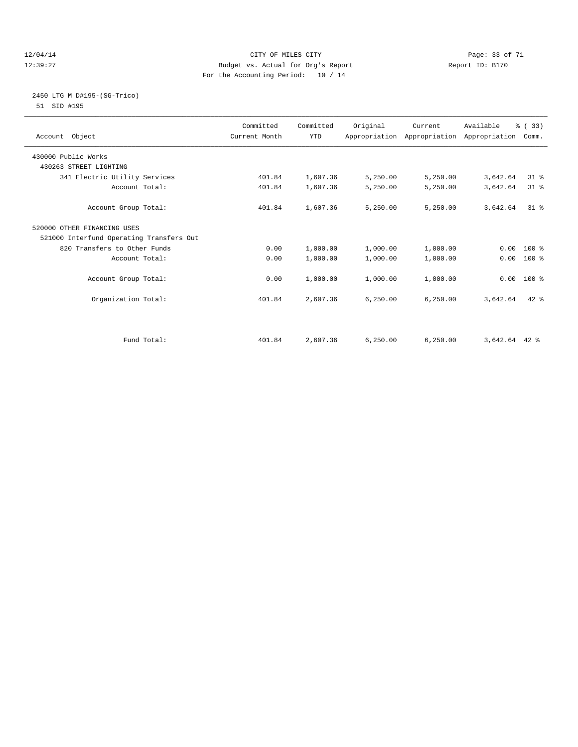CITY OF MILES CITY
Budget vs. Actual for Org's Report
For the Accounting Period: 10 / 14

12/04/14
12:39:27

Report ID: B170

## 2450 LTG M D#195-(SG-Trico)

51 SID #195

| Account Object | Committed Current Month | Committed YTD | Original Appropriation | Current Appropriation | Available Appropriation | % ( 33) Comm. |
|---|---|---|---|---|---|---|
| 430000 Public Works | | | | | | |
| 430263 STREET LIGHTING | | | | | | |
| 341 Electric Utility Services | 401.84 | 1,607.36 | 5,250.00 | 5,250.00 | 3,642.64 | 31 % |
| Account Total: | 401.84 | 1,607.36 | 5,250.00 | 5,250.00 | 3,642.64 | 31 % |
| Account Group Total: | 401.84 | 1,607.36 | 5,250.00 | 5,250.00 | 3,642.64 | 31 % |
| 520000 OTHER FINANCING USES | | | | | | |
| 521000 Interfund Operating Transfers Out | | | | | | |
| 820 Transfers to Other Funds | 0.00 | 1,000.00 | 1,000.00 | 1,000.00 | 0.00 | 100 % |
| Account Total: | 0.00 | 1,000.00 | 1,000.00 | 1,000.00 | 0.00 | 100 % |
| Account Group Total: | 0.00 | 1,000.00 | 1,000.00 | 1,000.00 | 0.00 | 100 % |
| Organization Total: | 401.84 | 2,607.36 | 6,250.00 | 6,250.00 | 3,642.64 | 42 % |
| Fund Total: | 401.84 | 2,607.36 | 6,250.00 | 6,250.00 | 3,642.64 | 42 % |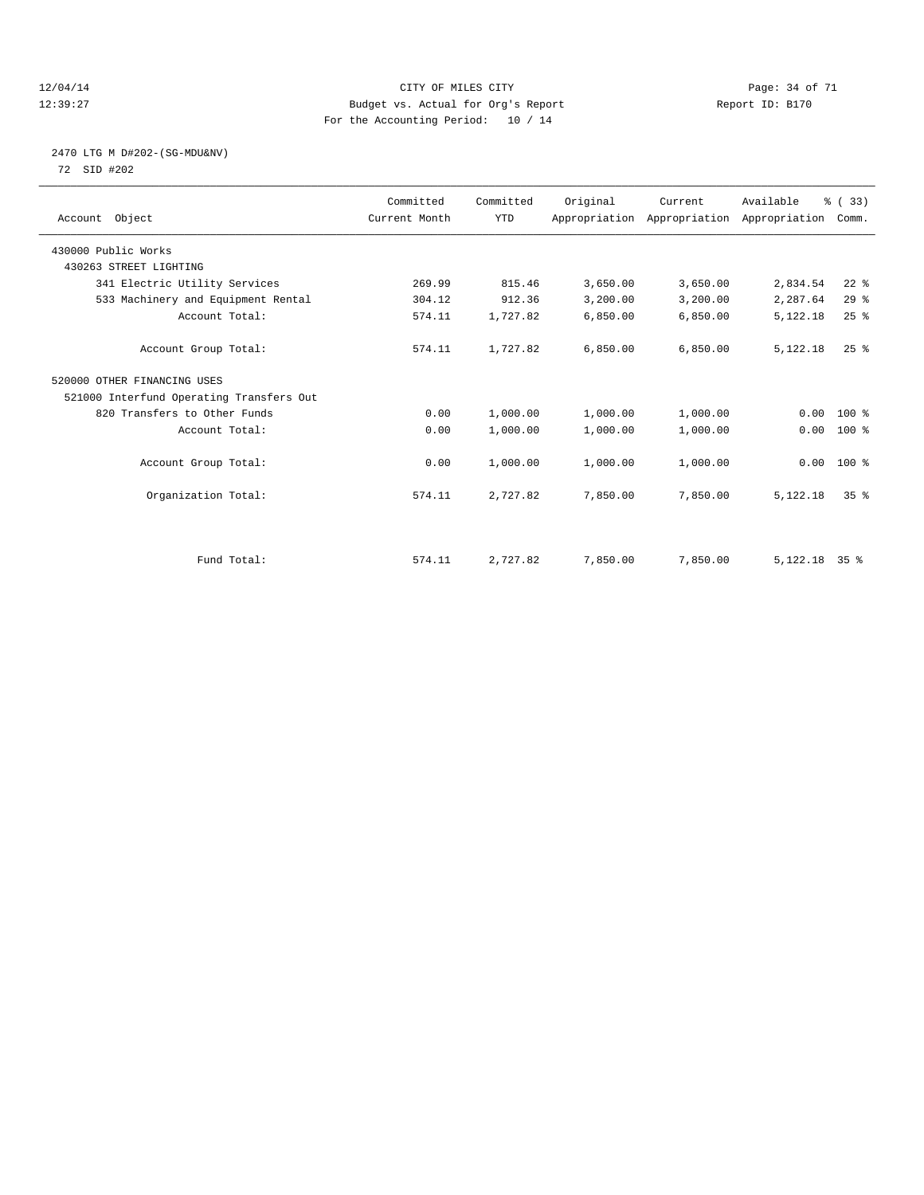CITY OF MILES CITY

Budget vs. Actual for Org's Report

Report ID: B170

For the Accounting Period: 10 / 14

12/04/14
12:39:27

## 2470 LTG M D#202-(SG-MDU&NV)

72 SID #202

| Account Object | Committed Current Month | Committed YTD | Original Appropriation | Current Appropriation | Available Appropriation | % ( 33) Comm. |
|---|---|---|---|---|---|---|
| 430000 Public Works | | | | | | |
| 430263 STREET LIGHTING | | | | | | |
| 341 Electric Utility Services | 269.99 | 815.46 | 3,650.00 | 3,650.00 | 2,834.54 | 22 % |
| 533 Machinery and Equipment Rental | 304.12 | 912.36 | 3,200.00 | 3,200.00 | 2,287.64 | 29 % |
| Account Total: | 574.11 | 1,727.82 | 6,850.00 | 6,850.00 | 5,122.18 | 25 % |
| Account Group Total: | 574.11 | 1,727.82 | 6,850.00 | 6,850.00 | 5,122.18 | 25 % |
| 520000 OTHER FINANCING USES | | | | | | |
| 521000 Interfund Operating Transfers Out | | | | | | |
| 820 Transfers to Other Funds | 0.00 | 1,000.00 | 1,000.00 | 1,000.00 | 0.00 | 100 % |
| Account Total: | 0.00 | 1,000.00 | 1,000.00 | 1,000.00 | 0.00 | 100 % |
| Account Group Total: | 0.00 | 1,000.00 | 1,000.00 | 1,000.00 | 0.00 | 100 % |
| Organization Total: | 574.11 | 2,727.82 | 7,850.00 | 7,850.00 | 5,122.18 | 35 % |
| Fund Total: | 574.11 | 2,727.82 | 7,850.00 | 7,850.00 | 5,122.18 | 35 % |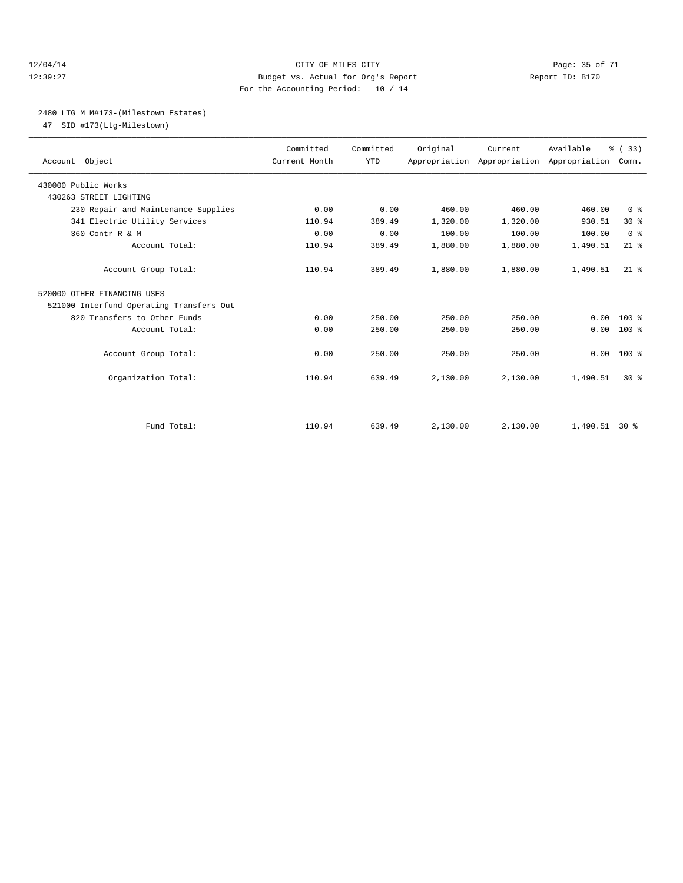CITY OF MILES CITY
Budget vs. Actual for Org's Report
For the Accounting Period: 10 / 14

12/04/14
12:39:27

Report ID: B170

2480 LTG M M#173-(Milestown Estates)
47 SID #173(Ltg-Milestown)

| Account Object | Committed Current Month | Committed YTD | Original Appropriation | Current Appropriation | Available Appropriation | % ( 33) Comm. |
|---|---|---|---|---|---|---|
| 430000 Public Works | | | | | | |
| 430263 STREET LIGHTING | | | | | | |
| 230 Repair and Maintenance Supplies | 0.00 | 0.00 | 460.00 | 460.00 | 460.00 | 0 % |
| 341 Electric Utility Services | 110.94 | 389.49 | 1,320.00 | 1,320.00 | 930.51 | 30 % |
| 360 Contr R & M | 0.00 | 0.00 | 100.00 | 100.00 | 100.00 | 0 % |
| Account Total: | 110.94 | 389.49 | 1,880.00 | 1,880.00 | 1,490.51 | 21 % |
| Account Group Total: | 110.94 | 389.49 | 1,880.00 | 1,880.00 | 1,490.51 | 21 % |
| 520000 OTHER FINANCING USES | | | | | | |
| 521000 Interfund Operating Transfers Out | | | | | | |
| 820 Transfers to Other Funds | 0.00 | 250.00 | 250.00 | 250.00 | 0.00 | 100 % |
| Account Total: | 0.00 | 250.00 | 250.00 | 250.00 | 0.00 | 100 % |
| Account Group Total: | 0.00 | 250.00 | 250.00 | 250.00 | 0.00 | 100 % |
| Organization Total: | 110.94 | 639.49 | 2,130.00 | 2,130.00 | 1,490.51 | 30 % |
| Fund Total: | 110.94 | 639.49 | 2,130.00 | 2,130.00 | 1,490.51 | 30 % |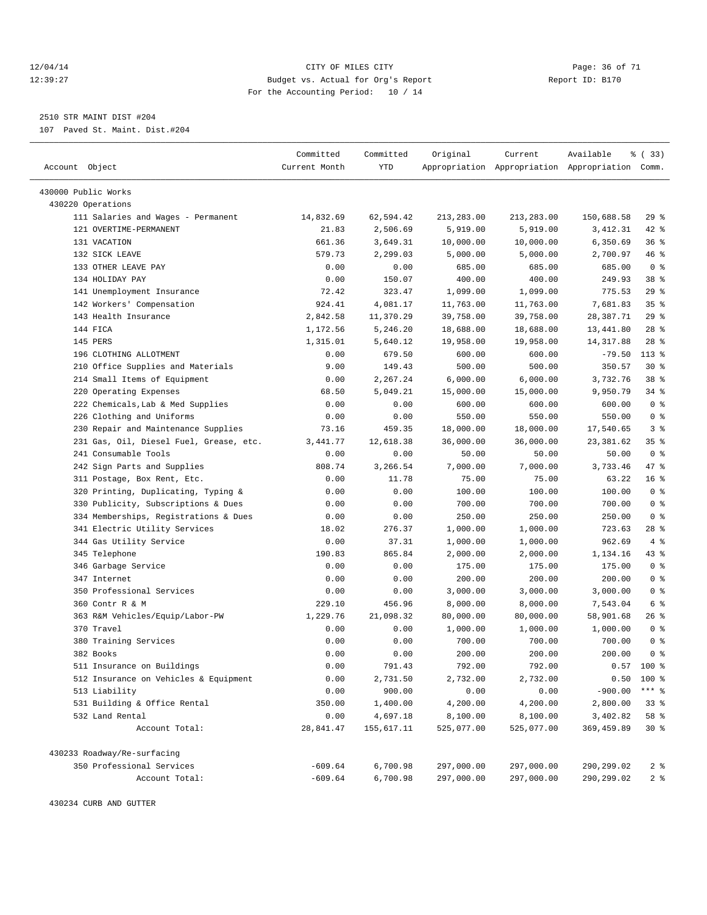CITY OF MILES CITY
Budget vs. Actual for Org's Report
For the Accounting Period: 10 / 14

12/04/14
12:39:27

Report ID: B170

2510 STR MAINT DIST #204
107 Paved St. Maint. Dist.#204

| Account Object | Committed Current Month | Committed YTD | Original Appropriation | Current Appropriation | Available Appropriation | % ( 33) Comm. |
|---|---|---|---|---|---|---|
| 430000 Public Works | | | | | | |
| 430220 Operations | | | | | | |
| 111 Salaries and Wages - Permanent | 14,832.69 | 62,594.42 | 213,283.00 | 213,283.00 | 150,688.58 | 29 % |
| 121 OVERTIME-PERMANENT | 21.83 | 2,506.69 | 5,919.00 | 5,919.00 | 3,412.31 | 42 % |
| 131 VACATION | 661.36 | 3,649.31 | 10,000.00 | 10,000.00 | 6,350.69 | 36 % |
| 132 SICK LEAVE | 579.73 | 2,299.03 | 5,000.00 | 5,000.00 | 2,700.97 | 46 % |
| 133 OTHER LEAVE PAY | 0.00 | 0.00 | 685.00 | 685.00 | 685.00 | 0 % |
| 134 HOLIDAY PAY | 0.00 | 150.07 | 400.00 | 400.00 | 249.93 | 38 % |
| 141 Unemployment Insurance | 72.42 | 323.47 | 1,099.00 | 1,099.00 | 775.53 | 29 % |
| 142 Workers' Compensation | 924.41 | 4,081.17 | 11,763.00 | 11,763.00 | 7,681.83 | 35 % |
| 143 Health Insurance | 2,842.58 | 11,370.29 | 39,758.00 | 39,758.00 | 28,387.71 | 29 % |
| 144 FICA | 1,172.56 | 5,246.20 | 18,688.00 | 18,688.00 | 13,441.80 | 28 % |
| 145 PERS | 1,315.01 | 5,640.12 | 19,958.00 | 19,958.00 | 14,317.88 | 28 % |
| 196 CLOTHING ALLOTMENT | 0.00 | 679.50 | 600.00 | 600.00 | -79.50 | 113 % |
| 210 Office Supplies and Materials | 9.00 | 149.43 | 500.00 | 500.00 | 350.57 | 30 % |
| 214 Small Items of Equipment | 0.00 | 2,267.24 | 6,000.00 | 6,000.00 | 3,732.76 | 38 % |
| 220 Operating Expenses | 68.50 | 5,049.21 | 15,000.00 | 15,000.00 | 9,950.79 | 34 % |
| 222 Chemicals,Lab & Med Supplies | 0.00 | 0.00 | 600.00 | 600.00 | 600.00 | 0 % |
| 226 Clothing and Uniforms | 0.00 | 0.00 | 550.00 | 550.00 | 550.00 | 0 % |
| 230 Repair and Maintenance Supplies | 73.16 | 459.35 | 18,000.00 | 18,000.00 | 17,540.65 | 3 % |
| 231 Gas, Oil, Diesel Fuel, Grease, etc. | 3,441.77 | 12,618.38 | 36,000.00 | 36,000.00 | 23,381.62 | 35 % |
| 241 Consumable Tools | 0.00 | 0.00 | 50.00 | 50.00 | 50.00 | 0 % |
| 242 Sign Parts and Supplies | 808.74 | 3,266.54 | 7,000.00 | 7,000.00 | 3,733.46 | 47 % |
| 311 Postage, Box Rent, Etc. | 0.00 | 11.78 | 75.00 | 75.00 | 63.22 | 16 % |
| 320 Printing, Duplicating, Typing & | 0.00 | 0.00 | 100.00 | 100.00 | 100.00 | 0 % |
| 330 Publicity, Subscriptions & Dues | 0.00 | 0.00 | 700.00 | 700.00 | 700.00 | 0 % |
| 334 Memberships, Registrations & Dues | 0.00 | 0.00 | 250.00 | 250.00 | 250.00 | 0 % |
| 341 Electric Utility Services | 18.02 | 276.37 | 1,000.00 | 1,000.00 | 723.63 | 28 % |
| 344 Gas Utility Service | 0.00 | 37.31 | 1,000.00 | 1,000.00 | 962.69 | 4 % |
| 345 Telephone | 190.83 | 865.84 | 2,000.00 | 2,000.00 | 1,134.16 | 43 % |
| 346 Garbage Service | 0.00 | 0.00 | 175.00 | 175.00 | 175.00 | 0 % |
| 347 Internet | 0.00 | 0.00 | 200.00 | 200.00 | 200.00 | 0 % |
| 350 Professional Services | 0.00 | 0.00 | 3,000.00 | 3,000.00 | 3,000.00 | 0 % |
| 360 Contr R & M | 229.10 | 456.96 | 8,000.00 | 8,000.00 | 7,543.04 | 6 % |
| 363 R&M Vehicles/Equip/Labor-PW | 1,229.76 | 21,098.32 | 80,000.00 | 80,000.00 | 58,901.68 | 26 % |
| 370 Travel | 0.00 | 0.00 | 1,000.00 | 1,000.00 | 1,000.00 | 0 % |
| 380 Training Services | 0.00 | 0.00 | 700.00 | 700.00 | 700.00 | 0 % |
| 382 Books | 0.00 | 0.00 | 200.00 | 200.00 | 200.00 | 0 % |
| 511 Insurance on Buildings | 0.00 | 791.43 | 792.00 | 792.00 | 0.57 | 100 % |
| 512 Insurance on Vehicles & Equipment | 0.00 | 2,731.50 | 2,732.00 | 2,732.00 | 0.50 | 100 % |
| 513 Liability | 0.00 | 900.00 | 0.00 | 0.00 | -900.00 | *** % |
| 531 Building & Office Rental | 350.00 | 1,400.00 | 4,200.00 | 4,200.00 | 2,800.00 | 33 % |
| 532 Land Rental | 0.00 | 4,697.18 | 8,100.00 | 8,100.00 | 3,402.82 | 58 % |
| Account Total: | 28,841.47 | 155,617.11 | 525,077.00 | 525,077.00 | 369,459.89 | 30 % |
| 430233 Roadway/Re-surfacing | | | | | | |
| 350 Professional Services | -609.64 | 6,700.98 | 297,000.00 | 297,000.00 | 290,299.02 | 2 % |
| Account Total: | -609.64 | 6,700.98 | 297,000.00 | 297,000.00 | 290,299.02 | 2 % |
| 430234 CURB AND GUTTER | | | | | | |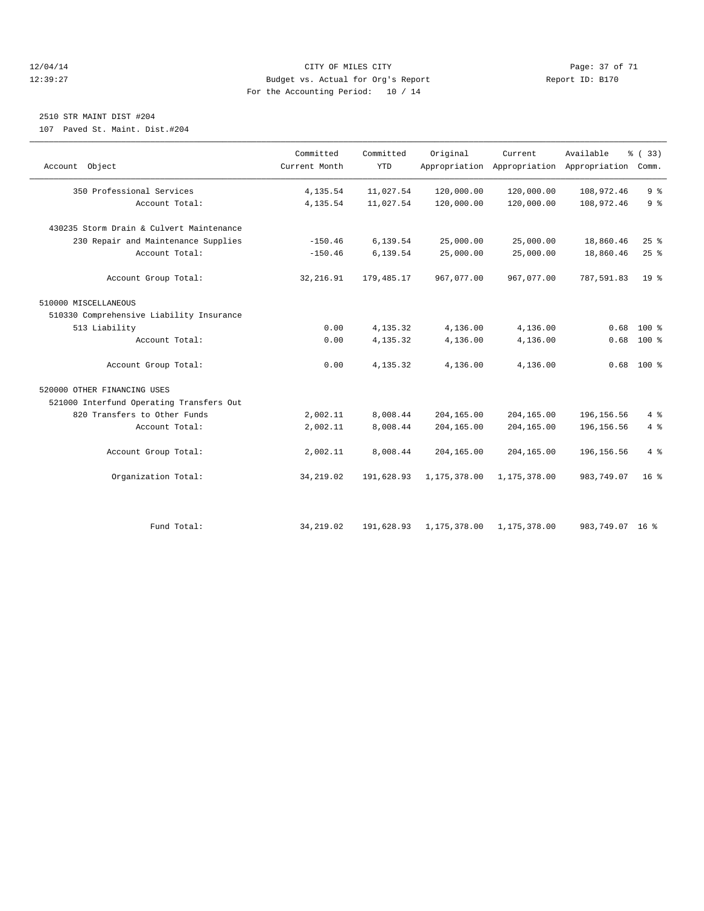CITY OF MILES CITY
Budget vs. Actual for Org's Report
For the Accounting Period: 10 / 14

12/04/14
12:39:27

Report ID: B170

2510 STR MAINT DIST #204
107 Paved St. Maint. Dist.#204

| Account Object | Committed Current Month | Committed YTD | Original Appropriation | Current Appropriation | Available Appropriation | % ( 33) Comm. |
|---|---|---|---|---|---|---|
| 350 Professional Services | 4,135.54 | 11,027.54 | 120,000.00 | 120,000.00 | 108,972.46 | 9 % |
| Account Total: | 4,135.54 | 11,027.54 | 120,000.00 | 120,000.00 | 108,972.46 | 9 % |
| 430235 Storm Drain & Culvert Maintenance | | | | | | |
| 230 Repair and Maintenance Supplies | -150.46 | 6,139.54 | 25,000.00 | 25,000.00 | 18,860.46 | 25 % |
| Account Total: | -150.46 | 6,139.54 | 25,000.00 | 25,000.00 | 18,860.46 | 25 % |
| Account Group Total: | 32,216.91 | 179,485.17 | 967,077.00 | 967,077.00 | 787,591.83 | 19 % |
| 510000 MISCELLANEOUS | | | | | | |
| 510330 Comprehensive Liability Insurance | | | | | | |
| 513 Liability | 0.00 | 4,135.32 | 4,136.00 | 4,136.00 | 0.68 | 100 % |
| Account Total: | 0.00 | 4,135.32 | 4,136.00 | 4,136.00 | 0.68 | 100 % |
| Account Group Total: | 0.00 | 4,135.32 | 4,136.00 | 4,136.00 | 0.68 | 100 % |
| 520000 OTHER FINANCING USES | | | | | | |
| 521000 Interfund Operating Transfers Out | | | | | | |
| 820 Transfers to Other Funds | 2,002.11 | 8,008.44 | 204,165.00 | 204,165.00 | 196,156.56 | 4 % |
| Account Total: | 2,002.11 | 8,008.44 | 204,165.00 | 204,165.00 | 196,156.56 | 4 % |
| Account Group Total: | 2,002.11 | 8,008.44 | 204,165.00 | 204,165.00 | 196,156.56 | 4 % |
| Organization Total: | 34,219.02 | 191,628.93 | 1,175,378.00 | 1,175,378.00 | 983,749.07 | 16 % |
| Fund Total: | 34,219.02 | 191,628.93 | 1,175,378.00 | 1,175,378.00 | 983,749.07 | 16 % |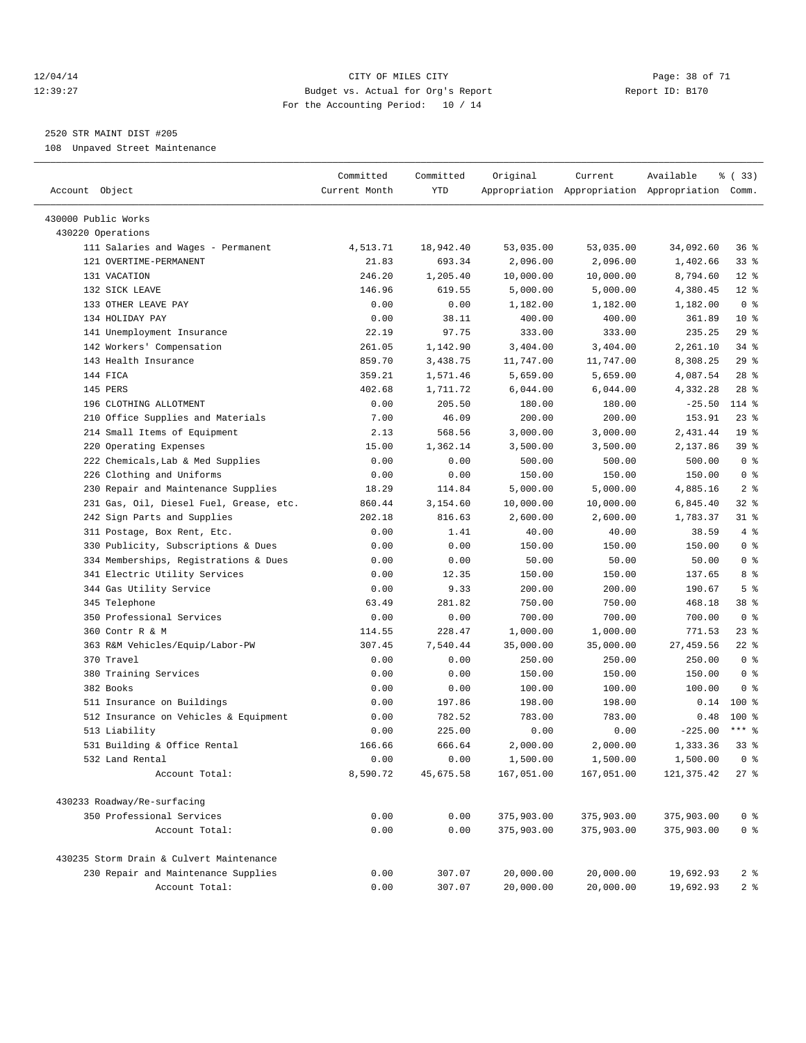CITY OF MILES CITY
Budget vs. Actual for Org's Report
For the Accounting Period: 10 / 14

12/04/14
12:39:27

Report ID: B170

2520 STR MAINT DIST #205

108 Unpaved Street Maintenance

| Account Object | Committed Current Month | Committed YTD | Original Appropriation | Current Appropriation | Available Appropriation | % ( 33) Comm. |
|---|---|---|---|---|---|---|
| 430000 Public Works | | | | | | |
| 430220 Operations | | | | | | |
| 111 Salaries and Wages - Permanent | 4,513.71 | 18,942.40 | 53,035.00 | 53,035.00 | 34,092.60 | 36 % |
| 121 OVERTIME-PERMANENT | 21.83 | 693.34 | 2,096.00 | 2,096.00 | 1,402.66 | 33 % |
| 131 VACATION | 246.20 | 1,205.40 | 10,000.00 | 10,000.00 | 8,794.60 | 12 % |
| 132 SICK LEAVE | 146.96 | 619.55 | 5,000.00 | 5,000.00 | 4,380.45 | 12 % |
| 133 OTHER LEAVE PAY | 0.00 | 0.00 | 1,182.00 | 1,182.00 | 1,182.00 | 0 % |
| 134 HOLIDAY PAY | 0.00 | 38.11 | 400.00 | 400.00 | 361.89 | 10 % |
| 141 Unemployment Insurance | 22.19 | 97.75 | 333.00 | 333.00 | 235.25 | 29 % |
| 142 Workers' Compensation | 261.05 | 1,142.90 | 3,404.00 | 3,404.00 | 2,261.10 | 34 % |
| 143 Health Insurance | 859.70 | 3,438.75 | 11,747.00 | 11,747.00 | 8,308.25 | 29 % |
| 144 FICA | 359.21 | 1,571.46 | 5,659.00 | 5,659.00 | 4,087.54 | 28 % |
| 145 PERS | 402.68 | 1,711.72 | 6,044.00 | 6,044.00 | 4,332.28 | 28 % |
| 196 CLOTHING ALLOTMENT | 0.00 | 205.50 | 180.00 | 180.00 | -25.50 | 114 % |
| 210 Office Supplies and Materials | 7.00 | 46.09 | 200.00 | 200.00 | 153.91 | 23 % |
| 214 Small Items of Equipment | 2.13 | 568.56 | 3,000.00 | 3,000.00 | 2,431.44 | 19 % |
| 220 Operating Expenses | 15.00 | 1,362.14 | 3,500.00 | 3,500.00 | 2,137.86 | 39 % |
| 222 Chemicals,Lab & Med Supplies | 0.00 | 0.00 | 500.00 | 500.00 | 500.00 | 0 % |
| 226 Clothing and Uniforms | 0.00 | 0.00 | 150.00 | 150.00 | 150.00 | 0 % |
| 230 Repair and Maintenance Supplies | 18.29 | 114.84 | 5,000.00 | 5,000.00 | 4,885.16 | 2 % |
| 231 Gas, Oil, Diesel Fuel, Grease, etc. | 860.44 | 3,154.60 | 10,000.00 | 10,000.00 | 6,845.40 | 32 % |
| 242 Sign Parts and Supplies | 202.18 | 816.63 | 2,600.00 | 2,600.00 | 1,783.37 | 31 % |
| 311 Postage, Box Rent, Etc. | 0.00 | 1.41 | 40.00 | 40.00 | 38.59 | 4 % |
| 330 Publicity, Subscriptions & Dues | 0.00 | 0.00 | 150.00 | 150.00 | 150.00 | 0 % |
| 334 Memberships, Registrations & Dues | 0.00 | 0.00 | 50.00 | 50.00 | 50.00 | 0 % |
| 341 Electric Utility Services | 0.00 | 12.35 | 150.00 | 150.00 | 137.65 | 8 % |
| 344 Gas Utility Service | 0.00 | 9.33 | 200.00 | 200.00 | 190.67 | 5 % |
| 345 Telephone | 63.49 | 281.82 | 750.00 | 750.00 | 468.18 | 38 % |
| 350 Professional Services | 0.00 | 0.00 | 700.00 | 700.00 | 700.00 | 0 % |
| 360 Contr R & M | 114.55 | 228.47 | 1,000.00 | 1,000.00 | 771.53 | 23 % |
| 363 R&M Vehicles/Equip/Labor-PW | 307.45 | 7,540.44 | 35,000.00 | 35,000.00 | 27,459.56 | 22 % |
| 370 Travel | 0.00 | 0.00 | 250.00 | 250.00 | 250.00 | 0 % |
| 380 Training Services | 0.00 | 0.00 | 150.00 | 150.00 | 150.00 | 0 % |
| 382 Books | 0.00 | 0.00 | 100.00 | 100.00 | 100.00 | 0 % |
| 511 Insurance on Buildings | 0.00 | 197.86 | 198.00 | 198.00 | 0.14 | 100 % |
| 512 Insurance on Vehicles & Equipment | 0.00 | 782.52 | 783.00 | 783.00 | 0.48 | 100 % |
| 513 Liability | 0.00 | 225.00 | 0.00 | 0.00 | -225.00 | *** % |
| 531 Building & Office Rental | 166.66 | 666.64 | 2,000.00 | 2,000.00 | 1,333.36 | 33 % |
| 532 Land Rental | 0.00 | 0.00 | 1,500.00 | 1,500.00 | 1,500.00 | 0 % |
| Account Total: | 8,590.72 | 45,675.58 | 167,051.00 | 167,051.00 | 121,375.42 | 27 % |
| 430233 Roadway/Re-surfacing | | | | | | |
| 350 Professional Services | 0.00 | 0.00 | 375,903.00 | 375,903.00 | 375,903.00 | 0 % |
| Account Total: | 0.00 | 0.00 | 375,903.00 | 375,903.00 | 375,903.00 | 0 % |
| 430235 Storm Drain & Culvert Maintenance | | | | | | |
| 230 Repair and Maintenance Supplies | 0.00 | 307.07 | 20,000.00 | 20,000.00 | 19,692.93 | 2 % |
| Account Total: | 0.00 | 307.07 | 20,000.00 | 20,000.00 | 19,692.93 | 2 % |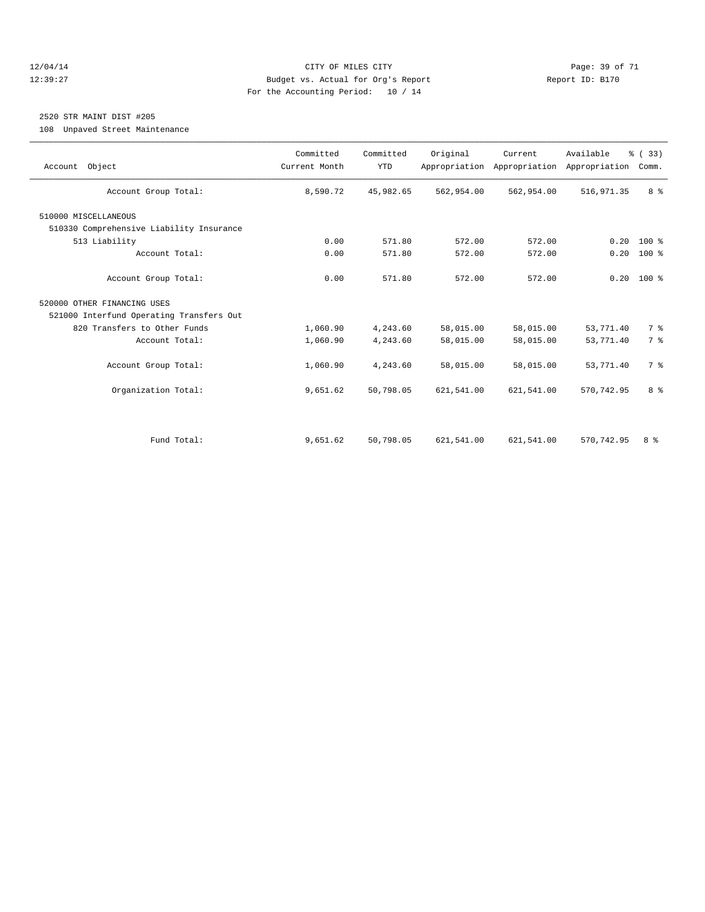CITY OF MILES CITY
Budget vs. Actual for Org's Report
For the Accounting Period: 10 / 14

12/04/14
12:39:27

Report ID: B170

## 2520 STR MAINT DIST #205

108 Unpaved Street Maintenance

| Account Object | Committed Current Month | Committed YTD | Original Appropriation | Current Appropriation | Available Appropriation | % ( 33) Comm. |
|---|---|---|---|---|---|---|
| Account Group Total: | 8,590.72 | 45,982.65 | 562,954.00 | 562,954.00 | 516,971.35 | 8 % |
| 510000 MISCELLANEOUS | | | | | | |
| 510330 Comprehensive Liability Insurance | | | | | | |
| 513 Liability | 0.00 | 571.80 | 572.00 | 572.00 | 0.20 | 100 % |
| Account Total: | 0.00 | 571.80 | 572.00 | 572.00 | 0.20 | 100 % |
| Account Group Total: | 0.00 | 571.80 | 572.00 | 572.00 | 0.20 | 100 % |
| 520000 OTHER FINANCING USES | | | | | | |
| 521000 Interfund Operating Transfers Out | | | | | | |
| 820 Transfers to Other Funds | 1,060.90 | 4,243.60 | 58,015.00 | 58,015.00 | 53,771.40 | 7 % |
| Account Total: | 1,060.90 | 4,243.60 | 58,015.00 | 58,015.00 | 53,771.40 | 7 % |
| Account Group Total: | 1,060.90 | 4,243.60 | 58,015.00 | 58,015.00 | 53,771.40 | 7 % |
| Organization Total: | 9,651.62 | 50,798.05 | 621,541.00 | 621,541.00 | 570,742.95 | 8 % |
| Fund Total: | 9,651.62 | 50,798.05 | 621,541.00 | 621,541.00 | 570,742.95 | 8 % |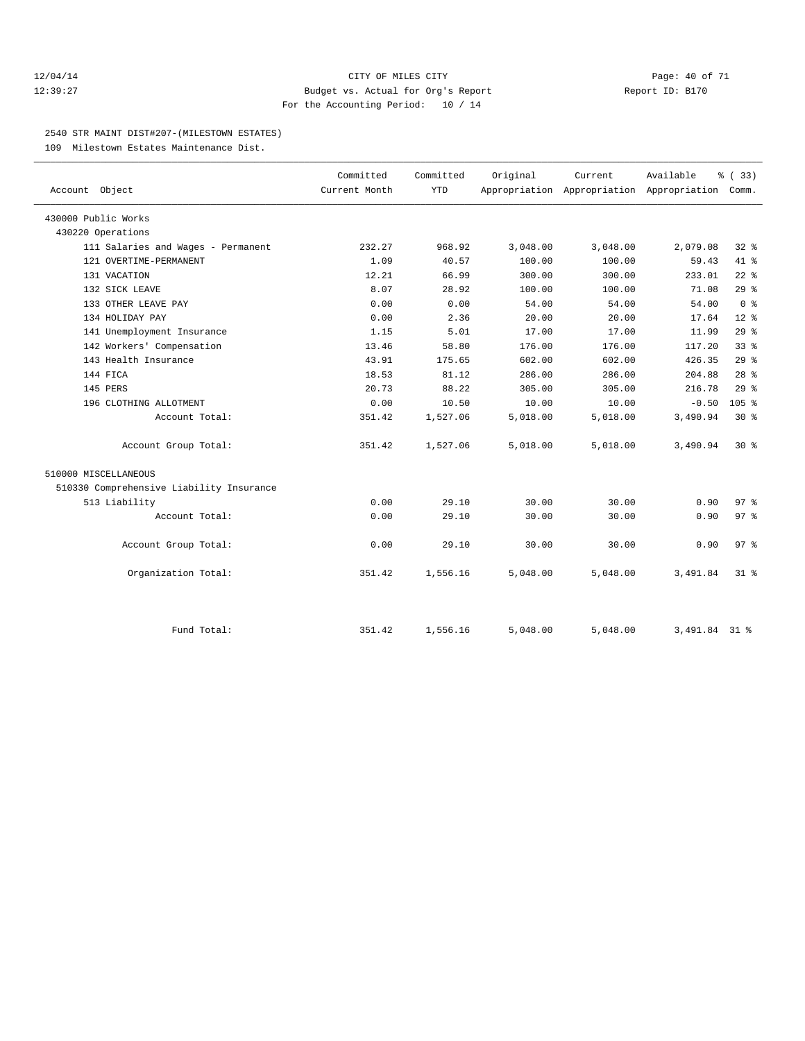12/04/14 CITY OF MILES CITY
12:39:27 Budget vs. Actual for Org's Report Report ID: B170
For the Accounting Period: 10 / 14

2540 STR MAINT DIST#207-(MILESTOWN ESTATES)

109 Milestown Estates Maintenance Dist.

| Account Object | Committed Current Month | Committed YTD | Original Appropriation | Current Appropriation | Available Appropriation | % ( 33) Comm. |
|---|---|---|---|---|---|---|
| 430000 Public Works | | | | | | |
| 430220 Operations | | | | | | |
| 111 Salaries and Wages - Permanent | 232.27 | 968.92 | 3,048.00 | 3,048.00 | 2,079.08 | 32 % |
| 121 OVERTIME-PERMANENT | 1.09 | 40.57 | 100.00 | 100.00 | 59.43 | 41 % |
| 131 VACATION | 12.21 | 66.99 | 300.00 | 300.00 | 233.01 | 22 % |
| 132 SICK LEAVE | 8.07 | 28.92 | 100.00 | 100.00 | 71.08 | 29 % |
| 133 OTHER LEAVE PAY | 0.00 | 0.00 | 54.00 | 54.00 | 54.00 | 0 % |
| 134 HOLIDAY PAY | 0.00 | 2.36 | 20.00 | 20.00 | 17.64 | 12 % |
| 141 Unemployment Insurance | 1.15 | 5.01 | 17.00 | 17.00 | 11.99 | 29 % |
| 142 Workers' Compensation | 13.46 | 58.80 | 176.00 | 176.00 | 117.20 | 33 % |
| 143 Health Insurance | 43.91 | 175.65 | 602.00 | 602.00 | 426.35 | 29 % |
| 144 FICA | 18.53 | 81.12 | 286.00 | 286.00 | 204.88 | 28 % |
| 145 PERS | 20.73 | 88.22 | 305.00 | 305.00 | 216.78 | 29 % |
| 196 CLOTHING ALLOTMENT | 0.00 | 10.50 | 10.00 | 10.00 | -0.50 | 105 % |
| Account Total: | 351.42 | 1,527.06 | 5,018.00 | 5,018.00 | 3,490.94 | 30 % |
| Account Group Total: | 351.42 | 1,527.06 | 5,018.00 | 5,018.00 | 3,490.94 | 30 % |
| 510000 MISCELLANEOUS | | | | | | |
| 510330 Comprehensive Liability Insurance | | | | | | |
| 513 Liability | 0.00 | 29.10 | 30.00 | 30.00 | 0.90 | 97 % |
| Account Total: | 0.00 | 29.10 | 30.00 | 30.00 | 0.90 | 97 % |
| Account Group Total: | 0.00 | 29.10 | 30.00 | 30.00 | 0.90 | 97 % |
| Organization Total: | 351.42 | 1,556.16 | 5,048.00 | 5,048.00 | 3,491.84 | 31 % |
| Fund Total: | 351.42 | 1,556.16 | 5,048.00 | 5,048.00 | 3,491.84 | 31 % |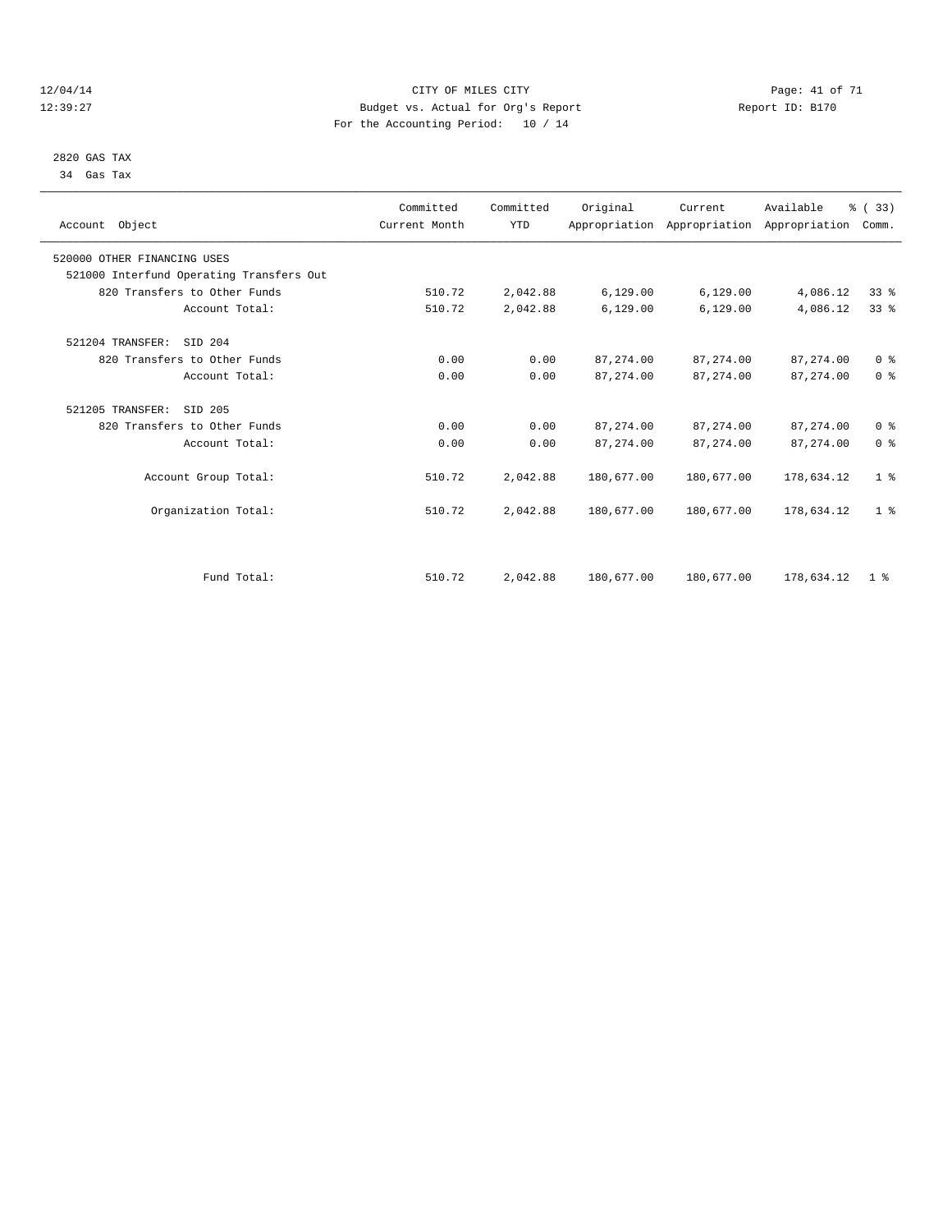CITY OF MILES CITY
Budget vs. Actual for Org's Report
For the Accounting Period: 10 / 14

12/04/14
12:39:27

Report ID: B170

2820 GAS TAX
34 Gas Tax

| Account Object | Committed Current Month | Committed YTD | Original Appropriation | Current Appropriation | Available Appropriation | % ( 33) Comm. |
|---|---|---|---|---|---|---|
| 520000 OTHER FINANCING USES | | | | | | |
| 521000 Interfund Operating Transfers Out | | | | | | |
| 820 Transfers to Other Funds | 510.72 | 2,042.88 | 6,129.00 | 6,129.00 | 4,086.12 | 33 % |
| Account Total: | 510.72 | 2,042.88 | 6,129.00 | 6,129.00 | 4,086.12 | 33 % |
| 521204 TRANSFER: SID 204 | | | | | | |
| 820 Transfers to Other Funds | 0.00 | 0.00 | 87,274.00 | 87,274.00 | 87,274.00 | 0 % |
| Account Total: | 0.00 | 0.00 | 87,274.00 | 87,274.00 | 87,274.00 | 0 % |
| 521205 TRANSFER: SID 205 | | | | | | |
| 820 Transfers to Other Funds | 0.00 | 0.00 | 87,274.00 | 87,274.00 | 87,274.00 | 0 % |
| Account Total: | 0.00 | 0.00 | 87,274.00 | 87,274.00 | 87,274.00 | 0 % |
| Account Group Total: | 510.72 | 2,042.88 | 180,677.00 | 180,677.00 | 178,634.12 | 1 % |
| Organization Total: | 510.72 | 2,042.88 | 180,677.00 | 180,677.00 | 178,634.12 | 1 % |
| Fund Total: | 510.72 | 2,042.88 | 180,677.00 | 180,677.00 | 178,634.12 | 1 % |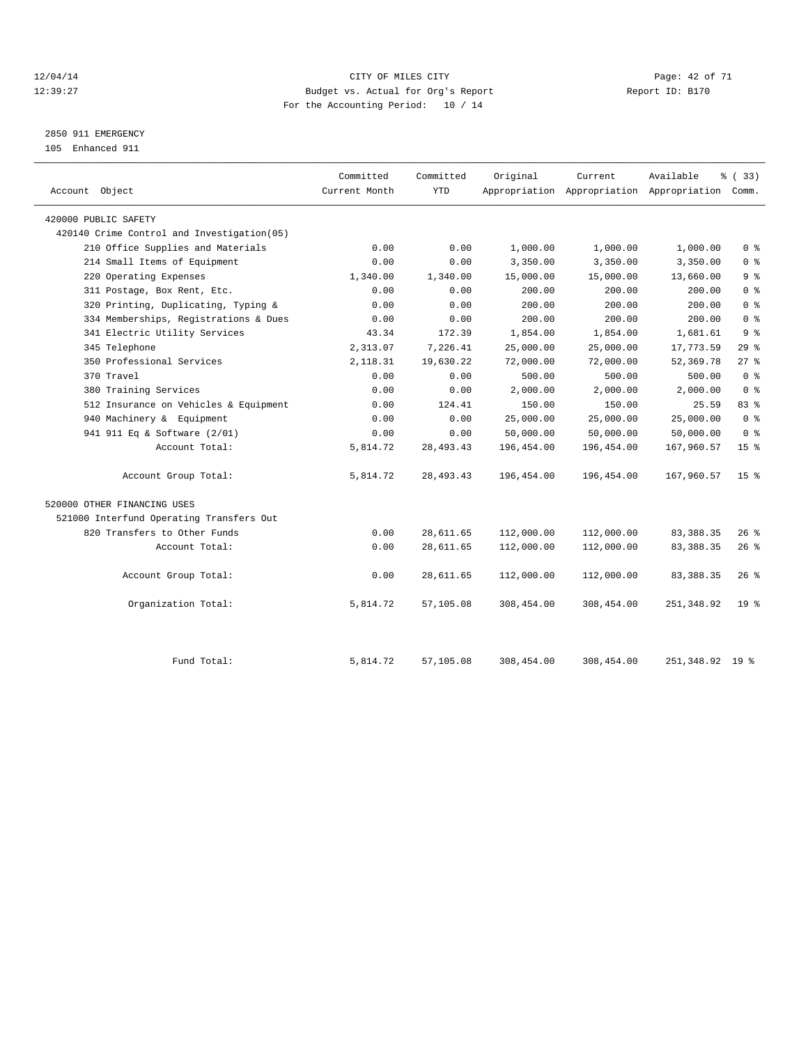CITY OF MILES CITY
Budget vs. Actual for Org's Report
For the Accounting Period: 10 / 14

12/04/14
12:39:27

Report ID: B170

2850 911 EMERGENCY
105 Enhanced 911

| Account Object | Committed Current Month | Committed YTD | Original Appropriation | Current Appropriation | Available Appropriation | % ( 33) Comm. |
|---|---|---|---|---|---|---|
| 420000 PUBLIC SAFETY | | | | | | |
| 420140 Crime Control and Investigation(05) | | | | | | |
| 210 Office Supplies and Materials | 0.00 | 0.00 | 1,000.00 | 1,000.00 | 1,000.00 | 0 % |
| 214 Small Items of Equipment | 0.00 | 0.00 | 3,350.00 | 3,350.00 | 3,350.00 | 0 % |
| 220 Operating Expenses | 1,340.00 | 1,340.00 | 15,000.00 | 15,000.00 | 13,660.00 | 9 % |
| 311 Postage, Box Rent, Etc. | 0.00 | 0.00 | 200.00 | 200.00 | 200.00 | 0 % |
| 320 Printing, Duplicating, Typing & | 0.00 | 0.00 | 200.00 | 200.00 | 200.00 | 0 % |
| 334 Memberships, Registrations & Dues | 0.00 | 0.00 | 200.00 | 200.00 | 200.00 | 0 % |
| 341 Electric Utility Services | 43.34 | 172.39 | 1,854.00 | 1,854.00 | 1,681.61 | 9 % |
| 345 Telephone | 2,313.07 | 7,226.41 | 25,000.00 | 25,000.00 | 17,773.59 | 29 % |
| 350 Professional Services | 2,118.31 | 19,630.22 | 72,000.00 | 72,000.00 | 52,369.78 | 27 % |
| 370 Travel | 0.00 | 0.00 | 500.00 | 500.00 | 500.00 | 0 % |
| 380 Training Services | 0.00 | 0.00 | 2,000.00 | 2,000.00 | 2,000.00 | 0 % |
| 512 Insurance on Vehicles & Equipment | 0.00 | 124.41 | 150.00 | 150.00 | 25.59 | 83 % |
| 940 Machinery & Equipment | 0.00 | 0.00 | 25,000.00 | 25,000.00 | 25,000.00 | 0 % |
| 941 911 Eq & Software (2/01) | 0.00 | 0.00 | 50,000.00 | 50,000.00 | 50,000.00 | 0 % |
| Account Total: | 5,814.72 | 28,493.43 | 196,454.00 | 196,454.00 | 167,960.57 | 15 % |
| Account Group Total: | 5,814.72 | 28,493.43 | 196,454.00 | 196,454.00 | 167,960.57 | 15 % |
| 520000 OTHER FINANCING USES | | | | | | |
| 521000 Interfund Operating Transfers Out | | | | | | |
| 820 Transfers to Other Funds | 0.00 | 28,611.65 | 112,000.00 | 112,000.00 | 83,388.35 | 26 % |
| Account Total: | 0.00 | 28,611.65 | 112,000.00 | 112,000.00 | 83,388.35 | 26 % |
| Account Group Total: | 0.00 | 28,611.65 | 112,000.00 | 112,000.00 | 83,388.35 | 26 % |
| Organization Total: | 5,814.72 | 57,105.08 | 308,454.00 | 308,454.00 | 251,348.92 | 19 % |
| Fund Total: | 5,814.72 | 57,105.08 | 308,454.00 | 308,454.00 | 251,348.92 | 19 % |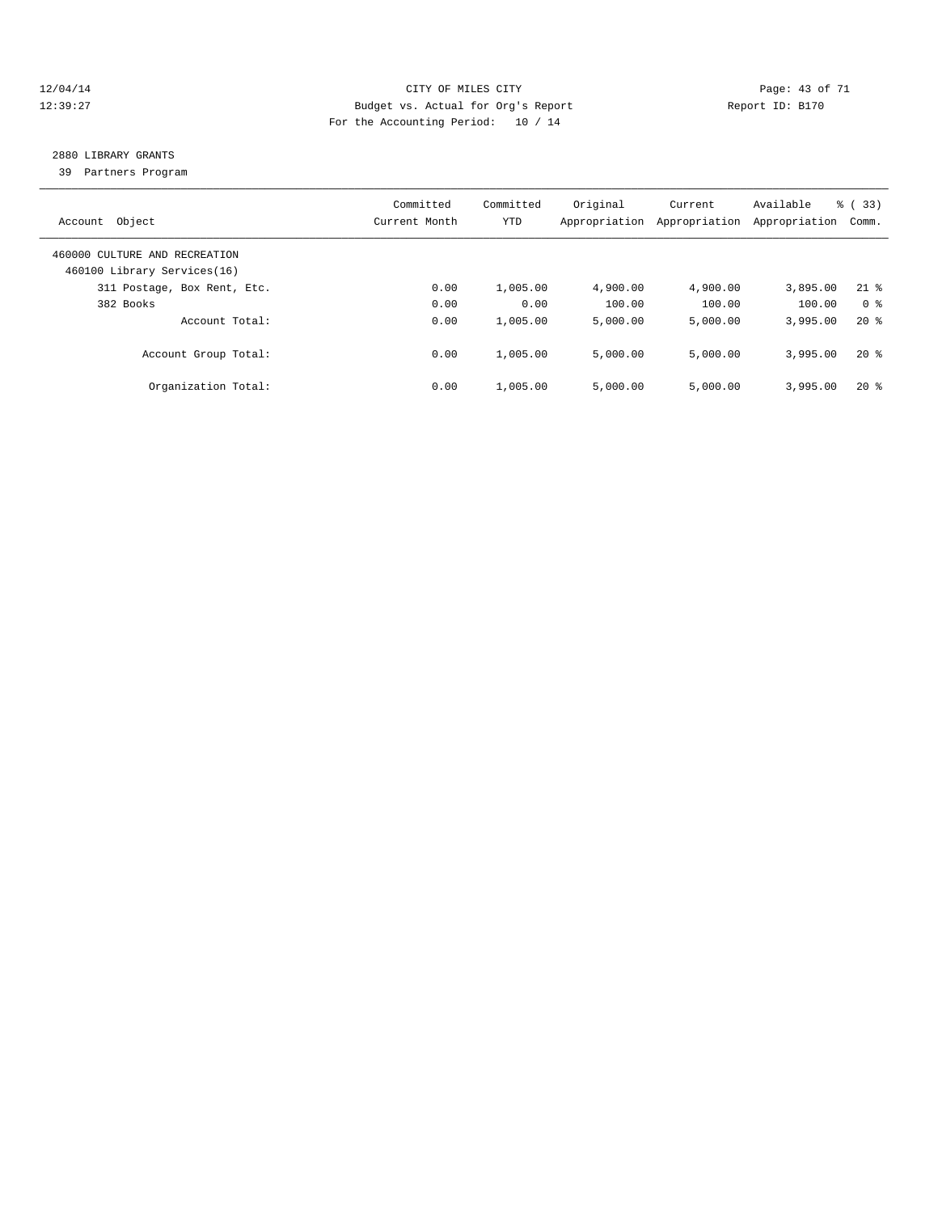## 2880 LIBRARY GRANTS

39 Partners Program

| Account Object | Committed Current Month | Committed YTD | Original Appropriation | Current Appropriation | Available Appropriation | % ( 33) Comm. |
|---|---|---|---|---|---|---|
| 460000 CULTURE AND RECREATION | | | | | | |
| 460100 Library Services(16) | | | | | | |
| 311 Postage, Box Rent, Etc. | 0.00 | 1,005.00 | 4,900.00 | 4,900.00 | 3,895.00 | 21 % |
| 382 Books | 0.00 | 0.00 | 100.00 | 100.00 | 100.00 | 0 % |
| Account Total: | 0.00 | 1,005.00 | 5,000.00 | 5,000.00 | 3,995.00 | 20 % |
| Account Group Total: | 0.00 | 1,005.00 | 5,000.00 | 5,000.00 | 3,995.00 | 20 % |
| Organization Total: | 0.00 | 1,005.00 | 5,000.00 | 5,000.00 | 3,995.00 | 20 % |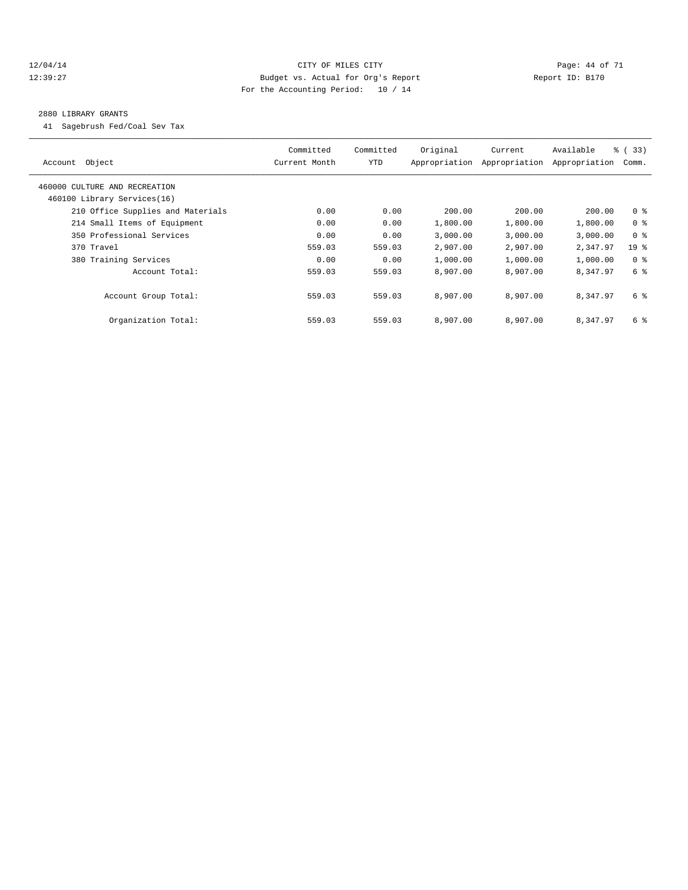CITY OF MILES CITY
Budget vs. Actual for Org's Report
For the Accounting Period: 10 / 14

12/04/14
12:39:27

Report ID: B170

2880 LIBRARY GRANTS
41 Sagebrush Fed/Coal Sev Tax

| Account Object | Committed Current Month | Committed YTD | Original Appropriation | Current Appropriation | Available Appropriation | % ( 33) Comm. |
|---|---|---|---|---|---|---|
| 460000 CULTURE AND RECREATION | | | | | | |
| 460100 Library Services(16) | | | | | | |
| 210 Office Supplies and Materials | 0.00 | 0.00 | 200.00 | 200.00 | 200.00 | 0 % |
| 214 Small Items of Equipment | 0.00 | 0.00 | 1,800.00 | 1,800.00 | 1,800.00 | 0 % |
| 350 Professional Services | 0.00 | 0.00 | 3,000.00 | 3,000.00 | 3,000.00 | 0 % |
| 370 Travel | 559.03 | 559.03 | 2,907.00 | 2,907.00 | 2,347.97 | 19 % |
| 380 Training Services | 0.00 | 0.00 | 1,000.00 | 1,000.00 | 1,000.00 | 0 % |
| Account Total: | 559.03 | 559.03 | 8,907.00 | 8,907.00 | 8,347.97 | 6 % |
| Account Group Total: | 559.03 | 559.03 | 8,907.00 | 8,907.00 | 8,347.97 | 6 % |
| Organization Total: | 559.03 | 559.03 | 8,907.00 | 8,907.00 | 8,347.97 | 6 % |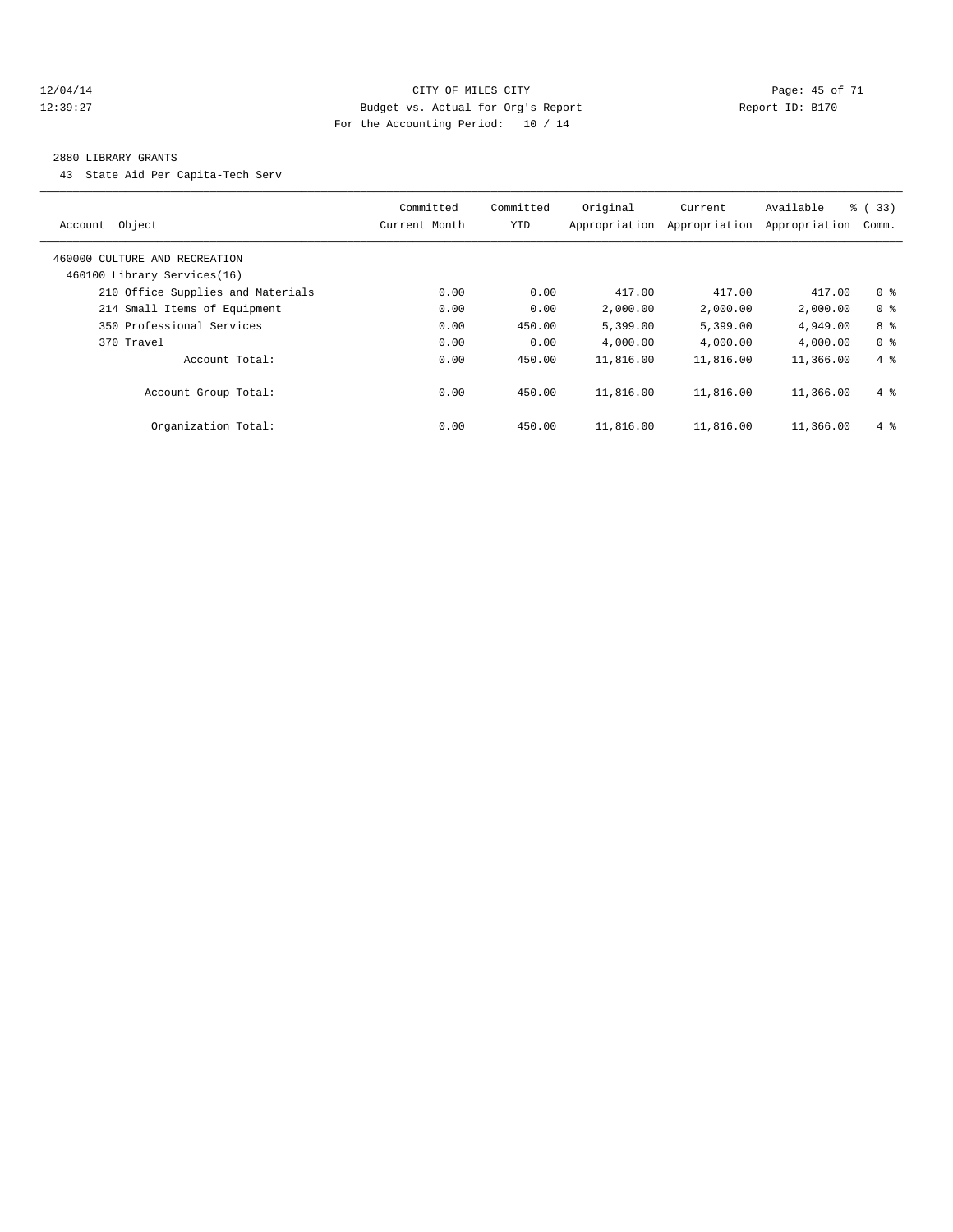12/04/14 CITY OF MILES CITY
12:39:27 Budget vs. Actual for Org's Report Report ID: B170
For the Accounting Period: 10 / 14

## 2880 LIBRARY GRANTS

43 State Aid Per Capita-Tech Serv

| Account Object | Committed Current Month | Committed YTD | Original Appropriation | Current Appropriation | Available Appropriation | % ( 33) Comm. |
|---|---|---|---|---|---|---|
| 460000 CULTURE AND RECREATION | | | | | | |
| 460100 Library Services(16) | | | | | | |
| 210 Office Supplies and Materials | 0.00 | 0.00 | 417.00 | 417.00 | 417.00 | 0 % |
| 214 Small Items of Equipment | 0.00 | 0.00 | 2,000.00 | 2,000.00 | 2,000.00 | 0 % |
| 350 Professional Services | 0.00 | 450.00 | 5,399.00 | 5,399.00 | 4,949.00 | 8 % |
| 370 Travel | 0.00 | 0.00 | 4,000.00 | 4,000.00 | 4,000.00 | 0 % |
| Account Total: | 0.00 | 450.00 | 11,816.00 | 11,816.00 | 11,366.00 | 4 % |
| Account Group Total: | 0.00 | 450.00 | 11,816.00 | 11,816.00 | 11,366.00 | 4 % |
| Organization Total: | 0.00 | 450.00 | 11,816.00 | 11,816.00 | 11,366.00 | 4 % |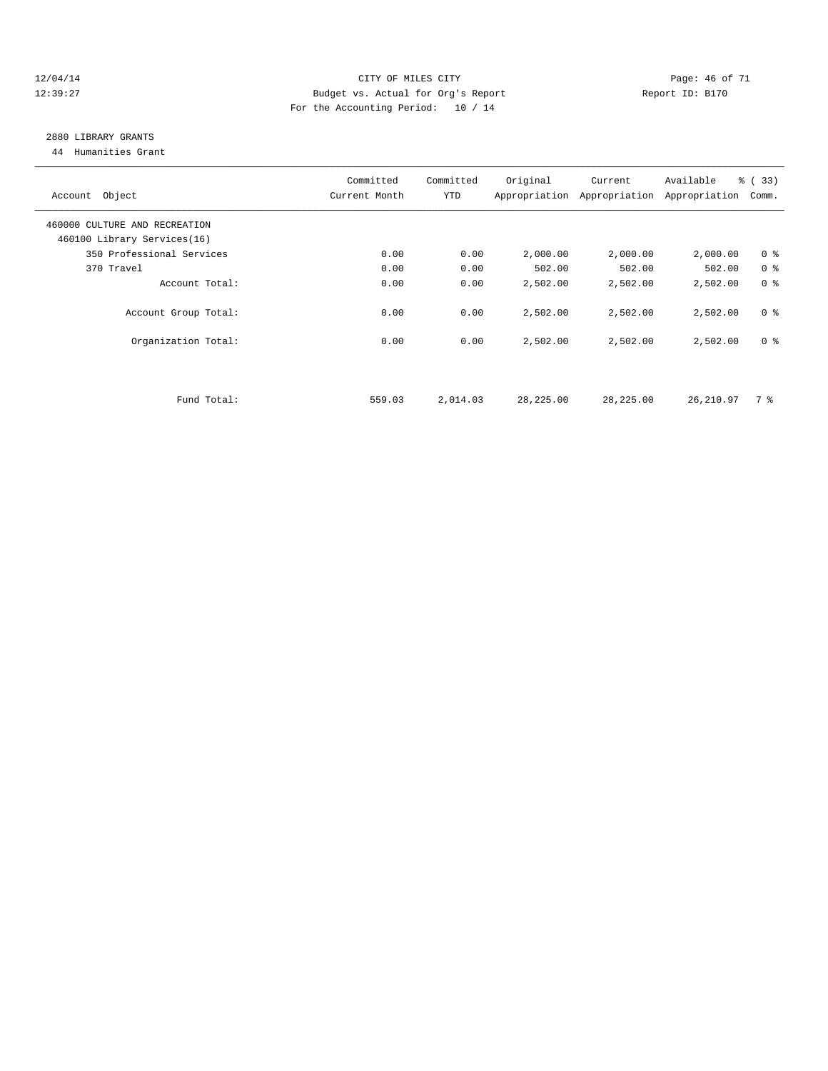CITY OF MILES CITY
Budget vs. Actual for Org's Report
For the Accounting Period: 10 / 14

12/04/14
12:39:27

Report ID: B170

## 2880 LIBRARY GRANTS

44 Humanities Grant

| Account Object | Committed Current Month | Committed YTD | Original Appropriation | Current Appropriation | Available Appropriation | % ( 33) Comm. |
|---|---|---|---|---|---|---|
| 460000 CULTURE AND RECREATION | | | | | | |
| 460100 Library Services(16) | | | | | | |
| 350 Professional Services | 0.00 | 0.00 | 2,000.00 | 2,000.00 | 2,000.00 | 0 % |
| 370 Travel | 0.00 | 0.00 | 502.00 | 502.00 | 502.00 | 0 % |
| Account Total: | 0.00 | 0.00 | 2,502.00 | 2,502.00 | 2,502.00 | 0 % |
| Account Group Total: | 0.00 | 0.00 | 2,502.00 | 2,502.00 | 2,502.00 | 0 % |
| Organization Total: | 0.00 | 0.00 | 2,502.00 | 2,502.00 | 2,502.00 | 0 % |
| Fund Total: | 559.03 | 2,014.03 | 28,225.00 | 28,225.00 | 26,210.97 | 7 % |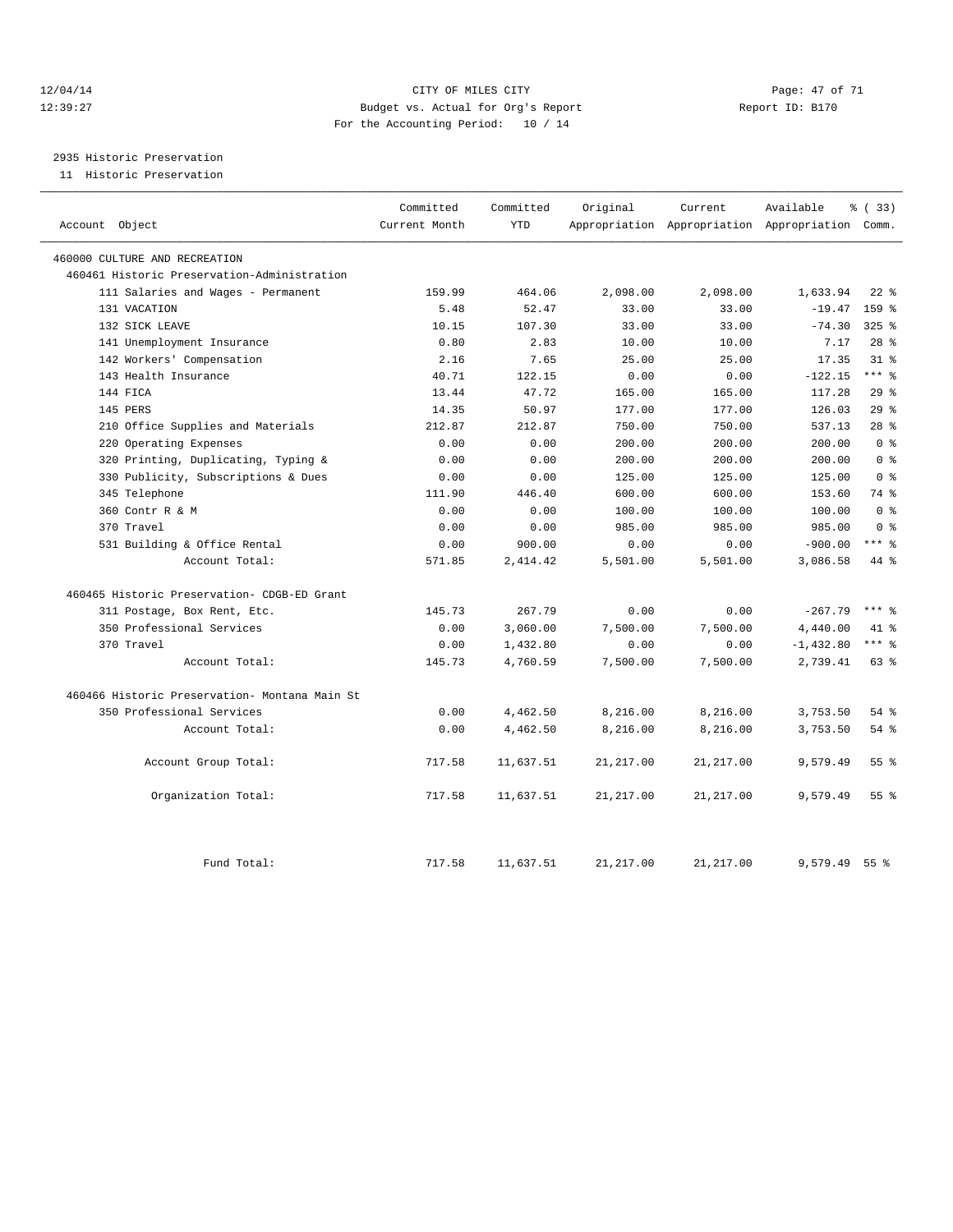CITY OF MILES CITY
Budget vs. Actual for Org's Report
For the Accounting Period: 10 / 14

12/04/14
12:39:27

Report ID: B170

2935 Historic Preservation
11 Historic Preservation

| Account Object | Committed Current Month | Committed YTD | Original Appropriation | Current Appropriation | Available Appropriation | % ( 33) Comm. |
|---|---|---|---|---|---|---|
| 460000 CULTURE AND RECREATION | | | | | | |
| 460461 Historic Preservation-Administration | | | | | | |
| 111 Salaries and Wages - Permanent | 159.99 | 464.06 | 2,098.00 | 2,098.00 | 1,633.94 | 22 % |
| 131 VACATION | 5.48 | 52.47 | 33.00 | 33.00 | -19.47 | 159 % |
| 132 SICK LEAVE | 10.15 | 107.30 | 33.00 | 33.00 | -74.30 | 325 % |
| 141 Unemployment Insurance | 0.80 | 2.83 | 10.00 | 10.00 | 7.17 | 28 % |
| 142 Workers' Compensation | 2.16 | 7.65 | 25.00 | 25.00 | 17.35 | 31 % |
| 143 Health Insurance | 40.71 | 122.15 | 0.00 | 0.00 | -122.15 | *** % |
| 144 FICA | 13.44 | 47.72 | 165.00 | 165.00 | 117.28 | 29 % |
| 145 PERS | 14.35 | 50.97 | 177.00 | 177.00 | 126.03 | 29 % |
| 210 Office Supplies and Materials | 212.87 | 212.87 | 750.00 | 750.00 | 537.13 | 28 % |
| 220 Operating Expenses | 0.00 | 0.00 | 200.00 | 200.00 | 200.00 | 0 % |
| 320 Printing, Duplicating, Typing & | 0.00 | 0.00 | 200.00 | 200.00 | 200.00 | 0 % |
| 330 Publicity, Subscriptions & Dues | 0.00 | 0.00 | 125.00 | 125.00 | 125.00 | 0 % |
| 345 Telephone | 111.90 | 446.40 | 600.00 | 600.00 | 153.60 | 74 % |
| 360 Contr R & M | 0.00 | 0.00 | 100.00 | 100.00 | 100.00 | 0 % |
| 370 Travel | 0.00 | 0.00 | 985.00 | 985.00 | 985.00 | 0 % |
| 531 Building & Office Rental | 0.00 | 900.00 | 0.00 | 0.00 | -900.00 | *** % |
| Account Total: | 571.85 | 2,414.42 | 5,501.00 | 5,501.00 | 3,086.58 | 44 % |
| 460465 Historic Preservation- CDGB-ED Grant | | | | | | |
| 311 Postage, Box Rent, Etc. | 145.73 | 267.79 | 0.00 | 0.00 | -267.79 | *** % |
| 350 Professional Services | 0.00 | 3,060.00 | 7,500.00 | 7,500.00 | 4,440.00 | 41 % |
| 370 Travel | 0.00 | 1,432.80 | 0.00 | 0.00 | -1,432.80 | *** % |
| Account Total: | 145.73 | 4,760.59 | 7,500.00 | 7,500.00 | 2,739.41 | 63 % |
| 460466 Historic Preservation- Montana Main St | | | | | | |
| 350 Professional Services | 0.00 | 4,462.50 | 8,216.00 | 8,216.00 | 3,753.50 | 54 % |
| Account Total: | 0.00 | 4,462.50 | 8,216.00 | 8,216.00 | 3,753.50 | 54 % |
| Account Group Total: | 717.58 | 11,637.51 | 21,217.00 | 21,217.00 | 9,579.49 | 55 % |
| Organization Total: | 717.58 | 11,637.51 | 21,217.00 | 21,217.00 | 9,579.49 | 55 % |
| Fund Total: | 717.58 | 11,637.51 | 21,217.00 | 21,217.00 | 9,579.49 | 55 % |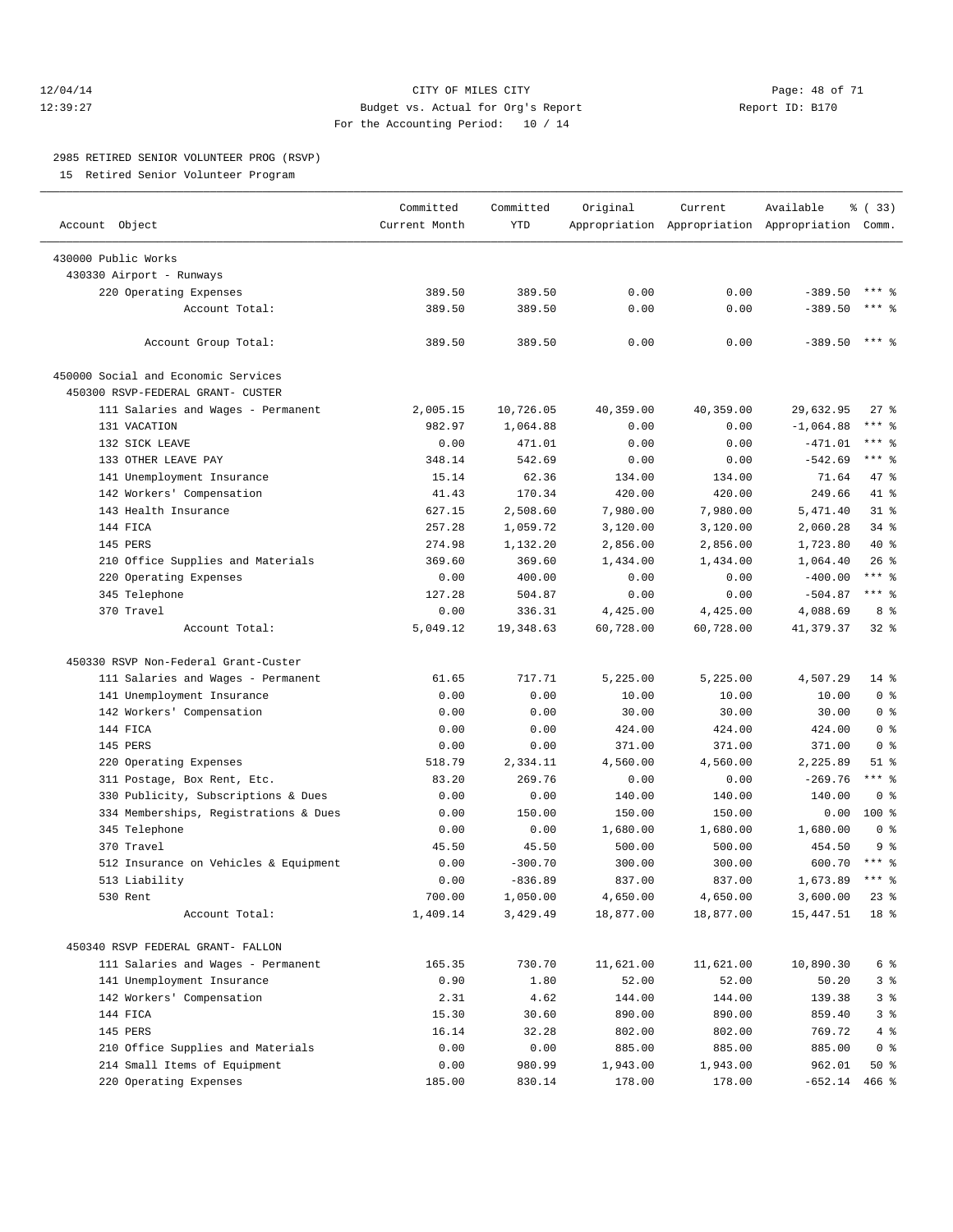CITY OF MILES CITY
Budget vs. Actual for Org's Report
For the Accounting Period: 10 / 14

12/04/14
12:39:27

Report ID: B170

## 2985 RETIRED SENIOR VOLUNTEER PROG (RSVP)

15 Retired Senior Volunteer Program

| Account Object | Committed Current Month | Committed YTD | Original Appropriation | Current Appropriation | Available Appropriation | % ( 33) Comm. |
|---|---|---|---|---|---|---|
| 430000 Public Works | | | | | | |
| 430330 Airport - Runways | | | | | | |
| 220 Operating Expenses | 389.50 | 389.50 | 0.00 | 0.00 | -389.50 | *** % |
| Account Total: | 389.50 | 389.50 | 0.00 | 0.00 | -389.50 | *** % |
| Account Group Total: | 389.50 | 389.50 | 0.00 | 0.00 | -389.50 | *** % |
| 450000 Social and Economic Services | | | | | | |
| 450300 RSVP-FEDERAL GRANT- CUSTER | | | | | | |
| 111 Salaries and Wages - Permanent | 2,005.15 | 10,726.05 | 40,359.00 | 40,359.00 | 29,632.95 | 27 % |
| 131 VACATION | 982.97 | 1,064.88 | 0.00 | 0.00 | -1,064.88 | *** % |
| 132 SICK LEAVE | 0.00 | 471.01 | 0.00 | 0.00 | -471.01 | *** % |
| 133 OTHER LEAVE PAY | 348.14 | 542.69 | 0.00 | 0.00 | -542.69 | *** % |
| 141 Unemployment Insurance | 15.14 | 62.36 | 134.00 | 134.00 | 71.64 | 47 % |
| 142 Workers' Compensation | 41.43 | 170.34 | 420.00 | 420.00 | 249.66 | 41 % |
| 143 Health Insurance | 627.15 | 2,508.60 | 7,980.00 | 7,980.00 | 5,471.40 | 31 % |
| 144 FICA | 257.28 | 1,059.72 | 3,120.00 | 3,120.00 | 2,060.28 | 34 % |
| 145 PERS | 274.98 | 1,132.20 | 2,856.00 | 2,856.00 | 1,723.80 | 40 % |
| 210 Office Supplies and Materials | 369.60 | 369.60 | 1,434.00 | 1,434.00 | 1,064.40 | 26 % |
| 220 Operating Expenses | 0.00 | 400.00 | 0.00 | 0.00 | -400.00 | *** % |
| 345 Telephone | 127.28 | 504.87 | 0.00 | 0.00 | -504.87 | *** % |
| 370 Travel | 0.00 | 336.31 | 4,425.00 | 4,425.00 | 4,088.69 | 8 % |
| Account Total: | 5,049.12 | 19,348.63 | 60,728.00 | 60,728.00 | 41,379.37 | 32 % |
| 450330 RSVP Non-Federal Grant-Custer | | | | | | |
| 111 Salaries and Wages - Permanent | 61.65 | 717.71 | 5,225.00 | 5,225.00 | 4,507.29 | 14 % |
| 141 Unemployment Insurance | 0.00 | 0.00 | 10.00 | 10.00 | 10.00 | 0 % |
| 142 Workers' Compensation | 0.00 | 0.00 | 30.00 | 30.00 | 30.00 | 0 % |
| 144 FICA | 0.00 | 0.00 | 424.00 | 424.00 | 424.00 | 0 % |
| 145 PERS | 0.00 | 0.00 | 371.00 | 371.00 | 371.00 | 0 % |
| 220 Operating Expenses | 518.79 | 2,334.11 | 4,560.00 | 4,560.00 | 2,225.89 | 51 % |
| 311 Postage, Box Rent, Etc. | 83.20 | 269.76 | 0.00 | 0.00 | -269.76 | *** % |
| 330 Publicity, Subscriptions & Dues | 0.00 | 0.00 | 140.00 | 140.00 | 140.00 | 0 % |
| 334 Memberships, Registrations & Dues | 0.00 | 150.00 | 150.00 | 150.00 | 0.00 | 100 % |
| 345 Telephone | 0.00 | 0.00 | 1,680.00 | 1,680.00 | 1,680.00 | 0 % |
| 370 Travel | 45.50 | 45.50 | 500.00 | 500.00 | 454.50 | 9 % |
| 512 Insurance on Vehicles & Equipment | 0.00 | -300.70 | 300.00 | 300.00 | 600.70 | *** % |
| 513 Liability | 0.00 | -836.89 | 837.00 | 837.00 | 1,673.89 | *** % |
| 530 Rent | 700.00 | 1,050.00 | 4,650.00 | 4,650.00 | 3,600.00 | 23 % |
| Account Total: | 1,409.14 | 3,429.49 | 18,877.00 | 18,877.00 | 15,447.51 | 18 % |
| 450340 RSVP FEDERAL GRANT- FALLON | | | | | | |
| 111 Salaries and Wages - Permanent | 165.35 | 730.70 | 11,621.00 | 11,621.00 | 10,890.30 | 6 % |
| 141 Unemployment Insurance | 0.90 | 1.80 | 52.00 | 52.00 | 50.20 | 3 % |
| 142 Workers' Compensation | 2.31 | 4.62 | 144.00 | 144.00 | 139.38 | 3 % |
| 144 FICA | 15.30 | 30.60 | 890.00 | 890.00 | 859.40 | 3 % |
| 145 PERS | 16.14 | 32.28 | 802.00 | 802.00 | 769.72 | 4 % |
| 210 Office Supplies and Materials | 0.00 | 0.00 | 885.00 | 885.00 | 885.00 | 0 % |
| 214 Small Items of Equipment | 0.00 | 980.99 | 1,943.00 | 1,943.00 | 962.01 | 50 % |
| 220 Operating Expenses | 185.00 | 830.14 | 178.00 | 178.00 | -652.14 | 466 % |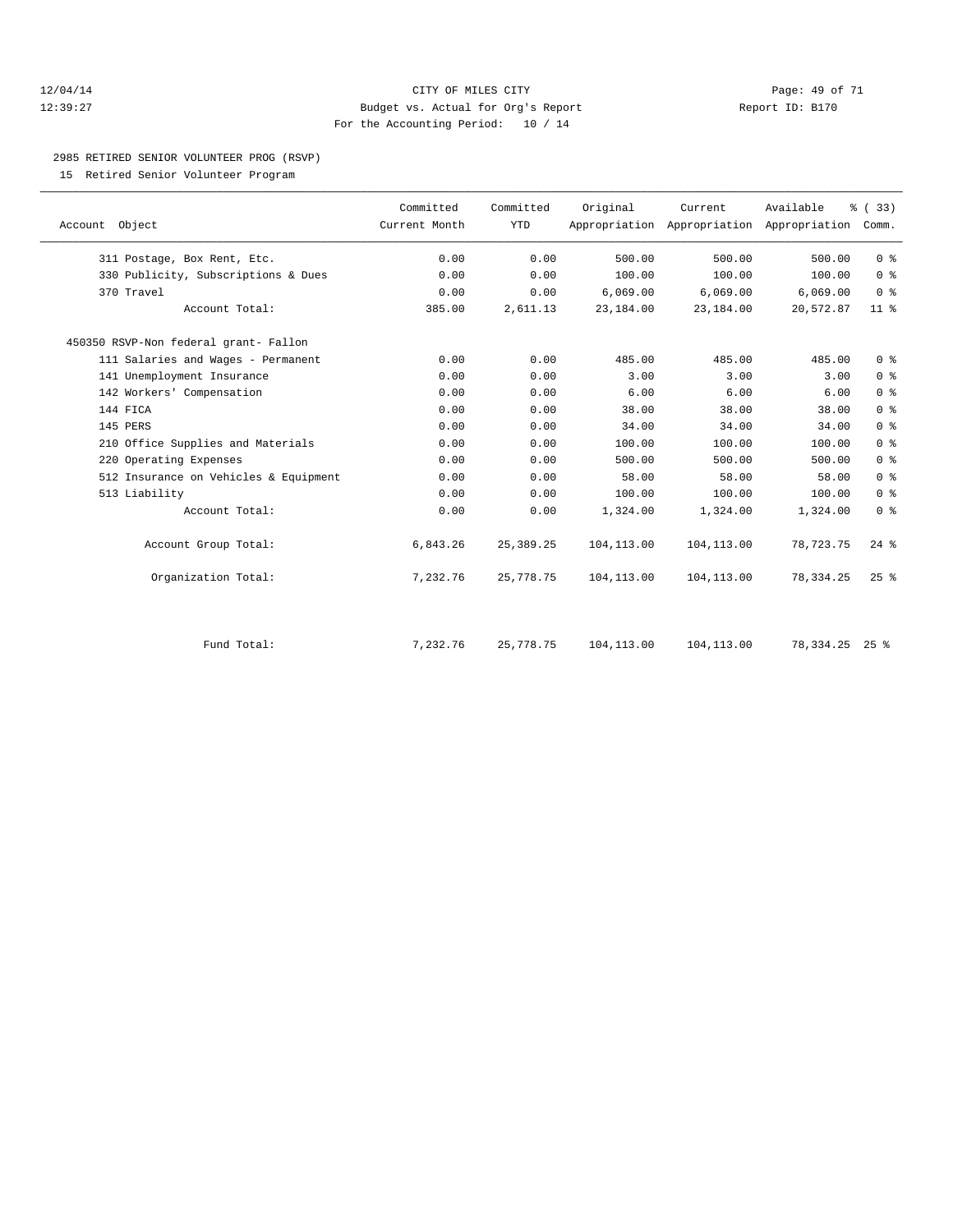CITY OF MILES CITY
Budget vs. Actual for Org's Report
For the Accounting Period: 10 / 14

12/04/14
12:39:27

Report ID: B170

2985 RETIRED SENIOR VOLUNTEER PROG (RSVP)
15 Retired Senior Volunteer Program

| Account Object | Committed Current Month | Committed YTD | Original Appropriation | Current Appropriation | Available Appropriation | % ( 33) Comm. |
|---|---|---|---|---|---|---|
| 311 Postage, Box Rent, Etc. | 0.00 | 0.00 | 500.00 | 500.00 | 500.00 | 0 % |
| 330 Publicity, Subscriptions & Dues | 0.00 | 0.00 | 100.00 | 100.00 | 100.00 | 0 % |
| 370 Travel | 0.00 | 0.00 | 6,069.00 | 6,069.00 | 6,069.00 | 0 % |
| Account Total: | 385.00 | 2,611.13 | 23,184.00 | 23,184.00 | 20,572.87 | 11 % |
| 450350 RSVP-Non federal grant- Fallon | | | | | | |
| 111 Salaries and Wages - Permanent | 0.00 | 0.00 | 485.00 | 485.00 | 485.00 | 0 % |
| 141 Unemployment Insurance | 0.00 | 0.00 | 3.00 | 3.00 | 3.00 | 0 % |
| 142 Workers' Compensation | 0.00 | 0.00 | 6.00 | 6.00 | 6.00 | 0 % |
| 144 FICA | 0.00 | 0.00 | 38.00 | 38.00 | 38.00 | 0 % |
| 145 PERS | 0.00 | 0.00 | 34.00 | 34.00 | 34.00 | 0 % |
| 210 Office Supplies and Materials | 0.00 | 0.00 | 100.00 | 100.00 | 100.00 | 0 % |
| 220 Operating Expenses | 0.00 | 0.00 | 500.00 | 500.00 | 500.00 | 0 % |
| 512 Insurance on Vehicles & Equipment | 0.00 | 0.00 | 58.00 | 58.00 | 58.00 | 0 % |
| 513 Liability | 0.00 | 0.00 | 100.00 | 100.00 | 100.00 | 0 % |
| Account Total: | 0.00 | 0.00 | 1,324.00 | 1,324.00 | 1,324.00 | 0 % |
| Account Group Total: | 6,843.26 | 25,389.25 | 104,113.00 | 104,113.00 | 78,723.75 | 24 % |
| Organization Total: | 7,232.76 | 25,778.75 | 104,113.00 | 104,113.00 | 78,334.25 | 25 % |
| Fund Total: | 7,232.76 | 25,778.75 | 104,113.00 | 104,113.00 | 78,334.25 | 25 % |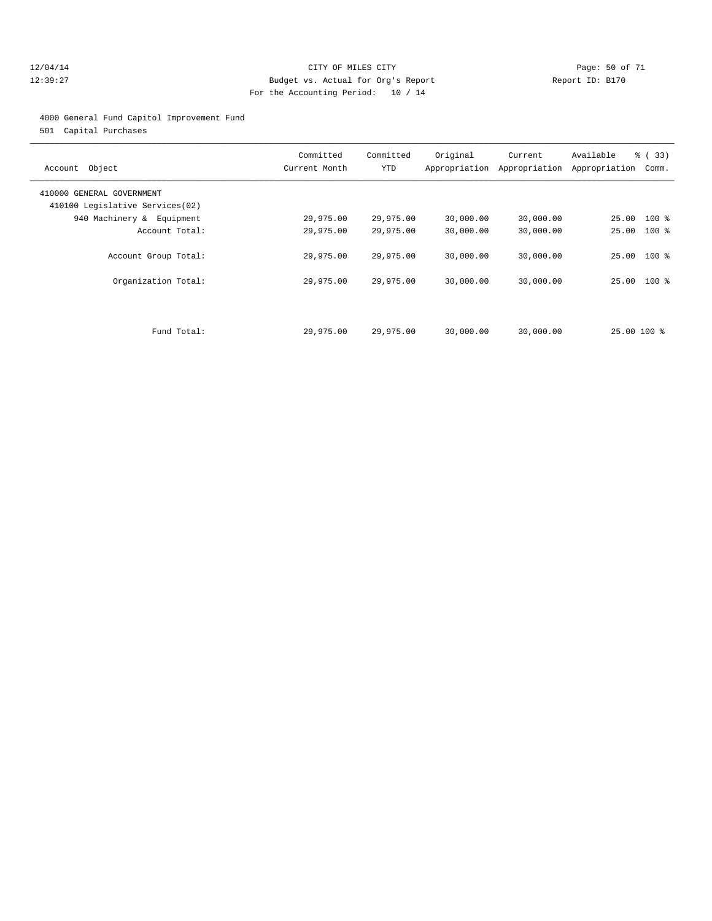CITY OF MILES CITY
Budget vs. Actual for Org's Report
For the Accounting Period: 10 / 14

12/04/14
12:39:27

Report ID: B170

4000 General Fund Capitol Improvement Fund
501 Capital Purchases

| Account Object | Committed Current Month | Committed YTD | Original Appropriation | Current Appropriation | Available Appropriation | % ( 33) Comm. |
|---|---|---|---|---|---|---|
| 410000 GENERAL GOVERNMENT | | | | | | |
| 410100 Legislative Services(02) | | | | | | |
| 940 Machinery & Equipment | 29,975.00 | 29,975.00 | 30,000.00 | 30,000.00 | 25.00 | 100 % |
| Account Total: | 29,975.00 | 29,975.00 | 30,000.00 | 30,000.00 | 25.00 | 100 % |
| Account Group Total: | 29,975.00 | 29,975.00 | 30,000.00 | 30,000.00 | 25.00 | 100 % |
| Organization Total: | 29,975.00 | 29,975.00 | 30,000.00 | 30,000.00 | 25.00 | 100 % |
| Fund Total: | 29,975.00 | 29,975.00 | 30,000.00 | 30,000.00 | 25.00 | 100 % |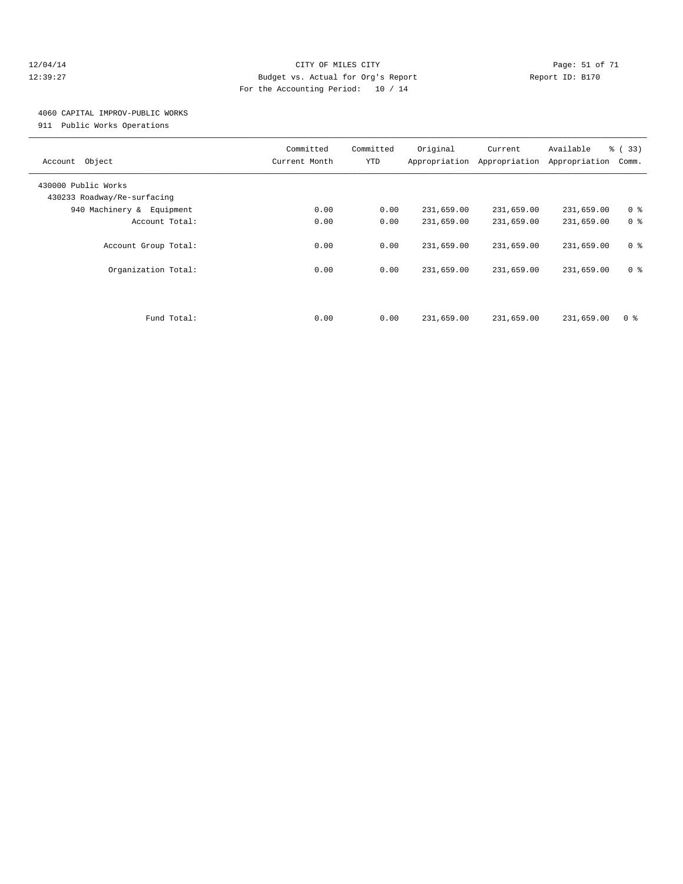CITY OF MILES CITY
Budget vs. Actual for Org's Report
For the Accounting Period: 10 / 14

12/04/14
12:39:27

Report ID: B170

4060 CAPITAL IMPROV-PUBLIC WORKS
911 Public Works Operations

| Account Object | Committed Current Month | Committed YTD | Original Appropriation | Current Appropriation | Available Appropriation | % ( 33) Comm. |
|---|---|---|---|---|---|---|
| 430000 Public Works | | | | | | |
| 430233 Roadway/Re-surfacing | | | | | | |
| 940 Machinery & Equipment | 0.00 | 0.00 | 231,659.00 | 231,659.00 | 231,659.00 | 0 % |
| Account Total: | 0.00 | 0.00 | 231,659.00 | 231,659.00 | 231,659.00 | 0 % |
| Account Group Total: | 0.00 | 0.00 | 231,659.00 | 231,659.00 | 231,659.00 | 0 % |
| Organization Total: | 0.00 | 0.00 | 231,659.00 | 231,659.00 | 231,659.00 | 0 % |
| Fund Total: | 0.00 | 0.00 | 231,659.00 | 231,659.00 | 231,659.00 | 0 % |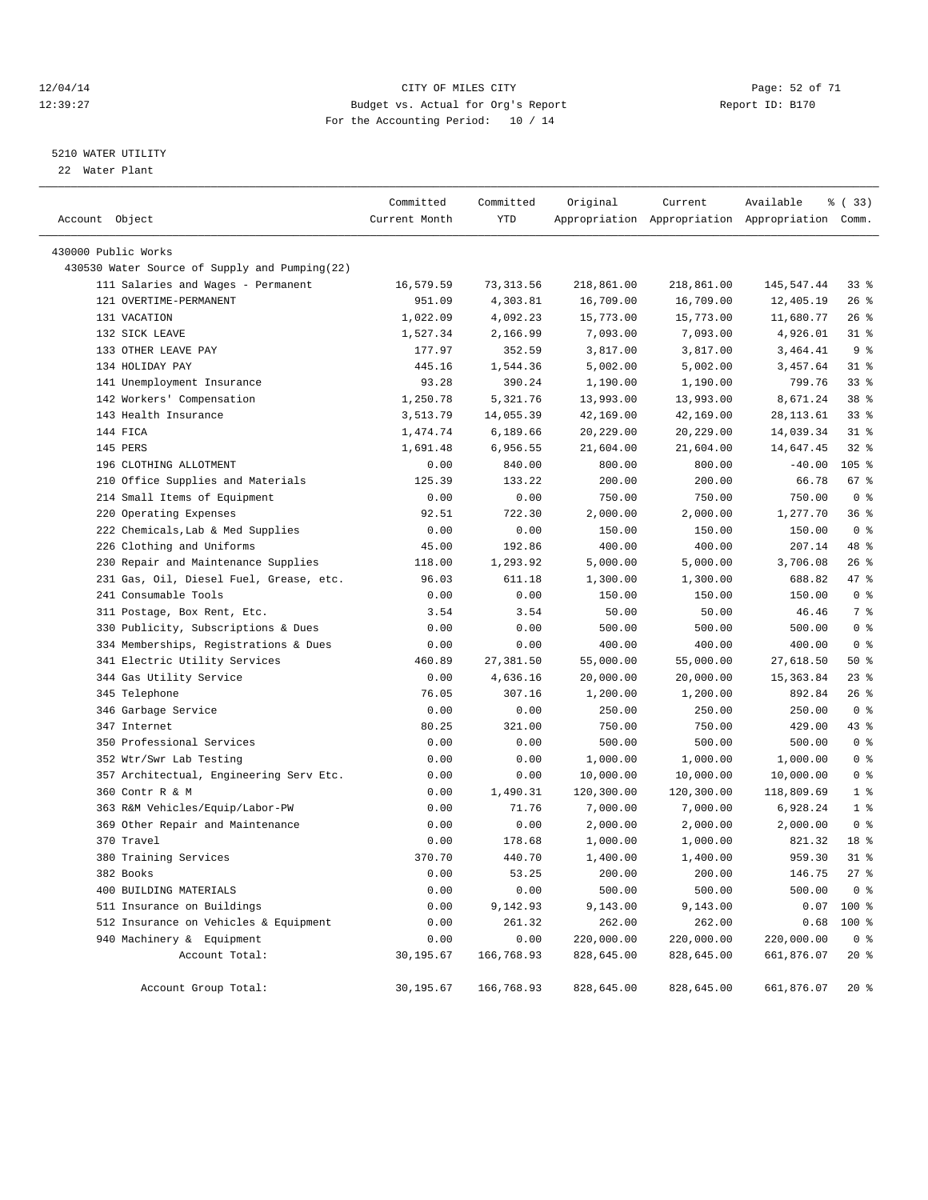12/04/14 CITY OF MILES CITY
12:39:27 Budget vs. Actual for Org's Report Report ID: B170
For the Accounting Period: 10 / 14

5210 WATER UTILITY
22 Water Plant

| Account Object | Committed Current Month | Committed YTD | Original Appropriation | Current Appropriation | Available Appropriation | % ( 33) Comm. |
|---|---|---|---|---|---|---|
| 430000 Public Works | | | | | | |
| 430530 Water Source of Supply and Pumping(22) | | | | | | |
| 111 Salaries and Wages - Permanent | 16,579.59 | 73,313.56 | 218,861.00 | 218,861.00 | 145,547.44 | 33 % |
| 121 OVERTIME-PERMANENT | 951.09 | 4,303.81 | 16,709.00 | 16,709.00 | 12,405.19 | 26 % |
| 131 VACATION | 1,022.09 | 4,092.23 | 15,773.00 | 15,773.00 | 11,680.77 | 26 % |
| 132 SICK LEAVE | 1,527.34 | 2,166.99 | 7,093.00 | 7,093.00 | 4,926.01 | 31 % |
| 133 OTHER LEAVE PAY | 177.97 | 352.59 | 3,817.00 | 3,817.00 | 3,464.41 | 9 % |
| 134 HOLIDAY PAY | 445.16 | 1,544.36 | 5,002.00 | 5,002.00 | 3,457.64 | 31 % |
| 141 Unemployment Insurance | 93.28 | 390.24 | 1,190.00 | 1,190.00 | 799.76 | 33 % |
| 142 Workers' Compensation | 1,250.78 | 5,321.76 | 13,993.00 | 13,993.00 | 8,671.24 | 38 % |
| 143 Health Insurance | 3,513.79 | 14,055.39 | 42,169.00 | 42,169.00 | 28,113.61 | 33 % |
| 144 FICA | 1,474.74 | 6,189.66 | 20,229.00 | 20,229.00 | 14,039.34 | 31 % |
| 145 PERS | 1,691.48 | 6,956.55 | 21,604.00 | 21,604.00 | 14,647.45 | 32 % |
| 196 CLOTHING ALLOTMENT | 0.00 | 840.00 | 800.00 | 800.00 | -40.00 | 105 % |
| 210 Office Supplies and Materials | 125.39 | 133.22 | 200.00 | 200.00 | 66.78 | 67 % |
| 214 Small Items of Equipment | 0.00 | 0.00 | 750.00 | 750.00 | 750.00 | 0 % |
| 220 Operating Expenses | 92.51 | 722.30 | 2,000.00 | 2,000.00 | 1,277.70 | 36 % |
| 222 Chemicals,Lab & Med Supplies | 0.00 | 0.00 | 150.00 | 150.00 | 150.00 | 0 % |
| 226 Clothing and Uniforms | 45.00 | 192.86 | 400.00 | 400.00 | 207.14 | 48 % |
| 230 Repair and Maintenance Supplies | 118.00 | 1,293.92 | 5,000.00 | 5,000.00 | 3,706.08 | 26 % |
| 231 Gas, Oil, Diesel Fuel, Grease, etc. | 96.03 | 611.18 | 1,300.00 | 1,300.00 | 688.82 | 47 % |
| 241 Consumable Tools | 0.00 | 0.00 | 150.00 | 150.00 | 150.00 | 0 % |
| 311 Postage, Box Rent, Etc. | 3.54 | 3.54 | 50.00 | 50.00 | 46.46 | 7 % |
| 330 Publicity, Subscriptions & Dues | 0.00 | 0.00 | 500.00 | 500.00 | 500.00 | 0 % |
| 334 Memberships, Registrations & Dues | 0.00 | 0.00 | 400.00 | 400.00 | 400.00 | 0 % |
| 341 Electric Utility Services | 460.89 | 27,381.50 | 55,000.00 | 55,000.00 | 27,618.50 | 50 % |
| 344 Gas Utility Service | 0.00 | 4,636.16 | 20,000.00 | 20,000.00 | 15,363.84 | 23 % |
| 345 Telephone | 76.05 | 307.16 | 1,200.00 | 1,200.00 | 892.84 | 26 % |
| 346 Garbage Service | 0.00 | 0.00 | 250.00 | 250.00 | 250.00 | 0 % |
| 347 Internet | 80.25 | 321.00 | 750.00 | 750.00 | 429.00 | 43 % |
| 350 Professional Services | 0.00 | 0.00 | 500.00 | 500.00 | 500.00 | 0 % |
| 352 Wtr/Swr Lab Testing | 0.00 | 0.00 | 1,000.00 | 1,000.00 | 1,000.00 | 0 % |
| 357 Architectual, Engineering Serv Etc. | 0.00 | 0.00 | 10,000.00 | 10,000.00 | 10,000.00 | 0 % |
| 360 Contr R & M | 0.00 | 1,490.31 | 120,300.00 | 120,300.00 | 118,809.69 | 1 % |
| 363 R&M Vehicles/Equip/Labor-PW | 0.00 | 71.76 | 7,000.00 | 7,000.00 | 6,928.24 | 1 % |
| 369 Other Repair and Maintenance | 0.00 | 0.00 | 2,000.00 | 2,000.00 | 2,000.00 | 0 % |
| 370 Travel | 0.00 | 178.68 | 1,000.00 | 1,000.00 | 821.32 | 18 % |
| 380 Training Services | 370.70 | 440.70 | 1,400.00 | 1,400.00 | 959.30 | 31 % |
| 382 Books | 0.00 | 53.25 | 200.00 | 200.00 | 146.75 | 27 % |
| 400 BUILDING MATERIALS | 0.00 | 0.00 | 500.00 | 500.00 | 500.00 | 0 % |
| 511 Insurance on Buildings | 0.00 | 9,142.93 | 9,143.00 | 9,143.00 | 0.07 | 100 % |
| 512 Insurance on Vehicles & Equipment | 0.00 | 261.32 | 262.00 | 262.00 | 0.68 | 100 % |
| 940 Machinery & Equipment | 0.00 | 0.00 | 220,000.00 | 220,000.00 | 220,000.00 | 0 % |
| Account Total: | 30,195.67 | 166,768.93 | 828,645.00 | 828,645.00 | 661,876.07 | 20 % |
| Account Group Total: | 30,195.67 | 166,768.93 | 828,645.00 | 828,645.00 | 661,876.07 | 20 % |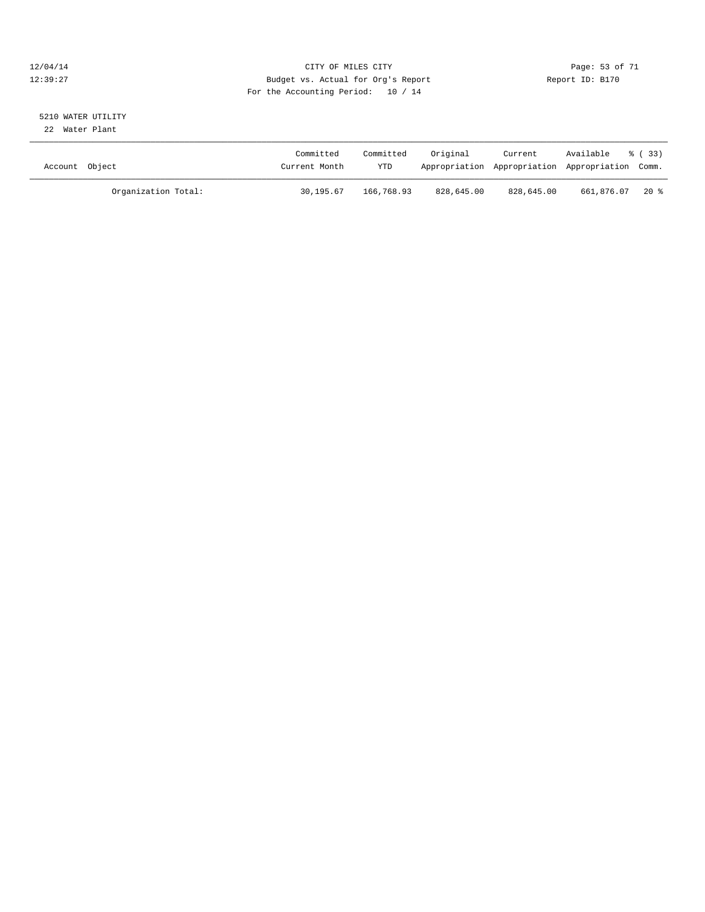CITY OF MILES CITY
Budget vs. Actual for Org's Report
For the Accounting Period: 10 / 14

Report ID: B170

5210 WATER UTILITY
22 Water Plant

| Account Object | Committed Current Month | Committed YTD | Original Appropriation | Current Appropriation | Available Appropriation | % ( 33) Comm. |
|---|---|---|---|---|---|---|
| Organization Total: | 30,195.67 | 166,768.93 | 828,645.00 | 828,645.00 | 661,876.07 | 20 % |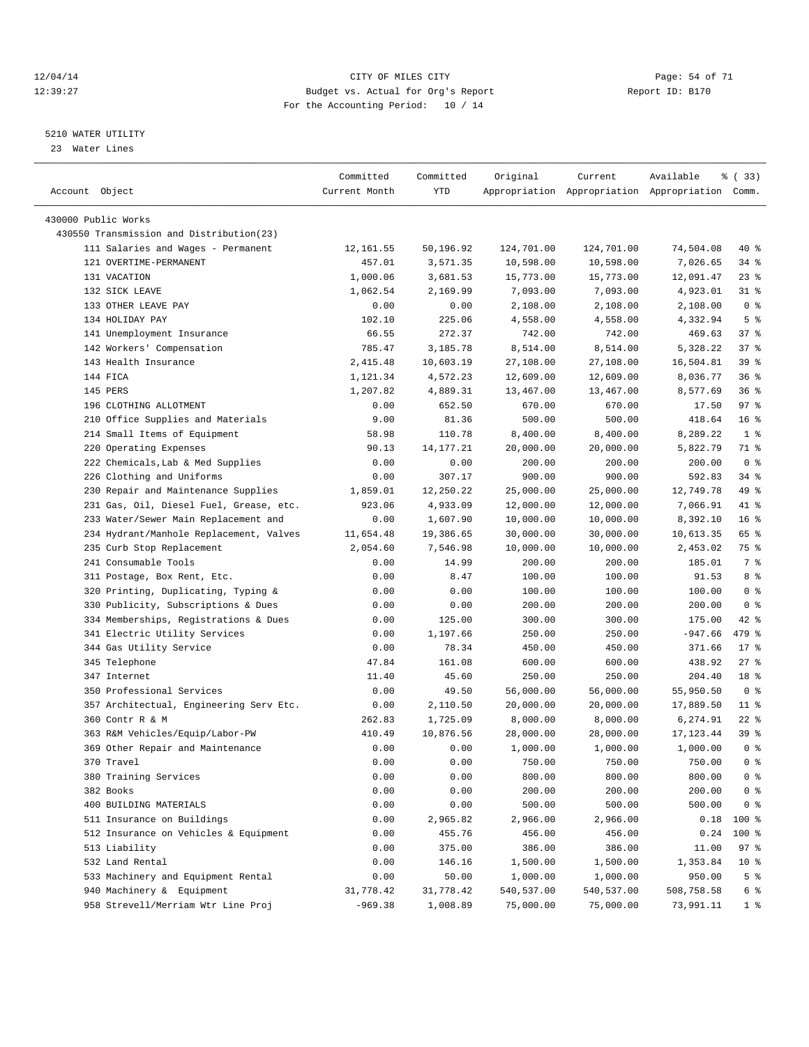CITY OF MILES CITY
Budget vs. Actual for Org's Report
For the Accounting Period: 10 / 14

12/04/14
12:39:27

Report ID: B170

5210 WATER UTILITY
23 Water Lines

| Account Object | Committed Current Month | Committed YTD | Original Appropriation | Current Appropriation | Available Appropriation | % ( 33) Comm. |
|---|---|---|---|---|---|---|
| 430000 Public Works | | | | | | |
| 430550 Transmission and Distribution(23) | | | | | | |
| 111 Salaries and Wages - Permanent | 12,161.55 | 50,196.92 | 124,701.00 | 124,701.00 | 74,504.08 | 40 % |
| 121 OVERTIME-PERMANENT | 457.01 | 3,571.35 | 10,598.00 | 10,598.00 | 7,026.65 | 34 % |
| 131 VACATION | 1,000.06 | 3,681.53 | 15,773.00 | 15,773.00 | 12,091.47 | 23 % |
| 132 SICK LEAVE | 1,062.54 | 2,169.99 | 7,093.00 | 7,093.00 | 4,923.01 | 31 % |
| 133 OTHER LEAVE PAY | 0.00 | 0.00 | 2,108.00 | 2,108.00 | 2,108.00 | 0 % |
| 134 HOLIDAY PAY | 102.10 | 225.06 | 4,558.00 | 4,558.00 | 4,332.94 | 5 % |
| 141 Unemployment Insurance | 66.55 | 272.37 | 742.00 | 742.00 | 469.63 | 37 % |
| 142 Workers' Compensation | 785.47 | 3,185.78 | 8,514.00 | 8,514.00 | 5,328.22 | 37 % |
| 143 Health Insurance | 2,415.48 | 10,603.19 | 27,108.00 | 27,108.00 | 16,504.81 | 39 % |
| 144 FICA | 1,121.34 | 4,572.23 | 12,609.00 | 12,609.00 | 8,036.77 | 36 % |
| 145 PERS | 1,207.82 | 4,889.31 | 13,467.00 | 13,467.00 | 8,577.69 | 36 % |
| 196 CLOTHING ALLOTMENT | 0.00 | 652.50 | 670.00 | 670.00 | 17.50 | 97 % |
| 210 Office Supplies and Materials | 9.00 | 81.36 | 500.00 | 500.00 | 418.64 | 16 % |
| 214 Small Items of Equipment | 58.98 | 110.78 | 8,400.00 | 8,400.00 | 8,289.22 | 1 % |
| 220 Operating Expenses | 90.13 | 14,177.21 | 20,000.00 | 20,000.00 | 5,822.79 | 71 % |
| 222 Chemicals,Lab & Med Supplies | 0.00 | 0.00 | 200.00 | 200.00 | 200.00 | 0 % |
| 226 Clothing and Uniforms | 0.00 | 307.17 | 900.00 | 900.00 | 592.83 | 34 % |
| 230 Repair and Maintenance Supplies | 1,859.01 | 12,250.22 | 25,000.00 | 25,000.00 | 12,749.78 | 49 % |
| 231 Gas, Oil, Diesel Fuel, Grease, etc. | 923.06 | 4,933.09 | 12,000.00 | 12,000.00 | 7,066.91 | 41 % |
| 233 Water/Sewer Main Replacement and | 0.00 | 1,607.90 | 10,000.00 | 10,000.00 | 8,392.10 | 16 % |
| 234 Hydrant/Manhole Replacement, Valves | 11,654.48 | 19,386.65 | 30,000.00 | 30,000.00 | 10,613.35 | 65 % |
| 235 Curb Stop Replacement | 2,054.60 | 7,546.98 | 10,000.00 | 10,000.00 | 2,453.02 | 75 % |
| 241 Consumable Tools | 0.00 | 14.99 | 200.00 | 200.00 | 185.01 | 7 % |
| 311 Postage, Box Rent, Etc. | 0.00 | 8.47 | 100.00 | 100.00 | 91.53 | 8 % |
| 320 Printing, Duplicating, Typing & | 0.00 | 0.00 | 100.00 | 100.00 | 100.00 | 0 % |
| 330 Publicity, Subscriptions & Dues | 0.00 | 0.00 | 200.00 | 200.00 | 200.00 | 0 % |
| 334 Memberships, Registrations & Dues | 0.00 | 125.00 | 300.00 | 300.00 | 175.00 | 42 % |
| 341 Electric Utility Services | 0.00 | 1,197.66 | 250.00 | 250.00 | -947.66 | 479 % |
| 344 Gas Utility Service | 0.00 | 78.34 | 450.00 | 450.00 | 371.66 | 17 % |
| 345 Telephone | 47.84 | 161.08 | 600.00 | 600.00 | 438.92 | 27 % |
| 347 Internet | 11.40 | 45.60 | 250.00 | 250.00 | 204.40 | 18 % |
| 350 Professional Services | 0.00 | 49.50 | 56,000.00 | 56,000.00 | 55,950.50 | 0 % |
| 357 Architectual, Engineering Serv Etc. | 0.00 | 2,110.50 | 20,000.00 | 20,000.00 | 17,889.50 | 11 % |
| 360 Contr R & M | 262.83 | 1,725.09 | 8,000.00 | 8,000.00 | 6,274.91 | 22 % |
| 363 R&M Vehicles/Equip/Labor-PW | 410.49 | 10,876.56 | 28,000.00 | 28,000.00 | 17,123.44 | 39 % |
| 369 Other Repair and Maintenance | 0.00 | 0.00 | 1,000.00 | 1,000.00 | 1,000.00 | 0 % |
| 370 Travel | 0.00 | 0.00 | 750.00 | 750.00 | 750.00 | 0 % |
| 380 Training Services | 0.00 | 0.00 | 800.00 | 800.00 | 800.00 | 0 % |
| 382 Books | 0.00 | 0.00 | 200.00 | 200.00 | 200.00 | 0 % |
| 400 BUILDING MATERIALS | 0.00 | 0.00 | 500.00 | 500.00 | 500.00 | 0 % |
| 511 Insurance on Buildings | 0.00 | 2,965.82 | 2,966.00 | 2,966.00 | 0.18 | 100 % |
| 512 Insurance on Vehicles & Equipment | 0.00 | 455.76 | 456.00 | 456.00 | 0.24 | 100 % |
| 513 Liability | 0.00 | 375.00 | 386.00 | 386.00 | 11.00 | 97 % |
| 532 Land Rental | 0.00 | 146.16 | 1,500.00 | 1,500.00 | 1,353.84 | 10 % |
| 533 Machinery and Equipment Rental | 0.00 | 50.00 | 1,000.00 | 1,000.00 | 950.00 | 5 % |
| 940 Machinery & Equipment | 31,778.42 | 31,778.42 | 540,537.00 | 540,537.00 | 508,758.58 | 6 % |
| 958 Strevell/Merriam Wtr Line Proj | -969.38 | 1,008.89 | 75,000.00 | 75,000.00 | 73,991.11 | 1 % |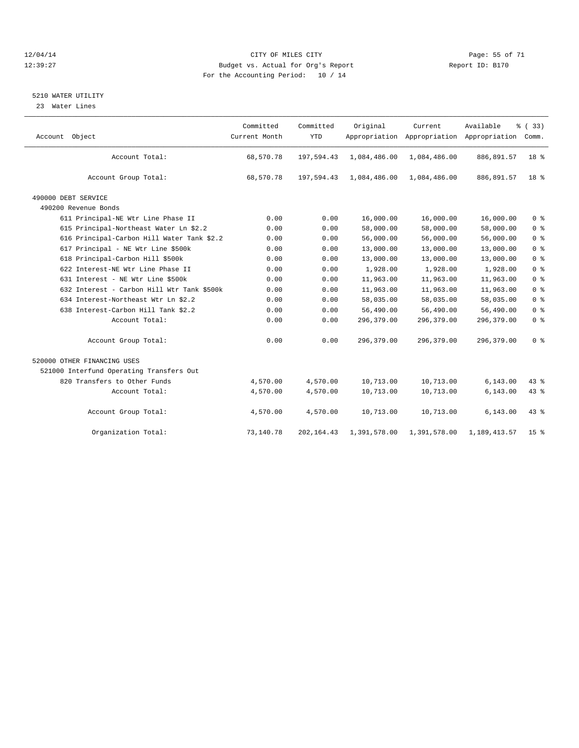CITY OF MILES CITY
Budget vs. Actual for Org's Report
For the Accounting Period: 10 / 14

12/04/14
12:39:27

Report ID: B170

## 5210 WATER UTILITY

23 Water Lines

| Account Object | Committed Current Month | Committed YTD | Original Appropriation | Current Appropriation | Available Appropriation | % ( 33) Comm. |
|---|---|---|---|---|---|---|
| Account Total: | 68,570.78 | 197,594.43 | 1,084,486.00 | 1,084,486.00 | 886,891.57 | 18 % |
| Account Group Total: | 68,570.78 | 197,594.43 | 1,084,486.00 | 1,084,486.00 | 886,891.57 | 18 % |
| 490000 DEBT SERVICE | | | | | | |
| 490200 Revenue Bonds | | | | | | |
| 611 Principal-NE Wtr Line Phase II | 0.00 | 0.00 | 16,000.00 | 16,000.00 | 16,000.00 | 0 % |
| 615 Principal-Northeast Water Ln $2.2 | 0.00 | 0.00 | 58,000.00 | 58,000.00 | 58,000.00 | 0 % |
| 616 Principal-Carbon Hill Water Tank $2.2 | 0.00 | 0.00 | 56,000.00 | 56,000.00 | 56,000.00 | 0 % |
| 617 Principal - NE Wtr Line $500k | 0.00 | 0.00 | 13,000.00 | 13,000.00 | 13,000.00 | 0 % |
| 618 Principal-Carbon Hill $500k | 0.00 | 0.00 | 13,000.00 | 13,000.00 | 13,000.00 | 0 % |
| 622 Interest-NE Wtr Line Phase II | 0.00 | 0.00 | 1,928.00 | 1,928.00 | 1,928.00 | 0 % |
| 631 Interest - NE Wtr Line $500k | 0.00 | 0.00 | 11,963.00 | 11,963.00 | 11,963.00 | 0 % |
| 632 Interest - Carbon Hill Wtr Tank $500k | 0.00 | 0.00 | 11,963.00 | 11,963.00 | 11,963.00 | 0 % |
| 634 Interest-Northeast Wtr Ln $2.2 | 0.00 | 0.00 | 58,035.00 | 58,035.00 | 58,035.00 | 0 % |
| 638 Interest-Carbon Hill Tank $2.2 | 0.00 | 0.00 | 56,490.00 | 56,490.00 | 56,490.00 | 0 % |
| Account Total: | 0.00 | 0.00 | 296,379.00 | 296,379.00 | 296,379.00 | 0 % |
| Account Group Total: | 0.00 | 0.00 | 296,379.00 | 296,379.00 | 296,379.00 | 0 % |
| 520000 OTHER FINANCING USES | | | | | | |
| 521000 Interfund Operating Transfers Out | | | | | | |
| 820 Transfers to Other Funds | 4,570.00 | 4,570.00 | 10,713.00 | 10,713.00 | 6,143.00 | 43 % |
| Account Total: | 4,570.00 | 4,570.00 | 10,713.00 | 10,713.00 | 6,143.00 | 43 % |
| Account Group Total: | 4,570.00 | 4,570.00 | 10,713.00 | 10,713.00 | 6,143.00 | 43 % |
| Organization Total: | 73,140.78 | 202,164.43 | 1,391,578.00 | 1,391,578.00 | 1,189,413.57 | 15 % |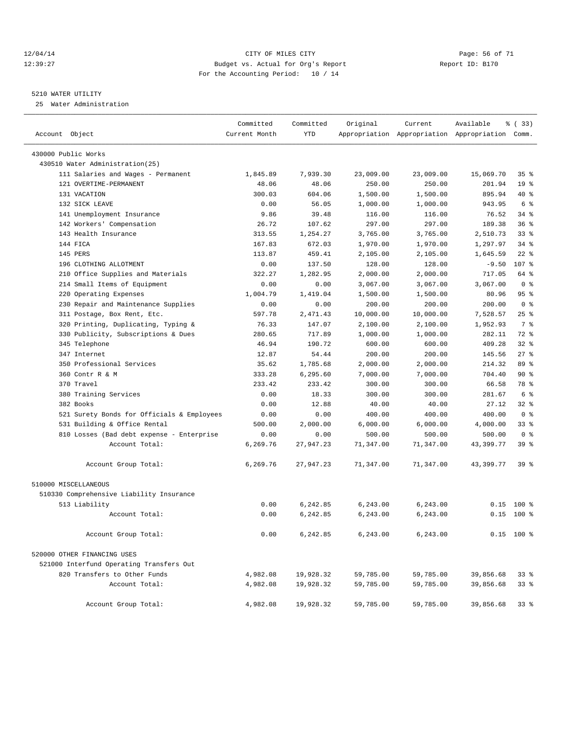12/04/14 CITY OF MILES CITY
12:39:27 Budget vs. Actual for Org's Report Report ID: B170
For the Accounting Period: 10 / 14

5210 WATER UTILITY

25 Water Administration

| Account Object | Committed Current Month | Committed YTD | Original Appropriation | Current Appropriation | Available Appropriation | % ( 33) Comm. |
|---|---|---|---|---|---|---|
| 430000 Public Works | | | | | | |
| 430510 Water Administration(25) | | | | | | |
| 111 Salaries and Wages - Permanent | 1,845.89 | 7,939.30 | 23,009.00 | 23,009.00 | 15,069.70 | 35 % |
| 121 OVERTIME-PERMANENT | 48.06 | 48.06 | 250.00 | 250.00 | 201.94 | 19 % |
| 131 VACATION | 300.03 | 604.06 | 1,500.00 | 1,500.00 | 895.94 | 40 % |
| 132 SICK LEAVE | 0.00 | 56.05 | 1,000.00 | 1,000.00 | 943.95 | 6 % |
| 141 Unemployment Insurance | 9.86 | 39.48 | 116.00 | 116.00 | 76.52 | 34 % |
| 142 Workers' Compensation | 26.72 | 107.62 | 297.00 | 297.00 | 189.38 | 36 % |
| 143 Health Insurance | 313.55 | 1,254.27 | 3,765.00 | 3,765.00 | 2,510.73 | 33 % |
| 144 FICA | 167.83 | 672.03 | 1,970.00 | 1,970.00 | 1,297.97 | 34 % |
| 145 PERS | 113.87 | 459.41 | 2,105.00 | 2,105.00 | 1,645.59 | 22 % |
| 196 CLOTHING ALLOTMENT | 0.00 | 137.50 | 128.00 | 128.00 | -9.50 | 107 % |
| 210 Office Supplies and Materials | 322.27 | 1,282.95 | 2,000.00 | 2,000.00 | 717.05 | 64 % |
| 214 Small Items of Equipment | 0.00 | 0.00 | 3,067.00 | 3,067.00 | 3,067.00 | 0 % |
| 220 Operating Expenses | 1,004.79 | 1,419.04 | 1,500.00 | 1,500.00 | 80.96 | 95 % |
| 230 Repair and Maintenance Supplies | 0.00 | 0.00 | 200.00 | 200.00 | 200.00 | 0 % |
| 311 Postage, Box Rent, Etc. | 597.78 | 2,471.43 | 10,000.00 | 10,000.00 | 7,528.57 | 25 % |
| 320 Printing, Duplicating, Typing & | 76.33 | 147.07 | 2,100.00 | 2,100.00 | 1,952.93 | 7 % |
| 330 Publicity, Subscriptions & Dues | 280.65 | 717.89 | 1,000.00 | 1,000.00 | 282.11 | 72 % |
| 345 Telephone | 46.94 | 190.72 | 600.00 | 600.00 | 409.28 | 32 % |
| 347 Internet | 12.87 | 54.44 | 200.00 | 200.00 | 145.56 | 27 % |
| 350 Professional Services | 35.62 | 1,785.68 | 2,000.00 | 2,000.00 | 214.32 | 89 % |
| 360 Contr R & M | 333.28 | 6,295.60 | 7,000.00 | 7,000.00 | 704.40 | 90 % |
| 370 Travel | 233.42 | 233.42 | 300.00 | 300.00 | 66.58 | 78 % |
| 380 Training Services | 0.00 | 18.33 | 300.00 | 300.00 | 281.67 | 6 % |
| 382 Books | 0.00 | 12.88 | 40.00 | 40.00 | 27.12 | 32 % |
| 521 Surety Bonds for Officials & Employees | 0.00 | 0.00 | 400.00 | 400.00 | 400.00 | 0 % |
| 531 Building & Office Rental | 500.00 | 2,000.00 | 6,000.00 | 6,000.00 | 4,000.00 | 33 % |
| 810 Losses (Bad debt expense - Enterprise | 0.00 | 0.00 | 500.00 | 500.00 | 500.00 | 0 % |
| Account Total: | 6,269.76 | 27,947.23 | 71,347.00 | 71,347.00 | 43,399.77 | 39 % |
| Account Group Total: | 6,269.76 | 27,947.23 | 71,347.00 | 71,347.00 | 43,399.77 | 39 % |
| 510000 MISCELLANEOUS | | | | | | |
| 510330 Comprehensive Liability Insurance | | | | | | |
| 513 Liability | 0.00 | 6,242.85 | 6,243.00 | 6,243.00 | 0.15 | 100 % |
| Account Total: | 0.00 | 6,242.85 | 6,243.00 | 6,243.00 | 0.15 | 100 % |
| Account Group Total: | 0.00 | 6,242.85 | 6,243.00 | 6,243.00 | 0.15 | 100 % |
| 520000 OTHER FINANCING USES | | | | | | |
| 521000 Interfund Operating Transfers Out | | | | | | |
| 820 Transfers to Other Funds | 4,982.08 | 19,928.32 | 59,785.00 | 59,785.00 | 39,856.68 | 33 % |
| Account Total: | 4,982.08 | 19,928.32 | 59,785.00 | 59,785.00 | 39,856.68 | 33 % |
| Account Group Total: | 4,982.08 | 19,928.32 | 59,785.00 | 59,785.00 | 39,856.68 | 33 % |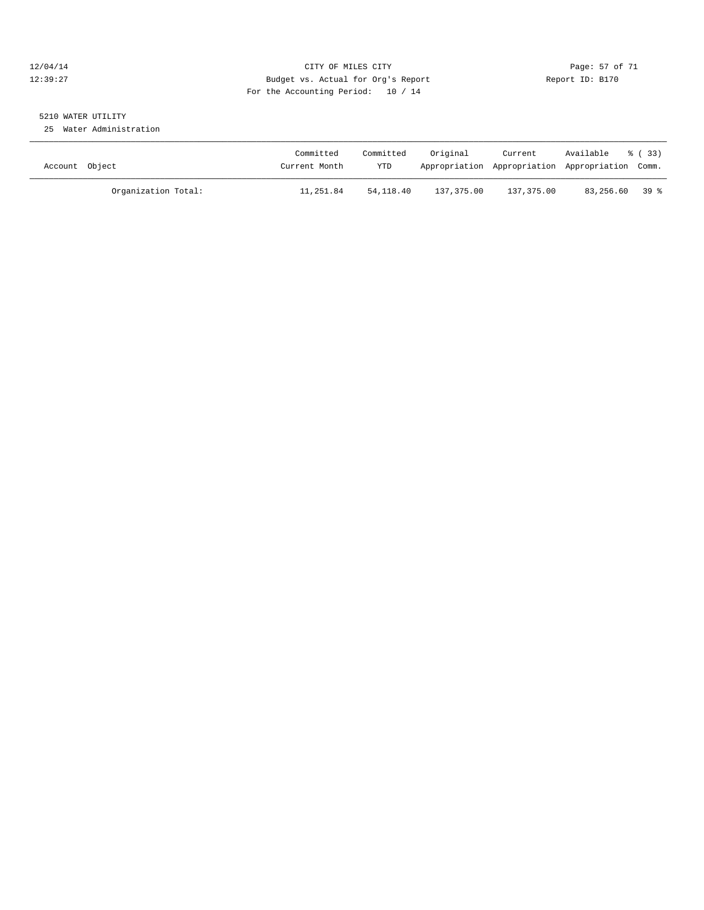CITY OF MILES CITY
Budget vs. Actual for Org's Report
For the Accounting Period: 10 / 14

12/04/14
12:39:27

Report ID: B170

5210 WATER UTILITY

25 Water Administration

| Account Object | Committed Current Month | Committed YTD | Original Appropriation | Current Appropriation | Available Appropriation | % ( 33) Comm. |
|---|---|---|---|---|---|---|
| Organization Total: | 11,251.84 | 54,118.40 | 137,375.00 | 137,375.00 | 83,256.60 | 39 % |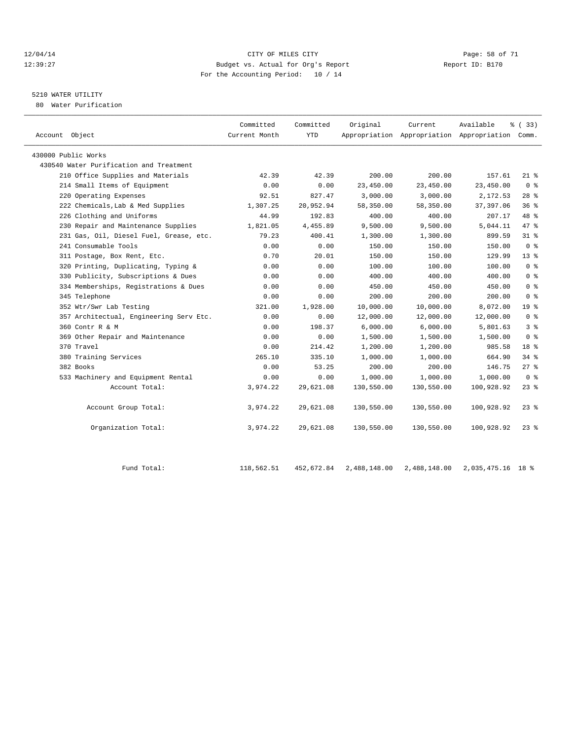CITY OF MILES CITY

Budget vs. Actual for Org's Report

For the Accounting Period: 10 / 14

12/04/14
12:39:27

Report ID: B170

## 5210 WATER UTILITY

80 Water Purification

| Account Object | Committed Current Month | Committed YTD | Original Appropriation | Current Appropriation | Available Appropriation | % ( 33) Comm. |
|---|---|---|---|---|---|---|
| 430000 Public Works | | | | | | |
| 430540 Water Purification and Treatment | | | | | | |
| 210 Office Supplies and Materials | 42.39 | 42.39 | 200.00 | 200.00 | 157.61 | 21 % |
| 214 Small Items of Equipment | 0.00 | 0.00 | 23,450.00 | 23,450.00 | 23,450.00 | 0 % |
| 220 Operating Expenses | 92.51 | 827.47 | 3,000.00 | 3,000.00 | 2,172.53 | 28 % |
| 222 Chemicals,Lab & Med Supplies | 1,307.25 | 20,952.94 | 58,350.00 | 58,350.00 | 37,397.06 | 36 % |
| 226 Clothing and Uniforms | 44.99 | 192.83 | 400.00 | 400.00 | 207.17 | 48 % |
| 230 Repair and Maintenance Supplies | 1,821.05 | 4,455.89 | 9,500.00 | 9,500.00 | 5,044.11 | 47 % |
| 231 Gas, Oil, Diesel Fuel, Grease, etc. | 79.23 | 400.41 | 1,300.00 | 1,300.00 | 899.59 | 31 % |
| 241 Consumable Tools | 0.00 | 0.00 | 150.00 | 150.00 | 150.00 | 0 % |
| 311 Postage, Box Rent, Etc. | 0.70 | 20.01 | 150.00 | 150.00 | 129.99 | 13 % |
| 320 Printing, Duplicating, Typing & | 0.00 | 0.00 | 100.00 | 100.00 | 100.00 | 0 % |
| 330 Publicity, Subscriptions & Dues | 0.00 | 0.00 | 400.00 | 400.00 | 400.00 | 0 % |
| 334 Memberships, Registrations & Dues | 0.00 | 0.00 | 450.00 | 450.00 | 450.00 | 0 % |
| 345 Telephone | 0.00 | 0.00 | 200.00 | 200.00 | 200.00 | 0 % |
| 352 Wtr/Swr Lab Testing | 321.00 | 1,928.00 | 10,000.00 | 10,000.00 | 8,072.00 | 19 % |
| 357 Architectual, Engineering Serv Etc. | 0.00 | 0.00 | 12,000.00 | 12,000.00 | 12,000.00 | 0 % |
| 360 Contr R & M | 0.00 | 198.37 | 6,000.00 | 6,000.00 | 5,801.63 | 3 % |
| 369 Other Repair and Maintenance | 0.00 | 0.00 | 1,500.00 | 1,500.00 | 1,500.00 | 0 % |
| 370 Travel | 0.00 | 214.42 | 1,200.00 | 1,200.00 | 985.58 | 18 % |
| 380 Training Services | 265.10 | 335.10 | 1,000.00 | 1,000.00 | 664.90 | 34 % |
| 382 Books | 0.00 | 53.25 | 200.00 | 200.00 | 146.75 | 27 % |
| 533 Machinery and Equipment Rental | 0.00 | 0.00 | 1,000.00 | 1,000.00 | 1,000.00 | 0 % |
| Account Total: | 3,974.22 | 29,621.08 | 130,550.00 | 130,550.00 | 100,928.92 | 23 % |
| Account Group Total: | 3,974.22 | 29,621.08 | 130,550.00 | 130,550.00 | 100,928.92 | 23 % |
| Organization Total: | 3,974.22 | 29,621.08 | 130,550.00 | 130,550.00 | 100,928.92 | 23 % |
| Fund Total: | 118,562.51 | 452,672.84 | 2,488,148.00 | 2,488,148.00 | 2,035,475.16 | 18 % |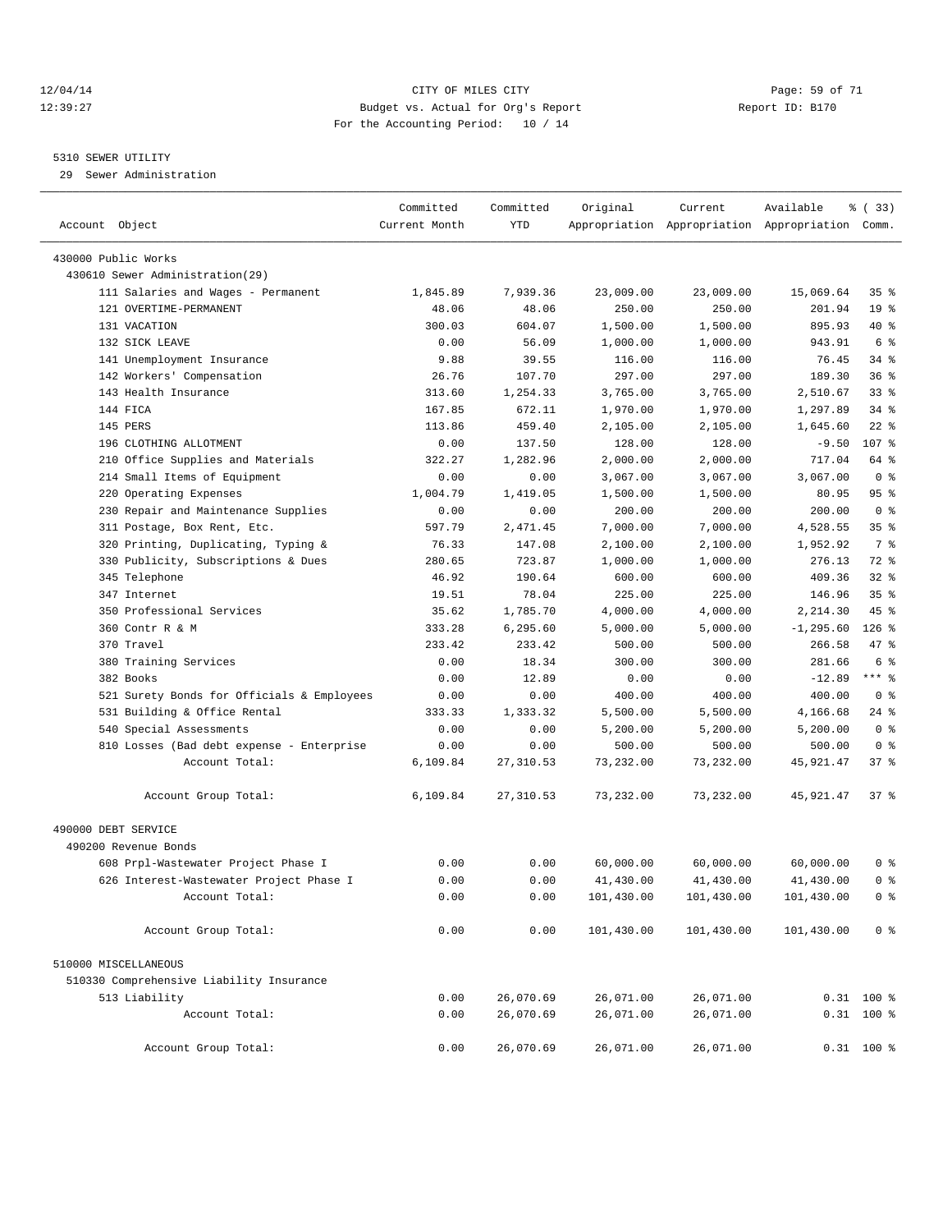CITY OF MILES CITY
Budget vs. Actual for Org's Report
For the Accounting Period: 10 / 14

12/04/14
12:39:27

Report ID: B170

## 5310 SEWER UTILITY

29 Sewer Administration

| Account Object | Committed Current Month | Committed YTD | Original Appropriation | Current Appropriation | Available Appropriation | % ( 33) Comm. |
|---|---|---|---|---|---|---|
| 430000 Public Works | | | | | | |
| 430610 Sewer Administration(29) | | | | | | |
| 111 Salaries and Wages - Permanent | 1,845.89 | 7,939.36 | 23,009.00 | 23,009.00 | 15,069.64 | 35 % |
| 121 OVERTIME-PERMANENT | 48.06 | 48.06 | 250.00 | 250.00 | 201.94 | 19 % |
| 131 VACATION | 300.03 | 604.07 | 1,500.00 | 1,500.00 | 895.93 | 40 % |
| 132 SICK LEAVE | 0.00 | 56.09 | 1,000.00 | 1,000.00 | 943.91 | 6 % |
| 141 Unemployment Insurance | 9.88 | 39.55 | 116.00 | 116.00 | 76.45 | 34 % |
| 142 Workers' Compensation | 26.76 | 107.70 | 297.00 | 297.00 | 189.30 | 36 % |
| 143 Health Insurance | 313.60 | 1,254.33 | 3,765.00 | 3,765.00 | 2,510.67 | 33 % |
| 144 FICA | 167.85 | 672.11 | 1,970.00 | 1,970.00 | 1,297.89 | 34 % |
| 145 PERS | 113.86 | 459.40 | 2,105.00 | 2,105.00 | 1,645.60 | 22 % |
| 196 CLOTHING ALLOTMENT | 0.00 | 137.50 | 128.00 | 128.00 | -9.50 | 107 % |
| 210 Office Supplies and Materials | 322.27 | 1,282.96 | 2,000.00 | 2,000.00 | 717.04 | 64 % |
| 214 Small Items of Equipment | 0.00 | 0.00 | 3,067.00 | 3,067.00 | 3,067.00 | 0 % |
| 220 Operating Expenses | 1,004.79 | 1,419.05 | 1,500.00 | 1,500.00 | 80.95 | 95 % |
| 230 Repair and Maintenance Supplies | 0.00 | 0.00 | 200.00 | 200.00 | 200.00 | 0 % |
| 311 Postage, Box Rent, Etc. | 597.79 | 2,471.45 | 7,000.00 | 7,000.00 | 4,528.55 | 35 % |
| 320 Printing, Duplicating, Typing & | 76.33 | 147.08 | 2,100.00 | 2,100.00 | 1,952.92 | 7 % |
| 330 Publicity, Subscriptions & Dues | 280.65 | 723.87 | 1,000.00 | 1,000.00 | 276.13 | 72 % |
| 345 Telephone | 46.92 | 190.64 | 600.00 | 600.00 | 409.36 | 32 % |
| 347 Internet | 19.51 | 78.04 | 225.00 | 225.00 | 146.96 | 35 % |
| 350 Professional Services | 35.62 | 1,785.70 | 4,000.00 | 4,000.00 | 2,214.30 | 45 % |
| 360 Contr R & M | 333.28 | 6,295.60 | 5,000.00 | 5,000.00 | -1,295.60 | 126 % |
| 370 Travel | 233.42 | 233.42 | 500.00 | 500.00 | 266.58 | 47 % |
| 380 Training Services | 0.00 | 18.34 | 300.00 | 300.00 | 281.66 | 6 % |
| 382 Books | 0.00 | 12.89 | 0.00 | 0.00 | -12.89 | *** % |
| 521 Surety Bonds for Officials & Employees | 0.00 | 0.00 | 400.00 | 400.00 | 400.00 | 0 % |
| 531 Building & Office Rental | 333.33 | 1,333.32 | 5,500.00 | 5,500.00 | 4,166.68 | 24 % |
| 540 Special Assessments | 0.00 | 0.00 | 5,200.00 | 5,200.00 | 5,200.00 | 0 % |
| 810 Losses (Bad debt expense - Enterprise | 0.00 | 0.00 | 500.00 | 500.00 | 500.00 | 0 % |
| Account Total: | 6,109.84 | 27,310.53 | 73,232.00 | 73,232.00 | 45,921.47 | 37 % |
| Account Group Total: | 6,109.84 | 27,310.53 | 73,232.00 | 73,232.00 | 45,921.47 | 37 % |
| 490000 DEBT SERVICE | | | | | | |
| 490200 Revenue Bonds | | | | | | |
| 608 Prpl-Wastewater Project Phase I | 0.00 | 0.00 | 60,000.00 | 60,000.00 | 60,000.00 | 0 % |
| 626 Interest-Wastewater Project Phase I | 0.00 | 0.00 | 41,430.00 | 41,430.00 | 41,430.00 | 0 % |
| Account Total: | 0.00 | 0.00 | 101,430.00 | 101,430.00 | 101,430.00 | 0 % |
| Account Group Total: | 0.00 | 0.00 | 101,430.00 | 101,430.00 | 101,430.00 | 0 % |
| 510000 MISCELLANEOUS | | | | | | |
| 510330 Comprehensive Liability Insurance | | | | | | |
| 513 Liability | 0.00 | 26,070.69 | 26,071.00 | 26,071.00 | 0.31 | 100 % |
| Account Total: | 0.00 | 26,070.69 | 26,071.00 | 26,071.00 | 0.31 | 100 % |
| Account Group Total: | 0.00 | 26,070.69 | 26,071.00 | 26,071.00 | 0.31 | 100 % |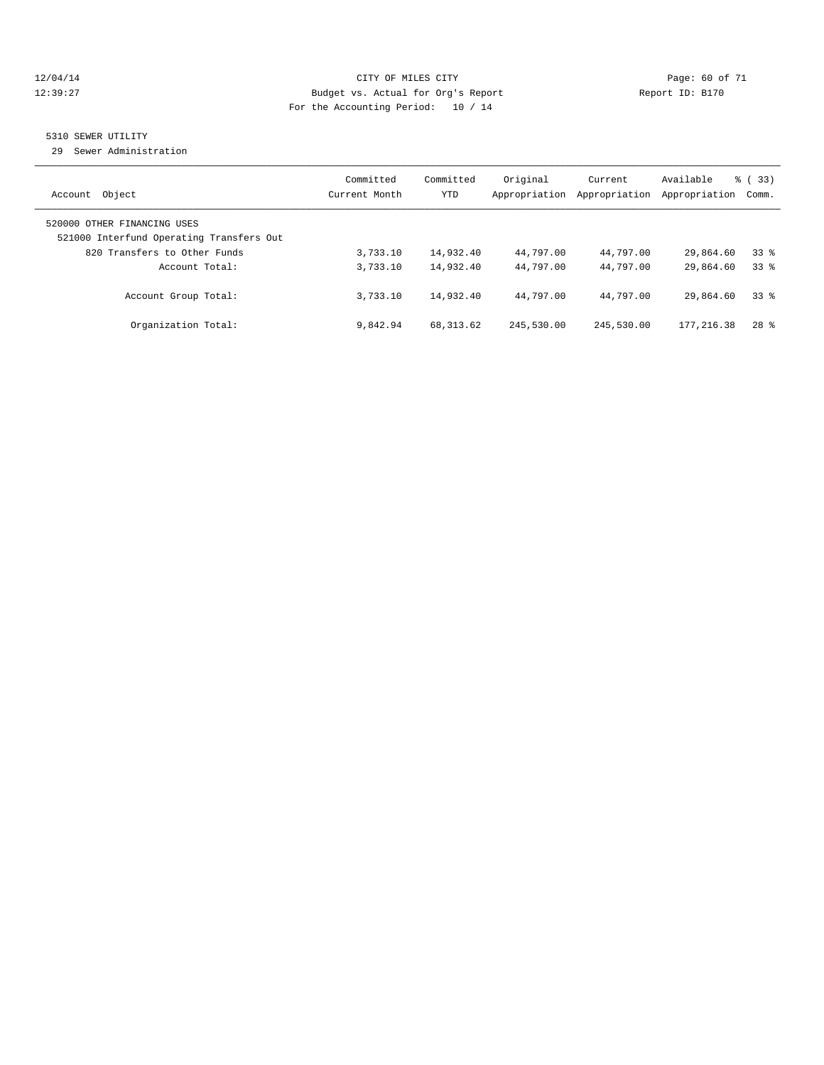CITY OF MILES CITY
Budget vs. Actual for Org's Report
For the Accounting Period: 10 / 14

12/04/14
12:39:27

Report ID: B170

## 5310 SEWER UTILITY

29 Sewer Administration

| Account Object | Committed Current Month | Committed YTD | Original Appropriation | Current Appropriation | Available Appropriation | % ( 33) Comm. |
|---|---|---|---|---|---|---|
| 520000 OTHER FINANCING USES | | | | | | |
| 521000 Interfund Operating Transfers Out | | | | | | |
| 820 Transfers to Other Funds | 3,733.10 | 14,932.40 | 44,797.00 | 44,797.00 | 29,864.60 | 33 % |
| Account Total: | 3,733.10 | 14,932.40 | 44,797.00 | 44,797.00 | 29,864.60 | 33 % |
| Account Group Total: | 3,733.10 | 14,932.40 | 44,797.00 | 44,797.00 | 29,864.60 | 33 % |
| Organization Total: | 9,842.94 | 68,313.62 | 245,530.00 | 245,530.00 | 177,216.38 | 28 % |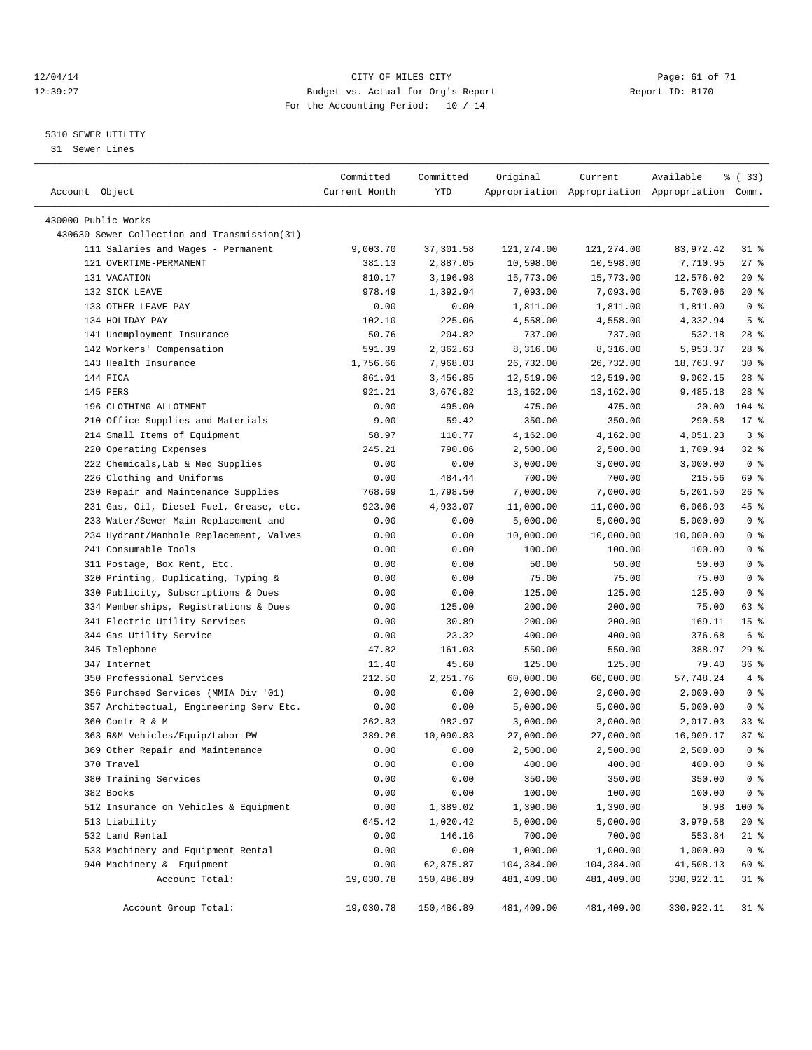12/04/14 CITY OF MILES CITY
12:39:27 Budget vs. Actual for Org's Report Report ID: B170
For the Accounting Period: 10 / 14

5310 SEWER UTILITY
31 Sewer Lines

| Account Object | Committed Current Month | Committed YTD | Original Appropriation | Current Appropriation | Available Appropriation | % ( 33) Comm. |
|---|---|---|---|---|---|---|
| 430000 Public Works | | | | | | |
| 430630 Sewer Collection and Transmission(31) | | | | | | |
| 111 Salaries and Wages - Permanent | 9,003.70 | 37,301.58 | 121,274.00 | 121,274.00 | 83,972.42 | 31 % |
| 121 OVERTIME-PERMANENT | 381.13 | 2,887.05 | 10,598.00 | 10,598.00 | 7,710.95 | 27 % |
| 131 VACATION | 810.17 | 3,196.98 | 15,773.00 | 15,773.00 | 12,576.02 | 20 % |
| 132 SICK LEAVE | 978.49 | 1,392.94 | 7,093.00 | 7,093.00 | 5,700.06 | 20 % |
| 133 OTHER LEAVE PAY | 0.00 | 0.00 | 1,811.00 | 1,811.00 | 1,811.00 | 0 % |
| 134 HOLIDAY PAY | 102.10 | 225.06 | 4,558.00 | 4,558.00 | 4,332.94 | 5 % |
| 141 Unemployment Insurance | 50.76 | 204.82 | 737.00 | 737.00 | 532.18 | 28 % |
| 142 Workers' Compensation | 591.39 | 2,362.63 | 8,316.00 | 8,316.00 | 5,953.37 | 28 % |
| 143 Health Insurance | 1,756.66 | 7,968.03 | 26,732.00 | 26,732.00 | 18,763.97 | 30 % |
| 144 FICA | 861.01 | 3,456.85 | 12,519.00 | 12,519.00 | 9,062.15 | 28 % |
| 145 PERS | 921.21 | 3,676.82 | 13,162.00 | 13,162.00 | 9,485.18 | 28 % |
| 196 CLOTHING ALLOTMENT | 0.00 | 495.00 | 475.00 | 475.00 | -20.00 | 104 % |
| 210 Office Supplies and Materials | 9.00 | 59.42 | 350.00 | 350.00 | 290.58 | 17 % |
| 214 Small Items of Equipment | 58.97 | 110.77 | 4,162.00 | 4,162.00 | 4,051.23 | 3 % |
| 220 Operating Expenses | 245.21 | 790.06 | 2,500.00 | 2,500.00 | 1,709.94 | 32 % |
| 222 Chemicals,Lab & Med Supplies | 0.00 | 0.00 | 3,000.00 | 3,000.00 | 3,000.00 | 0 % |
| 226 Clothing and Uniforms | 0.00 | 484.44 | 700.00 | 700.00 | 215.56 | 69 % |
| 230 Repair and Maintenance Supplies | 768.69 | 1,798.50 | 7,000.00 | 7,000.00 | 5,201.50 | 26 % |
| 231 Gas, Oil, Diesel Fuel, Grease, etc. | 923.06 | 4,933.07 | 11,000.00 | 11,000.00 | 6,066.93 | 45 % |
| 233 Water/Sewer Main Replacement and | 0.00 | 0.00 | 5,000.00 | 5,000.00 | 5,000.00 | 0 % |
| 234 Hydrant/Manhole Replacement, Valves | 0.00 | 0.00 | 10,000.00 | 10,000.00 | 10,000.00 | 0 % |
| 241 Consumable Tools | 0.00 | 0.00 | 100.00 | 100.00 | 100.00 | 0 % |
| 311 Postage, Box Rent, Etc. | 0.00 | 0.00 | 50.00 | 50.00 | 50.00 | 0 % |
| 320 Printing, Duplicating, Typing & | 0.00 | 0.00 | 75.00 | 75.00 | 75.00 | 0 % |
| 330 Publicity, Subscriptions & Dues | 0.00 | 0.00 | 125.00 | 125.00 | 125.00 | 0 % |
| 334 Memberships, Registrations & Dues | 0.00 | 125.00 | 200.00 | 200.00 | 75.00 | 63 % |
| 341 Electric Utility Services | 0.00 | 30.89 | 200.00 | 200.00 | 169.11 | 15 % |
| 344 Gas Utility Service | 0.00 | 23.32 | 400.00 | 400.00 | 376.68 | 6 % |
| 345 Telephone | 47.82 | 161.03 | 550.00 | 550.00 | 388.97 | 29 % |
| 347 Internet | 11.40 | 45.60 | 125.00 | 125.00 | 79.40 | 36 % |
| 350 Professional Services | 212.50 | 2,251.76 | 60,000.00 | 60,000.00 | 57,748.24 | 4 % |
| 356 Purchsed Services (MMIA Div '01) | 0.00 | 0.00 | 2,000.00 | 2,000.00 | 2,000.00 | 0 % |
| 357 Architectual, Engineering Serv Etc. | 0.00 | 0.00 | 5,000.00 | 5,000.00 | 5,000.00 | 0 % |
| 360 Contr R & M | 262.83 | 982.97 | 3,000.00 | 3,000.00 | 2,017.03 | 33 % |
| 363 R&M Vehicles/Equip/Labor-PW | 389.26 | 10,090.83 | 27,000.00 | 27,000.00 | 16,909.17 | 37 % |
| 369 Other Repair and Maintenance | 0.00 | 0.00 | 2,500.00 | 2,500.00 | 2,500.00 | 0 % |
| 370 Travel | 0.00 | 0.00 | 400.00 | 400.00 | 400.00 | 0 % |
| 380 Training Services | 0.00 | 0.00 | 350.00 | 350.00 | 350.00 | 0 % |
| 382 Books | 0.00 | 0.00 | 100.00 | 100.00 | 100.00 | 0 % |
| 512 Insurance on Vehicles & Equipment | 0.00 | 1,389.02 | 1,390.00 | 1,390.00 | 0.98 | 100 % |
| 513 Liability | 645.42 | 1,020.42 | 5,000.00 | 5,000.00 | 3,979.58 | 20 % |
| 532 Land Rental | 0.00 | 146.16 | 700.00 | 700.00 | 553.84 | 21 % |
| 533 Machinery and Equipment Rental | 0.00 | 0.00 | 1,000.00 | 1,000.00 | 1,000.00 | 0 % |
| 940 Machinery & Equipment | 0.00 | 62,875.87 | 104,384.00 | 104,384.00 | 41,508.13 | 60 % |
| Account Total: | 19,030.78 | 150,486.89 | 481,409.00 | 481,409.00 | 330,922.11 | 31 % |
| Account Group Total: | 19,030.78 | 150,486.89 | 481,409.00 | 481,409.00 | 330,922.11 | 31 % |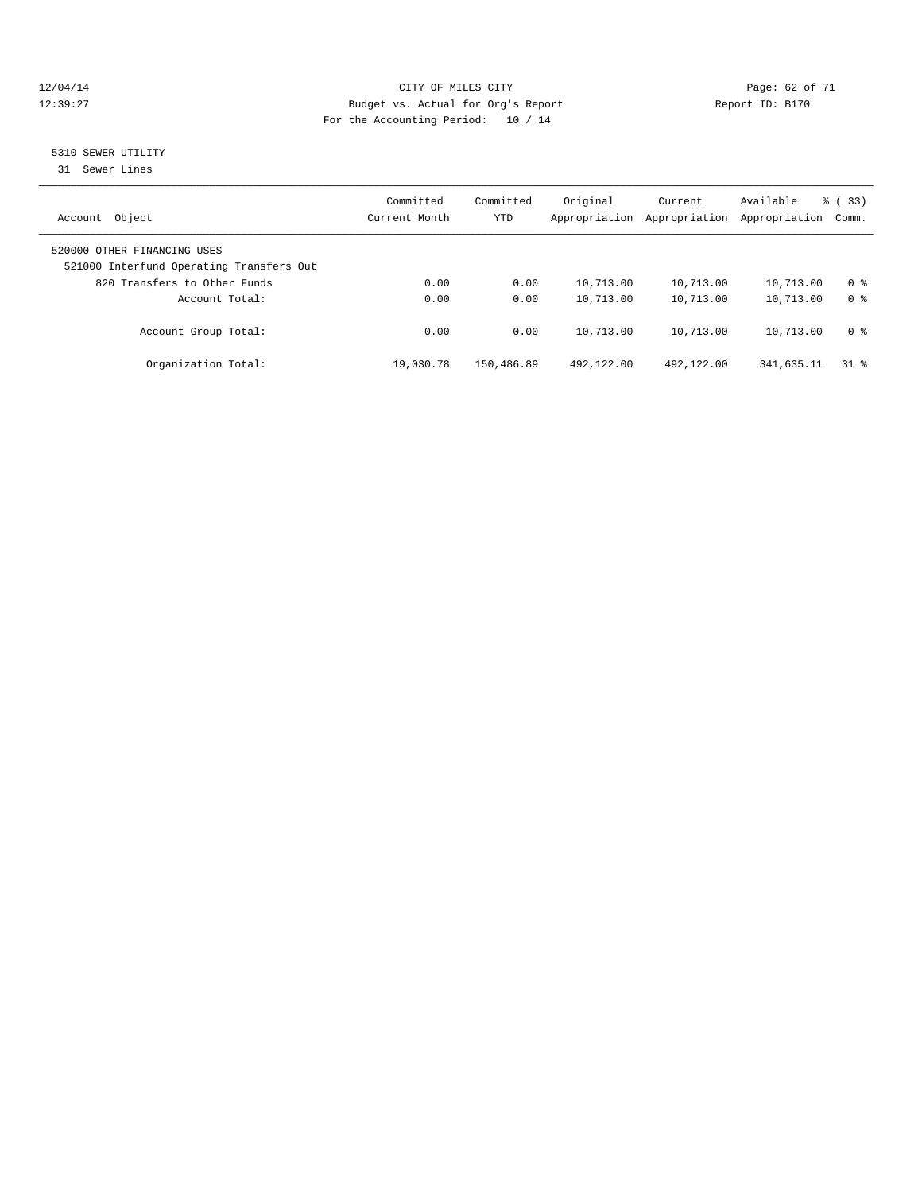CITY OF MILES CITY
Budget vs. Actual for Org's Report
For the Accounting Period: 10 / 14

12/04/14
12:39:27

Report ID: B170

## 5310 SEWER UTILITY

31 Sewer Lines

| Account Object | Committed Current Month | Committed YTD | Original Appropriation | Current Appropriation | Available Appropriation | % ( 33) Comm. |
|---|---|---|---|---|---|---|
| 520000 OTHER FINANCING USES | | | | | | |
| 521000 Interfund Operating Transfers Out | | | | | | |
| 820 Transfers to Other Funds | 0.00 | 0.00 | 10,713.00 | 10,713.00 | 10,713.00 | 0 % |
| Account Total: | 0.00 | 0.00 | 10,713.00 | 10,713.00 | 10,713.00 | 0 % |
| Account Group Total: | 0.00 | 0.00 | 10,713.00 | 10,713.00 | 10,713.00 | 0 % |
| Organization Total: | 19,030.78 | 150,486.89 | 492,122.00 | 492,122.00 | 341,635.11 | 31 % |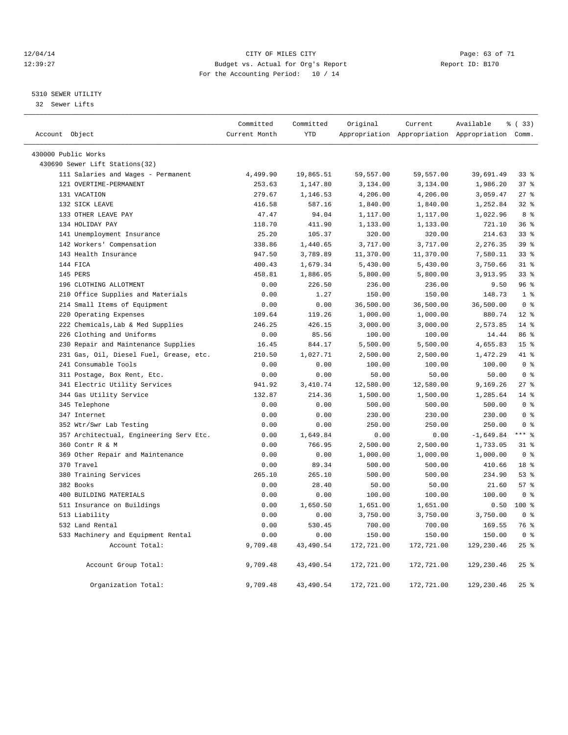12/04/14 CITY OF MILES CITY
12:39:27 Budget vs. Actual for Org's Report Report ID: B170
For the Accounting Period: 10 / 14

5310 SEWER UTILITY
32 Sewer Lifts

| Account Object | Committed Current Month | Committed YTD | Original Appropriation | Current Appropriation | Available Appropriation | % ( 33) Comm. |
|---|---|---|---|---|---|---|
| 430000 Public Works | | | | | | |
| 430690 Sewer Lift Stations(32) | | | | | | |
| 111 Salaries and Wages - Permanent | 4,499.90 | 19,865.51 | 59,557.00 | 59,557.00 | 39,691.49 | 33 % |
| 121 OVERTIME-PERMANENT | 253.63 | 1,147.80 | 3,134.00 | 3,134.00 | 1,986.20 | 37 % |
| 131 VACATION | 279.67 | 1,146.53 | 4,206.00 | 4,206.00 | 3,059.47 | 27 % |
| 132 SICK LEAVE | 416.58 | 587.16 | 1,840.00 | 1,840.00 | 1,252.84 | 32 % |
| 133 OTHER LEAVE PAY | 47.47 | 94.04 | 1,117.00 | 1,117.00 | 1,022.96 | 8 % |
| 134 HOLIDAY PAY | 118.70 | 411.90 | 1,133.00 | 1,133.00 | 721.10 | 36 % |
| 141 Unemployment Insurance | 25.20 | 105.37 | 320.00 | 320.00 | 214.63 | 33 % |
| 142 Workers' Compensation | 338.86 | 1,440.65 | 3,717.00 | 3,717.00 | 2,276.35 | 39 % |
| 143 Health Insurance | 947.50 | 3,789.89 | 11,370.00 | 11,370.00 | 7,580.11 | 33 % |
| 144 FICA | 400.43 | 1,679.34 | 5,430.00 | 5,430.00 | 3,750.66 | 31 % |
| 145 PERS | 458.81 | 1,886.05 | 5,800.00 | 5,800.00 | 3,913.95 | 33 % |
| 196 CLOTHING ALLOTMENT | 0.00 | 226.50 | 236.00 | 236.00 | 9.50 | 96 % |
| 210 Office Supplies and Materials | 0.00 | 1.27 | 150.00 | 150.00 | 148.73 | 1 % |
| 214 Small Items of Equipment | 0.00 | 0.00 | 36,500.00 | 36,500.00 | 36,500.00 | 0 % |
| 220 Operating Expenses | 109.64 | 119.26 | 1,000.00 | 1,000.00 | 880.74 | 12 % |
| 222 Chemicals,Lab & Med Supplies | 246.25 | 426.15 | 3,000.00 | 3,000.00 | 2,573.85 | 14 % |
| 226 Clothing and Uniforms | 0.00 | 85.56 | 100.00 | 100.00 | 14.44 | 86 % |
| 230 Repair and Maintenance Supplies | 16.45 | 844.17 | 5,500.00 | 5,500.00 | 4,655.83 | 15 % |
| 231 Gas, Oil, Diesel Fuel, Grease, etc. | 210.50 | 1,027.71 | 2,500.00 | 2,500.00 | 1,472.29 | 41 % |
| 241 Consumable Tools | 0.00 | 0.00 | 100.00 | 100.00 | 100.00 | 0 % |
| 311 Postage, Box Rent, Etc. | 0.00 | 0.00 | 50.00 | 50.00 | 50.00 | 0 % |
| 341 Electric Utility Services | 941.92 | 3,410.74 | 12,580.00 | 12,580.00 | 9,169.26 | 27 % |
| 344 Gas Utility Service | 132.87 | 214.36 | 1,500.00 | 1,500.00 | 1,285.64 | 14 % |
| 345 Telephone | 0.00 | 0.00 | 500.00 | 500.00 | 500.00 | 0 % |
| 347 Internet | 0.00 | 0.00 | 230.00 | 230.00 | 230.00 | 0 % |
| 352 Wtr/Swr Lab Testing | 0.00 | 0.00 | 250.00 | 250.00 | 250.00 | 0 % |
| 357 Architectual, Engineering Serv Etc. | 0.00 | 1,649.84 | 0.00 | 0.00 | -1,649.84 | *** % |
| 360 Contr R & M | 0.00 | 766.95 | 2,500.00 | 2,500.00 | 1,733.05 | 31 % |
| 369 Other Repair and Maintenance | 0.00 | 0.00 | 1,000.00 | 1,000.00 | 1,000.00 | 0 % |
| 370 Travel | 0.00 | 89.34 | 500.00 | 500.00 | 410.66 | 18 % |
| 380 Training Services | 265.10 | 265.10 | 500.00 | 500.00 | 234.90 | 53 % |
| 382 Books | 0.00 | 28.40 | 50.00 | 50.00 | 21.60 | 57 % |
| 400 BUILDING MATERIALS | 0.00 | 0.00 | 100.00 | 100.00 | 100.00 | 0 % |
| 511 Insurance on Buildings | 0.00 | 1,650.50 | 1,651.00 | 1,651.00 | 0.50 | 100 % |
| 513 Liability | 0.00 | 0.00 | 3,750.00 | 3,750.00 | 3,750.00 | 0 % |
| 532 Land Rental | 0.00 | 530.45 | 700.00 | 700.00 | 169.55 | 76 % |
| 533 Machinery and Equipment Rental | 0.00 | 0.00 | 150.00 | 150.00 | 150.00 | 0 % |
| Account Total: | 9,709.48 | 43,490.54 | 172,721.00 | 172,721.00 | 129,230.46 | 25 % |
| Account Group Total: | 9,709.48 | 43,490.54 | 172,721.00 | 172,721.00 | 129,230.46 | 25 % |
| Organization Total: | 9,709.48 | 43,490.54 | 172,721.00 | 172,721.00 | 129,230.46 | 25 % |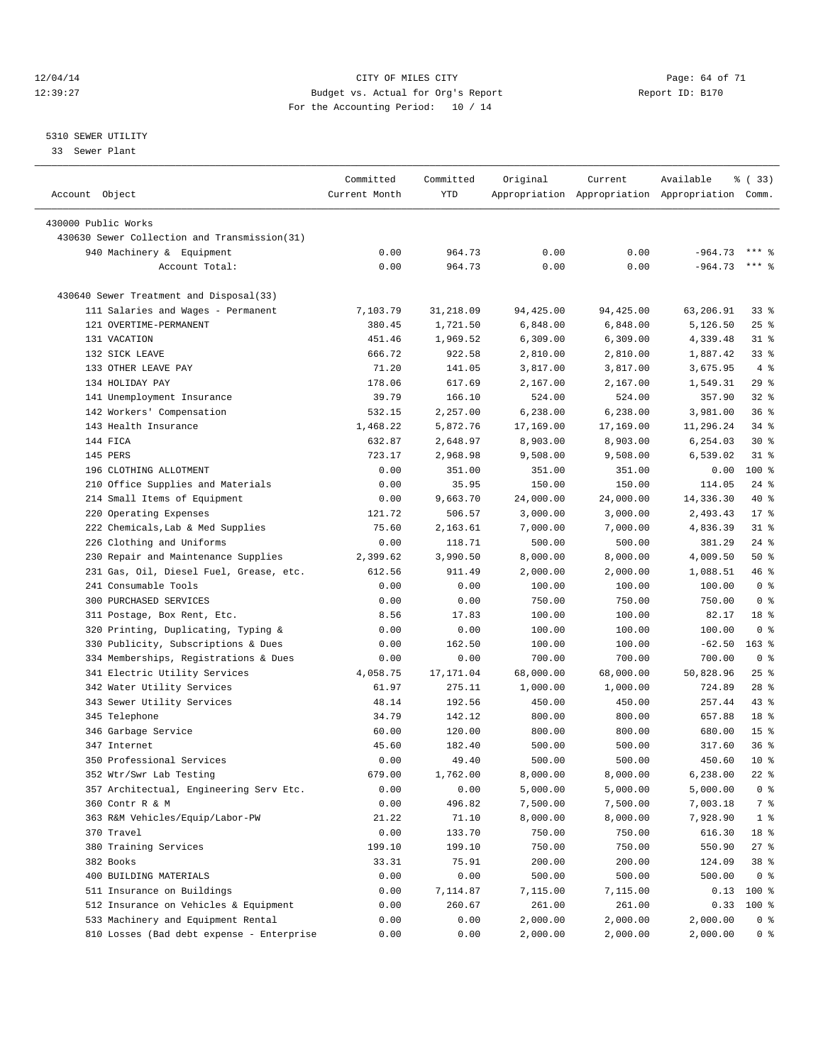CITY OF MILES CITY
Budget vs. Actual for Org's Report
For the Accounting Period: 10 / 14

12/04/14
12:39:27

Report ID: B170

5310 SEWER UTILITY
33 Sewer Plant

| Account Object | Committed Current Month | Committed YTD | Original Appropriation | Current Appropriation | Available Appropriation | % ( 33) Comm. |
|---|---|---|---|---|---|---|
| 430000 Public Works | | | | | | |
| 430630 Sewer Collection and Transmission(31) | | | | | | |
| 940 Machinery & Equipment | 0.00 | 964.73 | 0.00 | 0.00 | -964.73 | *** % |
| Account Total: | 0.00 | 964.73 | 0.00 | 0.00 | -964.73 | *** % |
| 430640 Sewer Treatment and Disposal(33) | | | | | | |
| 111 Salaries and Wages - Permanent | 7,103.79 | 31,218.09 | 94,425.00 | 94,425.00 | 63,206.91 | 33 % |
| 121 OVERTIME-PERMANENT | 380.45 | 1,721.50 | 6,848.00 | 6,848.00 | 5,126.50 | 25 % |
| 131 VACATION | 451.46 | 1,969.52 | 6,309.00 | 6,309.00 | 4,339.48 | 31 % |
| 132 SICK LEAVE | 666.72 | 922.58 | 2,810.00 | 2,810.00 | 1,887.42 | 33 % |
| 133 OTHER LEAVE PAY | 71.20 | 141.05 | 3,817.00 | 3,817.00 | 3,675.95 | 4 % |
| 134 HOLIDAY PAY | 178.06 | 617.69 | 2,167.00 | 2,167.00 | 1,549.31 | 29 % |
| 141 Unemployment Insurance | 39.79 | 166.10 | 524.00 | 524.00 | 357.90 | 32 % |
| 142 Workers' Compensation | 532.15 | 2,257.00 | 6,238.00 | 6,238.00 | 3,981.00 | 36 % |
| 143 Health Insurance | 1,468.22 | 5,872.76 | 17,169.00 | 17,169.00 | 11,296.24 | 34 % |
| 144 FICA | 632.87 | 2,648.97 | 8,903.00 | 8,903.00 | 6,254.03 | 30 % |
| 145 PERS | 723.17 | 2,968.98 | 9,508.00 | 9,508.00 | 6,539.02 | 31 % |
| 196 CLOTHING ALLOTMENT | 0.00 | 351.00 | 351.00 | 351.00 | 0.00 | 100 % |
| 210 Office Supplies and Materials | 0.00 | 35.95 | 150.00 | 150.00 | 114.05 | 24 % |
| 214 Small Items of Equipment | 0.00 | 9,663.70 | 24,000.00 | 24,000.00 | 14,336.30 | 40 % |
| 220 Operating Expenses | 121.72 | 506.57 | 3,000.00 | 3,000.00 | 2,493.43 | 17 % |
| 222 Chemicals,Lab & Med Supplies | 75.60 | 2,163.61 | 7,000.00 | 7,000.00 | 4,836.39 | 31 % |
| 226 Clothing and Uniforms | 0.00 | 118.71 | 500.00 | 500.00 | 381.29 | 24 % |
| 230 Repair and Maintenance Supplies | 2,399.62 | 3,990.50 | 8,000.00 | 8,000.00 | 4,009.50 | 50 % |
| 231 Gas, Oil, Diesel Fuel, Grease, etc. | 612.56 | 911.49 | 2,000.00 | 2,000.00 | 1,088.51 | 46 % |
| 241 Consumable Tools | 0.00 | 0.00 | 100.00 | 100.00 | 100.00 | 0 % |
| 300 PURCHASED SERVICES | 0.00 | 0.00 | 750.00 | 750.00 | 750.00 | 0 % |
| 311 Postage, Box Rent, Etc. | 8.56 | 17.83 | 100.00 | 100.00 | 82.17 | 18 % |
| 320 Printing, Duplicating, Typing & | 0.00 | 0.00 | 100.00 | 100.00 | 100.00 | 0 % |
| 330 Publicity, Subscriptions & Dues | 0.00 | 162.50 | 100.00 | 100.00 | -62.50 | 163 % |
| 334 Memberships, Registrations & Dues | 0.00 | 0.00 | 700.00 | 700.00 | 700.00 | 0 % |
| 341 Electric Utility Services | 4,058.75 | 17,171.04 | 68,000.00 | 68,000.00 | 50,828.96 | 25 % |
| 342 Water Utility Services | 61.97 | 275.11 | 1,000.00 | 1,000.00 | 724.89 | 28 % |
| 343 Sewer Utility Services | 48.14 | 192.56 | 450.00 | 450.00 | 257.44 | 43 % |
| 345 Telephone | 34.79 | 142.12 | 800.00 | 800.00 | 657.88 | 18 % |
| 346 Garbage Service | 60.00 | 120.00 | 800.00 | 800.00 | 680.00 | 15 % |
| 347 Internet | 45.60 | 182.40 | 500.00 | 500.00 | 317.60 | 36 % |
| 350 Professional Services | 0.00 | 49.40 | 500.00 | 500.00 | 450.60 | 10 % |
| 352 Wtr/Swr Lab Testing | 679.00 | 1,762.00 | 8,000.00 | 8,000.00 | 6,238.00 | 22 % |
| 357 Architectual, Engineering Serv Etc. | 0.00 | 0.00 | 5,000.00 | 5,000.00 | 5,000.00 | 0 % |
| 360 Contr R & M | 0.00 | 496.82 | 7,500.00 | 7,500.00 | 7,003.18 | 7 % |
| 363 R&M Vehicles/Equip/Labor-PW | 21.22 | 71.10 | 8,000.00 | 8,000.00 | 7,928.90 | 1 % |
| 370 Travel | 0.00 | 133.70 | 750.00 | 750.00 | 616.30 | 18 % |
| 380 Training Services | 199.10 | 199.10 | 750.00 | 750.00 | 550.90 | 27 % |
| 382 Books | 33.31 | 75.91 | 200.00 | 200.00 | 124.09 | 38 % |
| 400 BUILDING MATERIALS | 0.00 | 0.00 | 500.00 | 500.00 | 500.00 | 0 % |
| 511 Insurance on Buildings | 0.00 | 7,114.87 | 7,115.00 | 7,115.00 | 0.13 | 100 % |
| 512 Insurance on Vehicles & Equipment | 0.00 | 260.67 | 261.00 | 261.00 | 0.33 | 100 % |
| 533 Machinery and Equipment Rental | 0.00 | 0.00 | 2,000.00 | 2,000.00 | 2,000.00 | 0 % |
| 810 Losses (Bad debt expense - Enterprise | 0.00 | 0.00 | 2,000.00 | 2,000.00 | 2,000.00 | 0 % |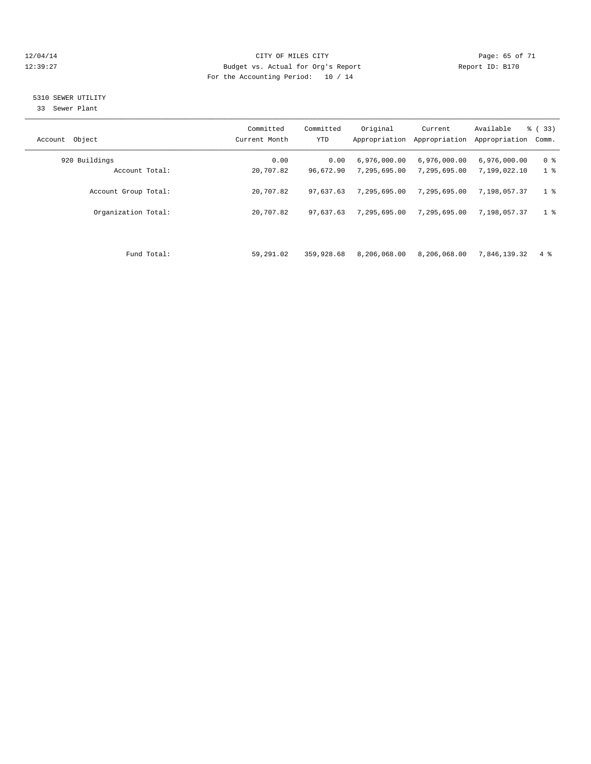CITY OF MILES CITY

Budget vs. Actual for Org's Report

For the Accounting Period: 10 / 14

12/04/14
12:39:27

Report ID: B170

5310 SEWER UTILITY

33 Sewer Plant

| Account Object | Committed Current Month | Committed YTD | Original Appropriation | Current Appropriation | Available Appropriation | % ( 33) Comm. |
|---|---|---|---|---|---|---|
| 920 Buildings | 0.00 | 0.00 | 6,976,000.00 | 6,976,000.00 | 6,976,000.00 | 0 % |
| Account Total: | 20,707.82 | 96,672.90 | 7,295,695.00 | 7,295,695.00 | 7,199,022.10 | 1 % |
| Account Group Total: | 20,707.82 | 97,637.63 | 7,295,695.00 | 7,295,695.00 | 7,198,057.37 | 1 % |
| Organization Total: | 20,707.82 | 97,637.63 | 7,295,695.00 | 7,295,695.00 | 7,198,057.37 | 1 % |
| Fund Total: | 59,291.02 | 359,928.68 | 8,206,068.00 | 8,206,068.00 | 7,846,139.32 | 4 % |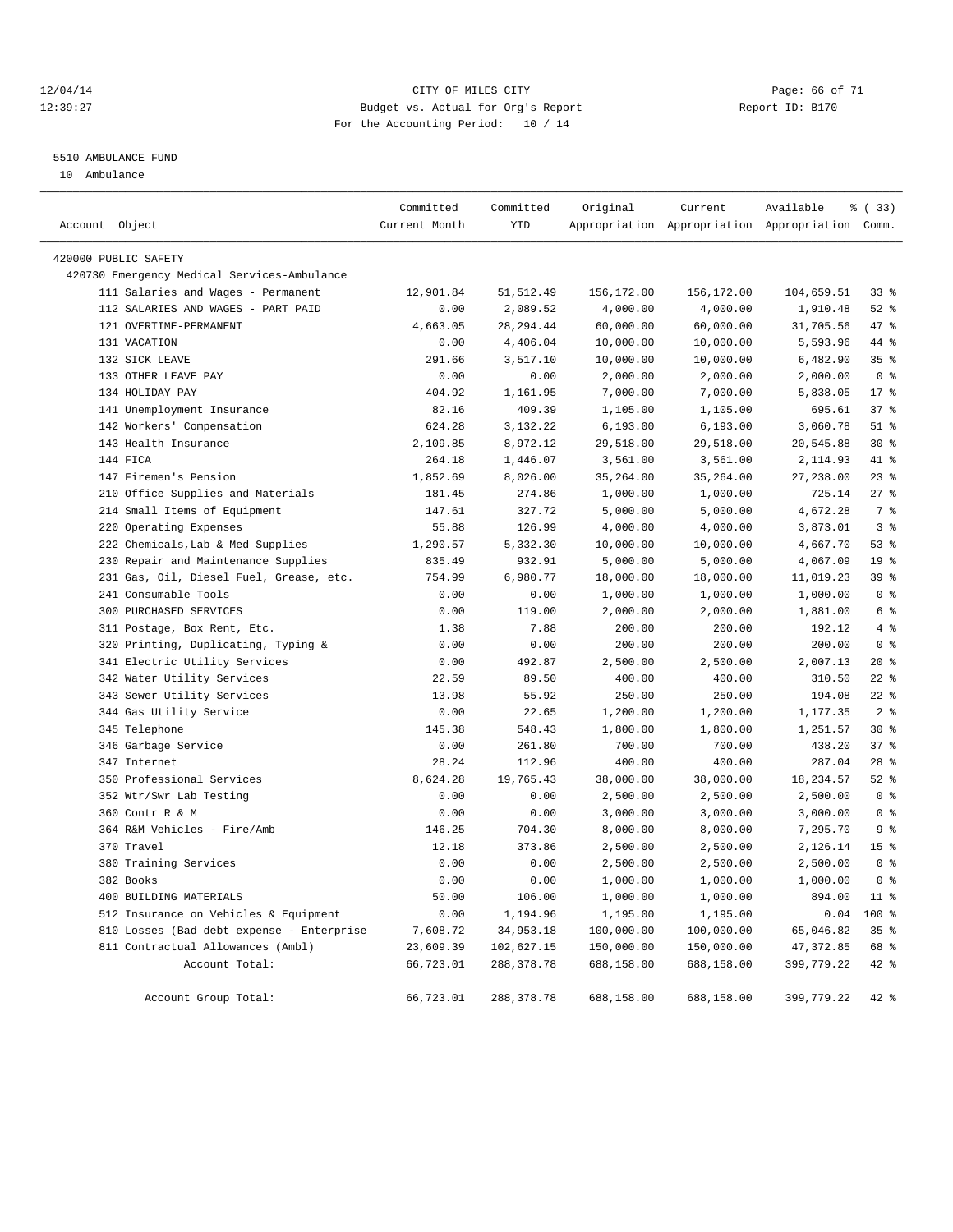CITY OF MILES CITY
Budget vs. Actual for Org's Report
For the Accounting Period: 10 / 14

12/04/14
12:39:27

Report ID: B170

5510 AMBULANCE FUND
10 Ambulance

| Account Object | Committed Current Month | Committed YTD | Original Appropriation | Current Appropriation | Available Appropriation | % ( 33) Comm. |
|---|---|---|---|---|---|---|
| 420000 PUBLIC SAFETY | | | | | | |
| 420730 Emergency Medical Services-Ambulance | | | | | | |
| 111 Salaries and Wages - Permanent | 12,901.84 | 51,512.49 | 156,172.00 | 156,172.00 | 104,659.51 | 33 % |
| 112 SALARIES AND WAGES - PART PAID | 0.00 | 2,089.52 | 4,000.00 | 4,000.00 | 1,910.48 | 52 % |
| 121 OVERTIME-PERMANENT | 4,663.05 | 28,294.44 | 60,000.00 | 60,000.00 | 31,705.56 | 47 % |
| 131 VACATION | 0.00 | 4,406.04 | 10,000.00 | 10,000.00 | 5,593.96 | 44 % |
| 132 SICK LEAVE | 291.66 | 3,517.10 | 10,000.00 | 10,000.00 | 6,482.90 | 35 % |
| 133 OTHER LEAVE PAY | 0.00 | 0.00 | 2,000.00 | 2,000.00 | 2,000.00 | 0 % |
| 134 HOLIDAY PAY | 404.92 | 1,161.95 | 7,000.00 | 7,000.00 | 5,838.05 | 17 % |
| 141 Unemployment Insurance | 82.16 | 409.39 | 1,105.00 | 1,105.00 | 695.61 | 37 % |
| 142 Workers' Compensation | 624.28 | 3,132.22 | 6,193.00 | 6,193.00 | 3,060.78 | 51 % |
| 143 Health Insurance | 2,109.85 | 8,972.12 | 29,518.00 | 29,518.00 | 20,545.88 | 30 % |
| 144 FICA | 264.18 | 1,446.07 | 3,561.00 | 3,561.00 | 2,114.93 | 41 % |
| 147 Firemen's Pension | 1,852.69 | 8,026.00 | 35,264.00 | 35,264.00 | 27,238.00 | 23 % |
| 210 Office Supplies and Materials | 181.45 | 274.86 | 1,000.00 | 1,000.00 | 725.14 | 27 % |
| 214 Small Items of Equipment | 147.61 | 327.72 | 5,000.00 | 5,000.00 | 4,672.28 | 7 % |
| 220 Operating Expenses | 55.88 | 126.99 | 4,000.00 | 4,000.00 | 3,873.01 | 3 % |
| 222 Chemicals,Lab & Med Supplies | 1,290.57 | 5,332.30 | 10,000.00 | 10,000.00 | 4,667.70 | 53 % |
| 230 Repair and Maintenance Supplies | 835.49 | 932.91 | 5,000.00 | 5,000.00 | 4,067.09 | 19 % |
| 231 Gas, Oil, Diesel Fuel, Grease, etc. | 754.99 | 6,980.77 | 18,000.00 | 18,000.00 | 11,019.23 | 39 % |
| 241 Consumable Tools | 0.00 | 0.00 | 1,000.00 | 1,000.00 | 1,000.00 | 0 % |
| 300 PURCHASED SERVICES | 0.00 | 119.00 | 2,000.00 | 2,000.00 | 1,881.00 | 6 % |
| 311 Postage, Box Rent, Etc. | 1.38 | 7.88 | 200.00 | 200.00 | 192.12 | 4 % |
| 320 Printing, Duplicating, Typing & | 0.00 | 0.00 | 200.00 | 200.00 | 200.00 | 0 % |
| 341 Electric Utility Services | 0.00 | 492.87 | 2,500.00 | 2,500.00 | 2,007.13 | 20 % |
| 342 Water Utility Services | 22.59 | 89.50 | 400.00 | 400.00 | 310.50 | 22 % |
| 343 Sewer Utility Services | 13.98 | 55.92 | 250.00 | 250.00 | 194.08 | 22 % |
| 344 Gas Utility Service | 0.00 | 22.65 | 1,200.00 | 1,200.00 | 1,177.35 | 2 % |
| 345 Telephone | 145.38 | 548.43 | 1,800.00 | 1,800.00 | 1,251.57 | 30 % |
| 346 Garbage Service | 0.00 | 261.80 | 700.00 | 700.00 | 438.20 | 37 % |
| 347 Internet | 28.24 | 112.96 | 400.00 | 400.00 | 287.04 | 28 % |
| 350 Professional Services | 8,624.28 | 19,765.43 | 38,000.00 | 38,000.00 | 18,234.57 | 52 % |
| 352 Wtr/Swr Lab Testing | 0.00 | 0.00 | 2,500.00 | 2,500.00 | 2,500.00 | 0 % |
| 360 Contr R & M | 0.00 | 0.00 | 3,000.00 | 3,000.00 | 3,000.00 | 0 % |
| 364 R&M Vehicles - Fire/Amb | 146.25 | 704.30 | 8,000.00 | 8,000.00 | 7,295.70 | 9 % |
| 370 Travel | 12.18 | 373.86 | 2,500.00 | 2,500.00 | 2,126.14 | 15 % |
| 380 Training Services | 0.00 | 0.00 | 2,500.00 | 2,500.00 | 2,500.00 | 0 % |
| 382 Books | 0.00 | 0.00 | 1,000.00 | 1,000.00 | 1,000.00 | 0 % |
| 400 BUILDING MATERIALS | 50.00 | 106.00 | 1,000.00 | 1,000.00 | 894.00 | 11 % |
| 512 Insurance on Vehicles & Equipment | 0.00 | 1,194.96 | 1,195.00 | 1,195.00 | 0.04 | 100 % |
| 810 Losses (Bad debt expense - Enterprise | 7,608.72 | 34,953.18 | 100,000.00 | 100,000.00 | 65,046.82 | 35 % |
| 811 Contractual Allowances (Ambl) | 23,609.39 | 102,627.15 | 150,000.00 | 150,000.00 | 47,372.85 | 68 % |
| Account Total: | 66,723.01 | 288,378.78 | 688,158.00 | 688,158.00 | 399,779.22 | 42 % |
| Account Group Total: | 66,723.01 | 288,378.78 | 688,158.00 | 688,158.00 | 399,779.22 | 42 % |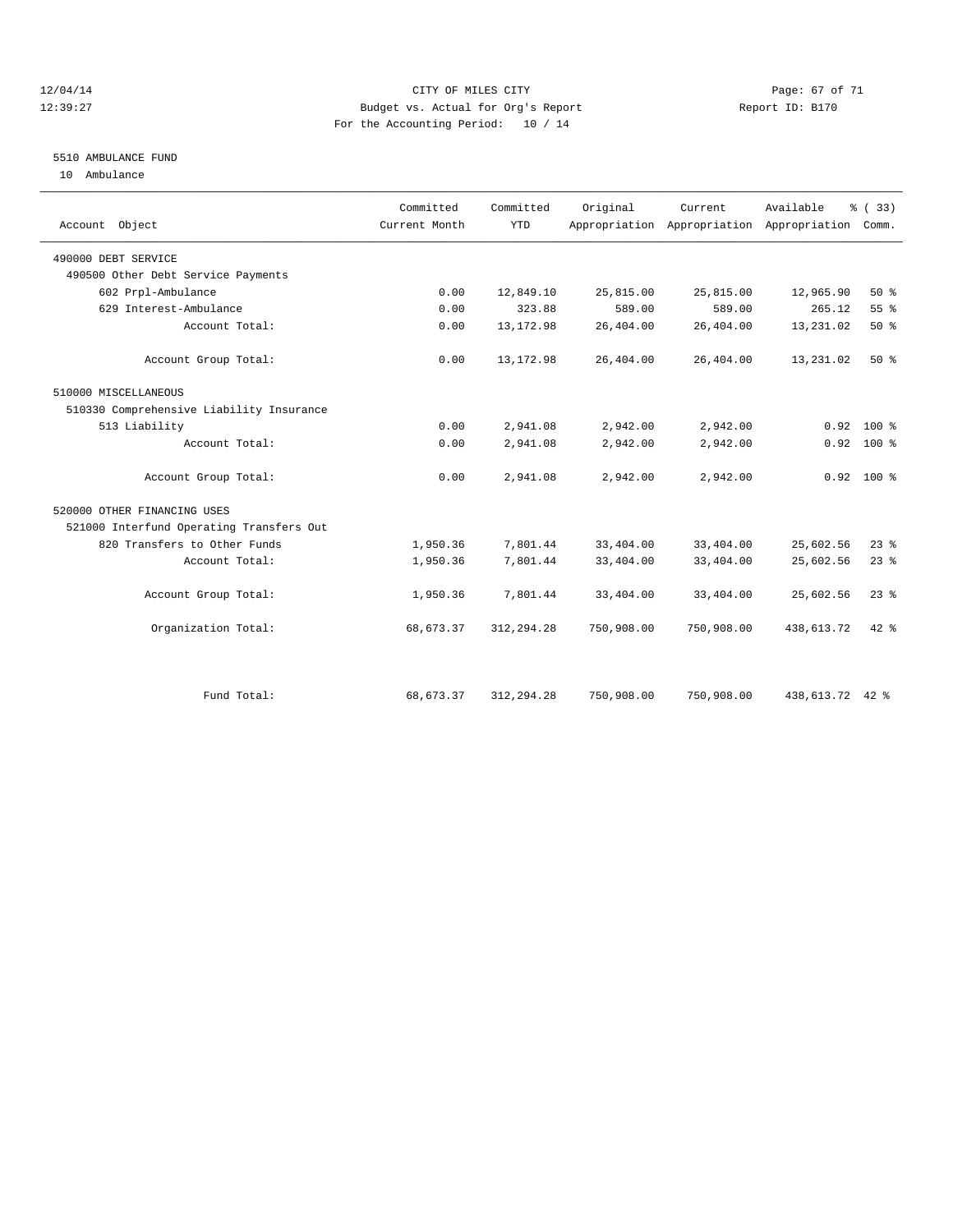CITY OF MILES CITY
Budget vs. Actual for Org's Report
For the Accounting Period: 10 / 14

12/04/14
12:39:27

Report ID: B170

## 5510 AMBULANCE FUND

10 Ambulance

| Account Object | Committed Current Month | Committed YTD | Original Appropriation | Current Appropriation | Available Appropriation | % ( 33) Comm. |
|---|---|---|---|---|---|---|
| 490000 DEBT SERVICE | | | | | | |
| 490500 Other Debt Service Payments | | | | | | |
| 602 Prpl-Ambulance | 0.00 | 12,849.10 | 25,815.00 | 25,815.00 | 12,965.90 | 50 % |
| 629 Interest-Ambulance | 0.00 | 323.88 | 589.00 | 589.00 | 265.12 | 55 % |
| Account Total: | 0.00 | 13,172.98 | 26,404.00 | 26,404.00 | 13,231.02 | 50 % |
| Account Group Total: | 0.00 | 13,172.98 | 26,404.00 | 26,404.00 | 13,231.02 | 50 % |
| 510000 MISCELLANEOUS | | | | | | |
| 510330 Comprehensive Liability Insurance | | | | | | |
| 513 Liability | 0.00 | 2,941.08 | 2,942.00 | 2,942.00 | 0.92 | 100 % |
| Account Total: | 0.00 | 2,941.08 | 2,942.00 | 2,942.00 | 0.92 | 100 % |
| Account Group Total: | 0.00 | 2,941.08 | 2,942.00 | 2,942.00 | 0.92 | 100 % |
| 520000 OTHER FINANCING USES | | | | | | |
| 521000 Interfund Operating Transfers Out | | | | | | |
| 820 Transfers to Other Funds | 1,950.36 | 7,801.44 | 33,404.00 | 33,404.00 | 25,602.56 | 23 % |
| Account Total: | 1,950.36 | 7,801.44 | 33,404.00 | 33,404.00 | 25,602.56 | 23 % |
| Account Group Total: | 1,950.36 | 7,801.44 | 33,404.00 | 33,404.00 | 25,602.56 | 23 % |
| Organization Total: | 68,673.37 | 312,294.28 | 750,908.00 | 750,908.00 | 438,613.72 | 42 % |
| Fund Total: | 68,673.37 | 312,294.28 | 750,908.00 | 750,908.00 | 438,613.72 | 42 % |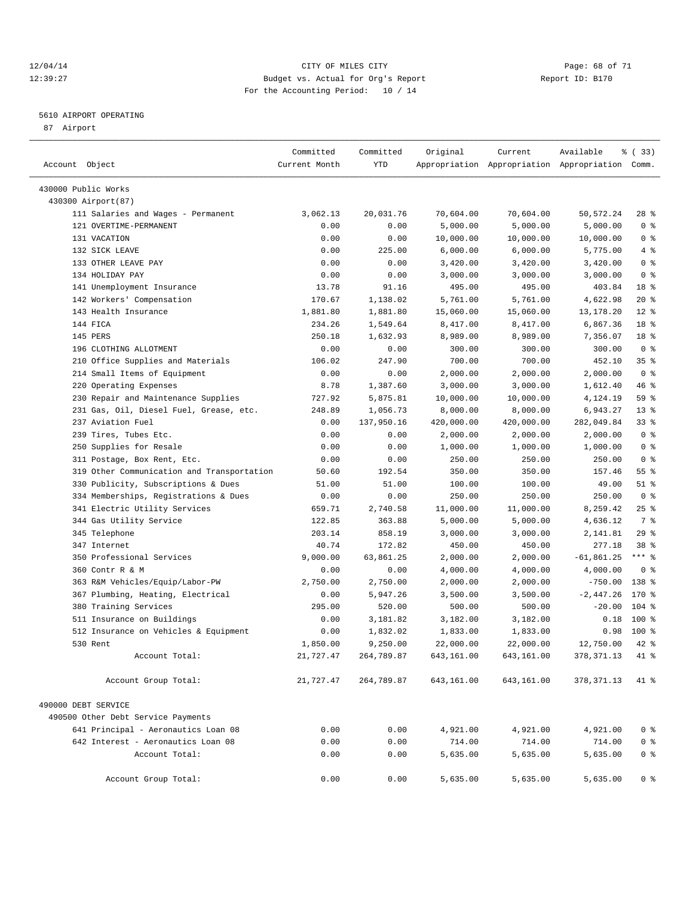CITY OF MILES CITY
Budget vs. Actual for Org's Report
For the Accounting Period: 10 / 14

12/04/14
12:39:27

Report ID: B170

5610 AIRPORT OPERATING
87 Airport

| Account Object | Committed Current Month | Committed YTD | Original Appropriation | Current Appropriation | Available Appropriation | % ( 33) Comm. |
|---|---|---|---|---|---|---|
| 430000 Public Works | | | | | | |
| 430300 Airport(87) | | | | | | |
| 111 Salaries and Wages - Permanent | 3,062.13 | 20,031.76 | 70,604.00 | 70,604.00 | 50,572.24 | 28 % |
| 121 OVERTIME-PERMANENT | 0.00 | 0.00 | 5,000.00 | 5,000.00 | 5,000.00 | 0 % |
| 131 VACATION | 0.00 | 0.00 | 10,000.00 | 10,000.00 | 10,000.00 | 0 % |
| 132 SICK LEAVE | 0.00 | 225.00 | 6,000.00 | 6,000.00 | 5,775.00 | 4 % |
| 133 OTHER LEAVE PAY | 0.00 | 0.00 | 3,420.00 | 3,420.00 | 3,420.00 | 0 % |
| 134 HOLIDAY PAY | 0.00 | 0.00 | 3,000.00 | 3,000.00 | 3,000.00 | 0 % |
| 141 Unemployment Insurance | 13.78 | 91.16 | 495.00 | 495.00 | 403.84 | 18 % |
| 142 Workers' Compensation | 170.67 | 1,138.02 | 5,761.00 | 5,761.00 | 4,622.98 | 20 % |
| 143 Health Insurance | 1,881.80 | 1,881.80 | 15,060.00 | 15,060.00 | 13,178.20 | 12 % |
| 144 FICA | 234.26 | 1,549.64 | 8,417.00 | 8,417.00 | 6,867.36 | 18 % |
| 145 PERS | 250.18 | 1,632.93 | 8,989.00 | 8,989.00 | 7,356.07 | 18 % |
| 196 CLOTHING ALLOTMENT | 0.00 | 0.00 | 300.00 | 300.00 | 300.00 | 0 % |
| 210 Office Supplies and Materials | 106.02 | 247.90 | 700.00 | 700.00 | 452.10 | 35 % |
| 214 Small Items of Equipment | 0.00 | 0.00 | 2,000.00 | 2,000.00 | 2,000.00 | 0 % |
| 220 Operating Expenses | 8.78 | 1,387.60 | 3,000.00 | 3,000.00 | 1,612.40 | 46 % |
| 230 Repair and Maintenance Supplies | 727.92 | 5,875.81 | 10,000.00 | 10,000.00 | 4,124.19 | 59 % |
| 231 Gas, Oil, Diesel Fuel, Grease, etc. | 248.89 | 1,056.73 | 8,000.00 | 8,000.00 | 6,943.27 | 13 % |
| 237 Aviation Fuel | 0.00 | 137,950.16 | 420,000.00 | 420,000.00 | 282,049.84 | 33 % |
| 239 Tires, Tubes Etc. | 0.00 | 0.00 | 2,000.00 | 2,000.00 | 2,000.00 | 0 % |
| 250 Supplies for Resale | 0.00 | 0.00 | 1,000.00 | 1,000.00 | 1,000.00 | 0 % |
| 311 Postage, Box Rent, Etc. | 0.00 | 0.00 | 250.00 | 250.00 | 250.00 | 0 % |
| 319 Other Communication and Transportation | 50.60 | 192.54 | 350.00 | 350.00 | 157.46 | 55 % |
| 330 Publicity, Subscriptions & Dues | 51.00 | 51.00 | 100.00 | 100.00 | 49.00 | 51 % |
| 334 Memberships, Registrations & Dues | 0.00 | 0.00 | 250.00 | 250.00 | 250.00 | 0 % |
| 341 Electric Utility Services | 659.71 | 2,740.58 | 11,000.00 | 11,000.00 | 8,259.42 | 25 % |
| 344 Gas Utility Service | 122.85 | 363.88 | 5,000.00 | 5,000.00 | 4,636.12 | 7 % |
| 345 Telephone | 203.14 | 858.19 | 3,000.00 | 3,000.00 | 2,141.81 | 29 % |
| 347 Internet | 40.74 | 172.82 | 450.00 | 450.00 | 277.18 | 38 % |
| 350 Professional Services | 9,000.00 | 63,861.25 | 2,000.00 | 2,000.00 | -61,861.25 | *** % |
| 360 Contr R & M | 0.00 | 0.00 | 4,000.00 | 4,000.00 | 4,000.00 | 0 % |
| 363 R&M Vehicles/Equip/Labor-PW | 2,750.00 | 2,750.00 | 2,000.00 | 2,000.00 | -750.00 | 138 % |
| 367 Plumbing, Heating, Electrical | 0.00 | 5,947.26 | 3,500.00 | 3,500.00 | -2,447.26 | 170 % |
| 380 Training Services | 295.00 | 520.00 | 500.00 | 500.00 | -20.00 | 104 % |
| 511 Insurance on Buildings | 0.00 | 3,181.82 | 3,182.00 | 3,182.00 | 0.18 | 100 % |
| 512 Insurance on Vehicles & Equipment | 0.00 | 1,832.02 | 1,833.00 | 1,833.00 | 0.98 | 100 % |
| 530 Rent | 1,850.00 | 9,250.00 | 22,000.00 | 22,000.00 | 12,750.00 | 42 % |
| Account Total: | 21,727.47 | 264,789.87 | 643,161.00 | 643,161.00 | 378,371.13 | 41 % |
| Account Group Total: | 21,727.47 | 264,789.87 | 643,161.00 | 643,161.00 | 378,371.13 | 41 % |
| 490000 DEBT SERVICE | | | | | | |
| 490500 Other Debt Service Payments | | | | | | |
| 641 Principal - Aeronautics Loan 08 | 0.00 | 0.00 | 4,921.00 | 4,921.00 | 4,921.00 | 0 % |
| 642 Interest - Aeronautics Loan 08 | 0.00 | 0.00 | 714.00 | 714.00 | 714.00 | 0 % |
| Account Total: | 0.00 | 0.00 | 5,635.00 | 5,635.00 | 5,635.00 | 0 % |
| Account Group Total: | 0.00 | 0.00 | 5,635.00 | 5,635.00 | 5,635.00 | 0 % |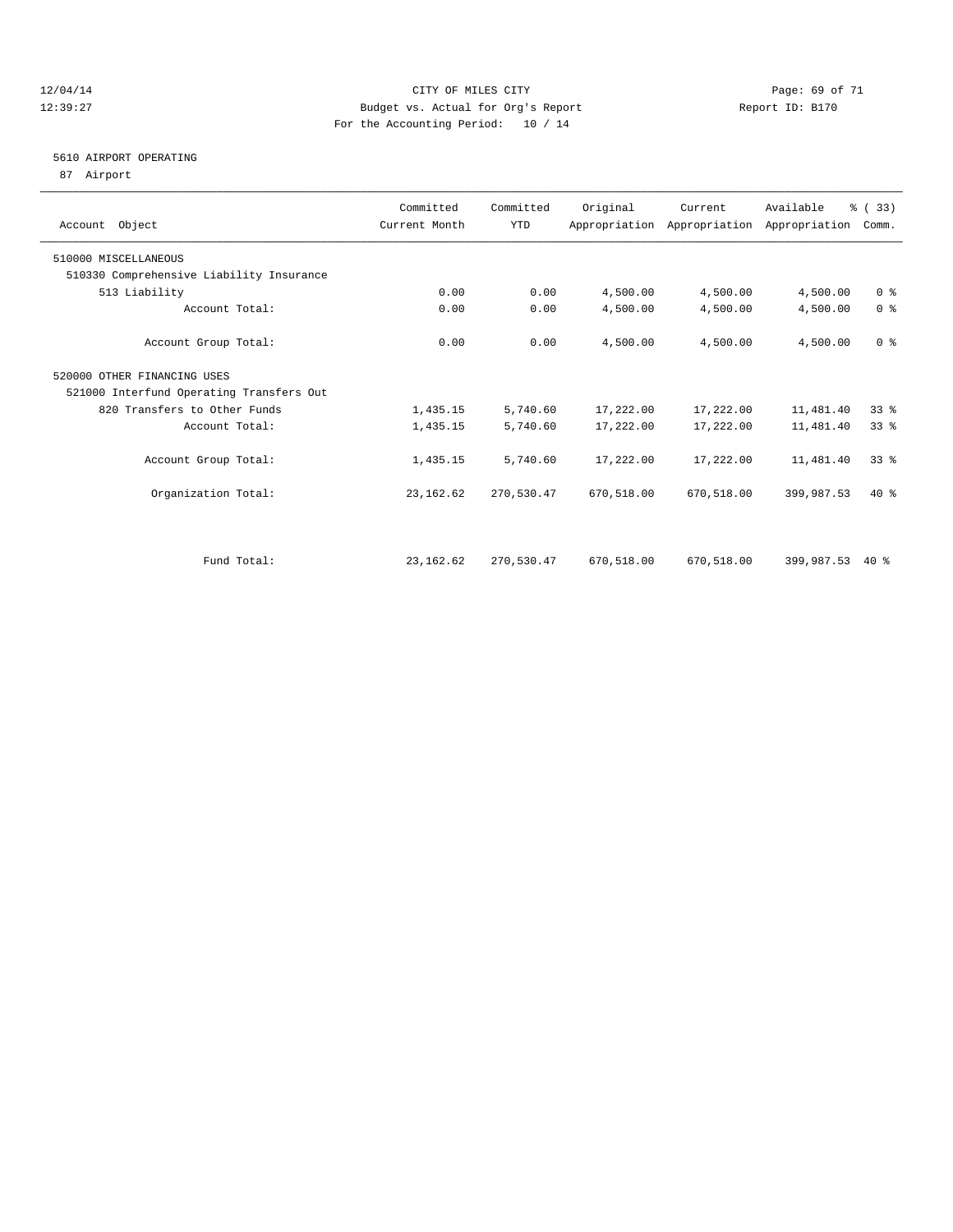CITY OF MILES CITY
Budget vs. Actual for Org's Report
For the Accounting Period: 10 / 14

12/04/14
12:39:27

Report ID: B170

## 5610 AIRPORT OPERATING

87 Airport

| Account Object | Committed Current Month | Committed YTD | Original Appropriation | Current Appropriation | Available Appropriation | % ( 33) Comm. |
|---|---|---|---|---|---|---|
| 510000 MISCELLANEOUS | | | | | | |
| 510330 Comprehensive Liability Insurance | | | | | | |
| 513 Liability | 0.00 | 0.00 | 4,500.00 | 4,500.00 | 4,500.00 | 0 % |
| Account Total: | 0.00 | 0.00 | 4,500.00 | 4,500.00 | 4,500.00 | 0 % |
| Account Group Total: | 0.00 | 0.00 | 4,500.00 | 4,500.00 | 4,500.00 | 0 % |
| 520000 OTHER FINANCING USES | | | | | | |
| 521000 Interfund Operating Transfers Out | | | | | | |
| 820 Transfers to Other Funds | 1,435.15 | 5,740.60 | 17,222.00 | 17,222.00 | 11,481.40 | 33 % |
| Account Total: | 1,435.15 | 5,740.60 | 17,222.00 | 17,222.00 | 11,481.40 | 33 % |
| Account Group Total: | 1,435.15 | 5,740.60 | 17,222.00 | 17,222.00 | 11,481.40 | 33 % |
| Organization Total: | 23,162.62 | 270,530.47 | 670,518.00 | 670,518.00 | 399,987.53 | 40 % |
| Fund Total: | 23,162.62 | 270,530.47 | 670,518.00 | 670,518.00 | 399,987.53 | 40 % |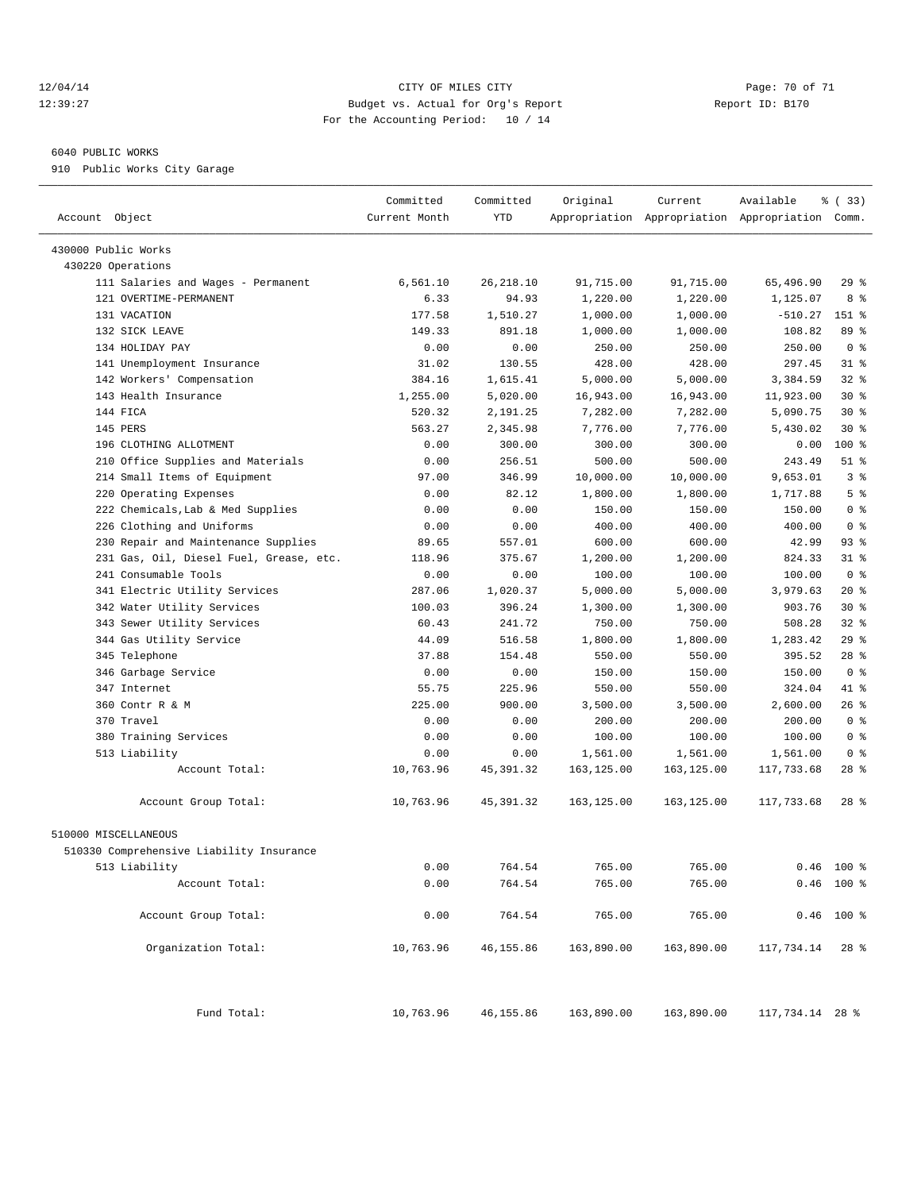CITY OF MILES CITY
Budget vs. Actual for Org's Report
For the Accounting Period: 10 / 14

12/04/14
12:39:27

Report ID: B170

6040 PUBLIC WORKS
910 Public Works City Garage

| Account Object | Committed Current Month | Committed YTD | Original Appropriation | Current Appropriation | Available Appropriation | % ( 33) Comm. |
|---|---|---|---|---|---|---|
| 430000 Public Works | | | | | | |
| 430220 Operations | | | | | | |
| 111 Salaries and Wages - Permanent | 6,561.10 | 26,218.10 | 91,715.00 | 91,715.00 | 65,496.90 | 29 % |
| 121 OVERTIME-PERMANENT | 6.33 | 94.93 | 1,220.00 | 1,220.00 | 1,125.07 | 8 % |
| 131 VACATION | 177.58 | 1,510.27 | 1,000.00 | 1,000.00 | -510.27 | 151 % |
| 132 SICK LEAVE | 149.33 | 891.18 | 1,000.00 | 1,000.00 | 108.82 | 89 % |
| 134 HOLIDAY PAY | 0.00 | 0.00 | 250.00 | 250.00 | 250.00 | 0 % |
| 141 Unemployment Insurance | 31.02 | 130.55 | 428.00 | 428.00 | 297.45 | 31 % |
| 142 Workers' Compensation | 384.16 | 1,615.41 | 5,000.00 | 5,000.00 | 3,384.59 | 32 % |
| 143 Health Insurance | 1,255.00 | 5,020.00 | 16,943.00 | 16,943.00 | 11,923.00 | 30 % |
| 144 FICA | 520.32 | 2,191.25 | 7,282.00 | 7,282.00 | 5,090.75 | 30 % |
| 145 PERS | 563.27 | 2,345.98 | 7,776.00 | 7,776.00 | 5,430.02 | 30 % |
| 196 CLOTHING ALLOTMENT | 0.00 | 300.00 | 300.00 | 300.00 | 0.00 | 100 % |
| 210 Office Supplies and Materials | 0.00 | 256.51 | 500.00 | 500.00 | 243.49 | 51 % |
| 214 Small Items of Equipment | 97.00 | 346.99 | 10,000.00 | 10,000.00 | 9,653.01 | 3 % |
| 220 Operating Expenses | 0.00 | 82.12 | 1,800.00 | 1,800.00 | 1,717.88 | 5 % |
| 222 Chemicals,Lab & Med Supplies | 0.00 | 0.00 | 150.00 | 150.00 | 150.00 | 0 % |
| 226 Clothing and Uniforms | 0.00 | 0.00 | 400.00 | 400.00 | 400.00 | 0 % |
| 230 Repair and Maintenance Supplies | 89.65 | 557.01 | 600.00 | 600.00 | 42.99 | 93 % |
| 231 Gas, Oil, Diesel Fuel, Grease, etc. | 118.96 | 375.67 | 1,200.00 | 1,200.00 | 824.33 | 31 % |
| 241 Consumable Tools | 0.00 | 0.00 | 100.00 | 100.00 | 100.00 | 0 % |
| 341 Electric Utility Services | 287.06 | 1,020.37 | 5,000.00 | 5,000.00 | 3,979.63 | 20 % |
| 342 Water Utility Services | 100.03 | 396.24 | 1,300.00 | 1,300.00 | 903.76 | 30 % |
| 343 Sewer Utility Services | 60.43 | 241.72 | 750.00 | 750.00 | 508.28 | 32 % |
| 344 Gas Utility Service | 44.09 | 516.58 | 1,800.00 | 1,800.00 | 1,283.42 | 29 % |
| 345 Telephone | 37.88 | 154.48 | 550.00 | 550.00 | 395.52 | 28 % |
| 346 Garbage Service | 0.00 | 0.00 | 150.00 | 150.00 | 150.00 | 0 % |
| 347 Internet | 55.75 | 225.96 | 550.00 | 550.00 | 324.04 | 41 % |
| 360 Contr R & M | 225.00 | 900.00 | 3,500.00 | 3,500.00 | 2,600.00 | 26 % |
| 370 Travel | 0.00 | 0.00 | 200.00 | 200.00 | 200.00 | 0 % |
| 380 Training Services | 0.00 | 0.00 | 100.00 | 100.00 | 100.00 | 0 % |
| 513 Liability | 0.00 | 0.00 | 1,561.00 | 1,561.00 | 1,561.00 | 0 % |
| Account Total: | 10,763.96 | 45,391.32 | 163,125.00 | 163,125.00 | 117,733.68 | 28 % |
| Account Group Total: | 10,763.96 | 45,391.32 | 163,125.00 | 163,125.00 | 117,733.68 | 28 % |
| 510000 MISCELLANEOUS | | | | | | |
| 510330 Comprehensive Liability Insurance | | | | | | |
| 513 Liability | 0.00 | 764.54 | 765.00 | 765.00 | 0.46 | 100 % |
| Account Total: | 0.00 | 764.54 | 765.00 | 765.00 | 0.46 | 100 % |
| Account Group Total: | 0.00 | 764.54 | 765.00 | 765.00 | 0.46 | 100 % |
| Organization Total: | 10,763.96 | 46,155.86 | 163,890.00 | 163,890.00 | 117,734.14 | 28 % |
| Fund Total: | 10,763.96 | 46,155.86 | 163,890.00 | 163,890.00 | 117,734.14 | 28 % |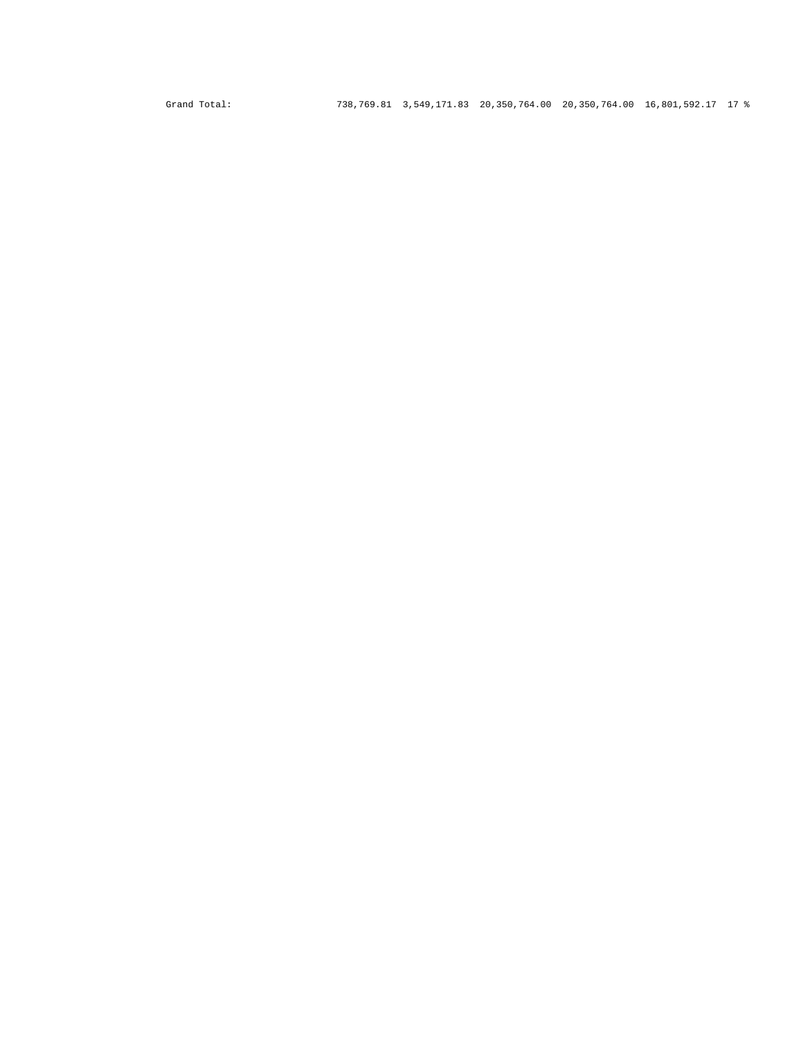| | | | | | | |
|---|---|---|---|---|---|---|
| Grand Total: | 738,769.81 | 3,549,171.83 | 20,350,764.00 | 20,350,764.00 | 16,801,592.17 | 17 % |